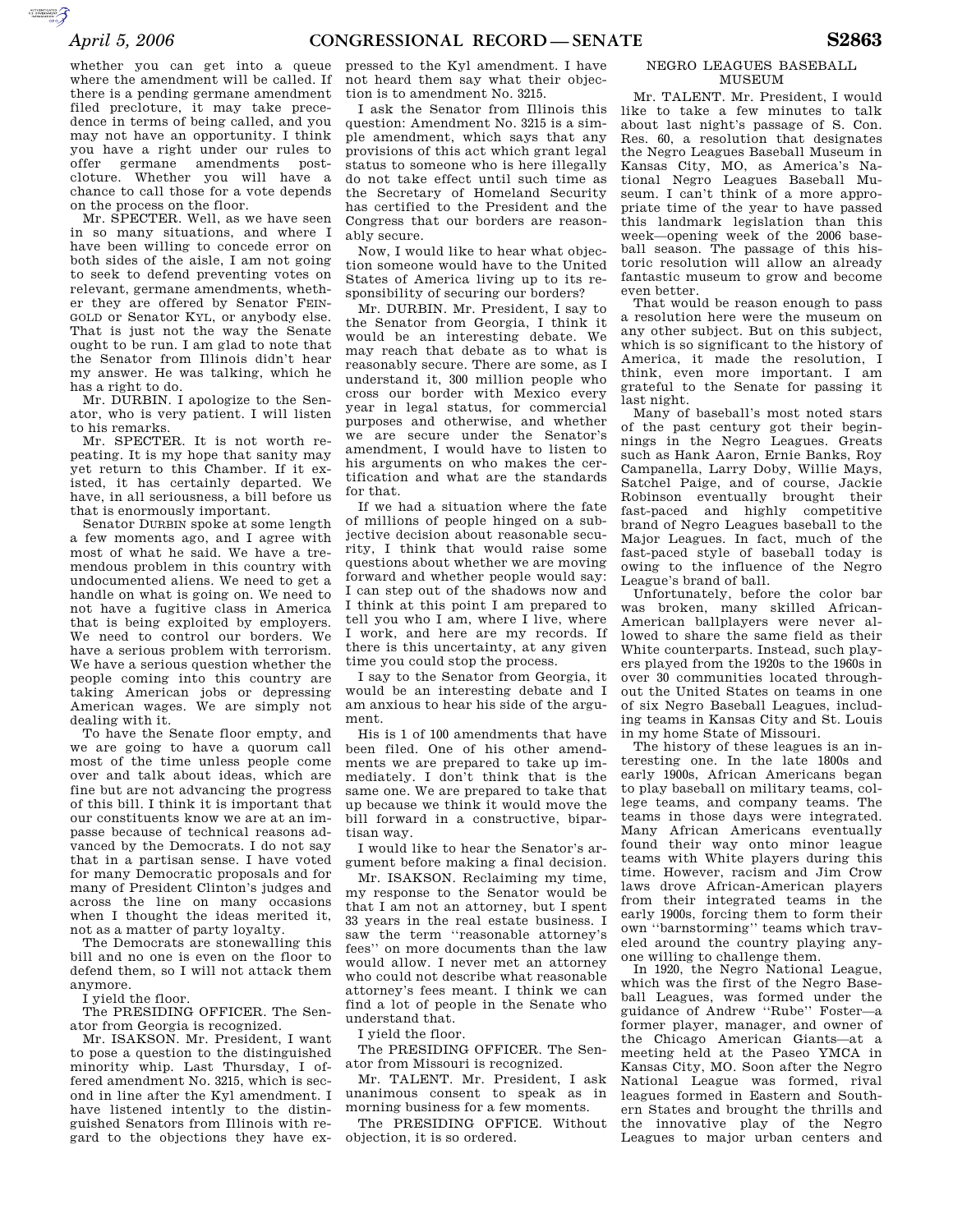whether you can get into a queue where the amendment will be called. If there is a pending germane amendment filed precloture, it may take precedence in terms of being called, and you may not have an opportunity. I think you have a right under our rules to offer germane amendments post-cloture. Whether you will have a chance to call those for a vote depends on the process on the floor.

Mr. SPECTER. Well, as we have seen in so many situations, and where I have been willing to concede error on both sides of the aisle, I am not going to seek to defend preventing votes on relevant, germane amendments, whether they are offered by Senator FEINGOLD or Senator KYL, or anybody else. That is just not the way the Senate ought to be run. I am glad to note that the Senator from Illinois didn't hear my answer. He was talking, which he has a right to do.

Mr. DURBIN. I apologize to the Senator, who is very patient. I will listen to his remarks.

Mr. SPECTER. It is not worth repeating. It is my hope that sanity may yet return to this Chamber. If it existed, it has certainly departed. We have, in all seriousness, a bill before us that is enormously important.

Senator DURBIN spoke at some length a few moments ago, and I agree with most of what he said. We have a tremendous problem in this country with undocumented aliens. We need to get a handle on what is going on. We need to not have a fugitive class in America that is being exploited by employers. We need to control our borders. We have a serious problem with terrorism. We have a serious question whether the people coming into this country are taking American jobs or depressing American wages. We are simply not dealing with it.

To have the Senate floor empty, and we are going to have a quorum call most of the time unless people come over and talk about ideas, which are fine but are not advancing the progress of this bill. I think it is important that our constituents know we are at an impasse because of technical reasons advanced by the Democrats. I do not say that in a partisan sense. I have voted for many Democratic proposals and for many of President Clinton's judges and across the line on many occasions when I thought the ideas merited it, not as a matter of party loyalty.

The Democrats are stonewalling this bill and no one is even on the floor to defend them, so I will not attack them anymore.

I yield the floor.

The PRESIDING OFFICER. The Senator from Georgia is recognized.

Mr. ISAKSON. Mr. President, I want to pose a question to the distinguished minority whip. Last Thursday, I offered amendment No. 3215, which is second in line after the Kyl amendment. I have listened intently to the distinguished Senators from Illinois with regard to the objections they have expressed to the Kyl amendment. I have not heard them say what their objection is to amendment No. 3215.

I ask the Senator from Illinois this question: Amendment No. 3215 is a simple amendment, which says that any provisions of this act which grant legal status to someone who is here illegally do not take effect until such time as the Secretary of Homeland Security has certified to the President and the Congress that our borders are reasonably secure.

Now, I would like to hear what objection someone would have to the United States of America living up to its responsibility of securing our borders?

Mr. DURBIN. Mr. President, I say to the Senator from Georgia, I think it would be an interesting debate. We may reach that debate as to what is reasonably secure. There are some, as I understand it, 300 million people who cross our border with Mexico every year in legal status, for commercial purposes and otherwise, and whether we are secure under the Senator's amendment, I would have to listen to his arguments on who makes the certification and what are the standards for that.

If we had a situation where the fate of millions of people hinged on a subjective decision about reasonable security, I think that would raise some questions about whether we are moving forward and whether people would say: I can step out of the shadows now and I think at this point I am prepared to tell you who I am, where I live, where I work, and here are my records. If there is this uncertainty, at any given time you could stop the process.

I say to the Senator from Georgia, it would be an interesting debate and I am anxious to hear his side of the argument.

His is 1 of 100 amendments that have been filed. One of his other amendments we are prepared to take up immediately. I don't think that is the same one. We are prepared to take that up because we think it would move the bill forward in a constructive, bipartisan way.

I would like to hear the Senator's argument before making a final decision.

Mr. ISAKSON. Reclaiming my time, my response to the Senator would be that I am not an attorney, but I spent 33 years in the real estate business. I saw the term ''reasonable attorney's fees'' on more documents than the law would allow. I never met an attorney who could not describe what reasonable attorney's fees meant. I think we can find a lot of people in the Senate who understand that.

I yield the floor.

The PRESIDING OFFICER. The Senator from Missouri is recognized.

Mr. TALENT. Mr. President, I ask unanimous consent to speak as in morning business for a few moments.

The PRESIDING OFFICE. Without objection, it is so ordered.

## NEGRO LEAGUES BASEBALL MUSEUM

Mr. TALENT. Mr. President, I would like to take a few minutes to talk about last night's passage of S. Con. Res. 60, a resolution that designates the Negro Leagues Baseball Museum in Kansas City, MO, as America's National Negro Leagues Baseball Museum. I can't think of a more appropriate time of the year to have passed this landmark legislation than this week—opening week of the 2006 baseball season. The passage of this historic resolution will allow an already fantastic museum to grow and become even better.

That would be reason enough to pass a resolution here were the museum on any other subject. But on this subject, which is so significant to the history of America, it made the resolution, I think, even more important. I am grateful to the Senate for passing it last night.

Many of baseball's most noted stars of the past century got their beginnings in the Negro Leagues. Greats such as Hank Aaron, Ernie Banks, Roy Campanella, Larry Doby, Willie Mays, Satchel Paige, and of course, Jackie Robinson eventually brought their fast-paced and highly competitive brand of Negro Leagues baseball to the Major Leagues. In fact, much of the fast-paced style of baseball today is owing to the influence of the Negro League's brand of ball.

Unfortunately, before the color bar was broken, many skilled African-American ballplayers were never allowed to share the same field as their White counterparts. Instead, such players played from the 1920s to the 1960s in over 30 communities located throughout the United States on teams in one of six Negro Baseball Leagues, including teams in Kansas City and St. Louis in my home State of Missouri.

The history of these leagues is an interesting one. In the late 1800s and early 1900s, African Americans began to play baseball on military teams, college teams, and company teams. The teams in those days were integrated. Many African Americans eventually found their way onto minor league teams with White players during this time. However, racism and Jim Crow laws drove African-American players from their integrated teams in the early 1900s, forcing them to form their own ''barnstorming'' teams which traveled around the country playing anyone willing to challenge them.

In 1920, the Negro National League, which was the first of the Negro Baseball Leagues, was formed under the guidance of Andrew ''Rube'' Foster—a former player, manager, and owner of the Chicago American Giants—at a meeting held at the Paseo YMCA in Kansas City, MO. Soon after the Negro National League was formed, rival leagues formed in Eastern and Southern States and brought the thrills and the innovative play of the Negro Leagues to major urban centers and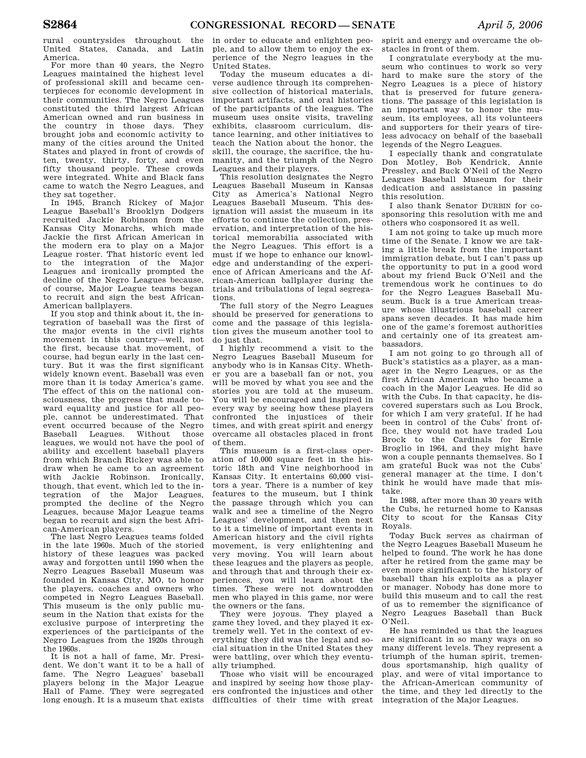rural countrysides throughout the United States, Canada, and Latin America.

For more than 40 years, the Negro Leagues maintained the highest level of professional skill and became centerpieces for economic development in their communities. The Negro Leagues constituted the third largest African American owned and run business in the country in those days. They brought jobs and economic activity to many of the cities around the United States and played in front of crowds of ten, twenty, thirty, forty, and even fifty thousand people. These crowds were integrated. White and Black fans came to watch the Negro Leagues, and they sat together.

In 1945, Branch Rickey of Major League Baseball's Brooklyn Dodgers recruited Jackie Robinson from the Kansas City Monarchs, which made Jackie the first African American in the modern era to play on a Major League roster. That historic event led to the integration of the Major Leagues and ironically prompted the decline of the Negro Leagues because, of course, Major League teams began to recruit and sign the best African-American ballplayers.

If you stop and think about it, the integration of baseball was the first of the major events in the civil rights movement in this country—well, not the first, because that movement, of course, had begun early in the last century. But it was the first significant widely known event. Baseball was even more than it is today America's game. The effect of this on the national consciousness, the progress that made toward equality and justice for all people, cannot be underestimated. That event occurred because of the Negro Baseball Leagues. Without those leagues, we would not have the pool of ability and excellent baseball players from which Branch Rickey was able to draw when he came to an agreement with Jackie Robinson. Ironically, though, that event, which led to the integration of the Major Leagues, prompted the decline of the Negro Leagues, because Major League teams began to recruit and sign the best African-American players.

The last Negro Leagues teams folded in the late 1960s. Much of the storied history of these leagues was packed away and forgotten until 1990 when the Negro Leagues Baseball Museum was founded in Kansas City, MO, to honor the players, coaches and owners who competed in Negro Leagues Baseball. This museum is the only public museum in the Nation that exists for the exclusive purpose of interpreting the experiences of the participants of the Negro Leagues from the 1920s through the 1960s.

It is not a hall of fame, Mr. President. We don't want it to be a hall of fame. The Negro Leagues' baseball players belong in the Major League Hall of Fame. They were segregated long enough. It is a museum that exists in order to educate and enlighten people, and to allow them to enjoy the experience of the Negro leagues in the United States.

Today the museum educates a diverse audience through its comprehensive collection of historical materials, important artifacts, and oral histories of the participants of the leagues. The museum uses onsite visits, traveling exhibits, classroom curriculum, distance learning, and other initiatives to teach the Nation about the honor, the skill, the courage, the sacrifice, the humanity, and the triumph of the Negro Leagues and their players.

This resolution designates the Negro Leagues Baseball Museum in Kansas City as America's National Negro Leagues Baseball Museum. This designation will assist the museum in its efforts to continue the collection, preservation, and interpretation of the historical memorabilia associated with the Negro Leagues. This effort is a must if we hope to enhance our knowledge and understanding of the experience of African Americans and the African-American ballplayer during the trials and tribulations of legal segregations.

The full story of the Negro Leagues should be preserved for generations to come and the passage of this legislation gives the museum another tool to do just that.

I highly recommend a visit to the Negro Leagues Baseball Museum for anybody who is in Kansas City. Whether you are a baseball fan or not, you will be moved by what you see and the stories you are told at the museum. You will be encouraged and inspired in every way by seeing how these players confronted the injustices of their times, and with great spirit and energy overcame all obstacles placed in front of them.

This museum is a first-class operation of 10,000 square feet in the historic 18th and Vine neighborhood in Kansas City. It entertains 60,000 visitors a year. There is a number of key features to the museum, but I think the passage through which you can walk and see a timeline of the Negro Leagues' development, and then next to it a timeline of important events in American history and the civil rights movement, is very enlightening and very moving. You will learn about these leagues and the players as people, and through that and through their experiences, you will learn about the times. These were not downtrodden men who played in this game, nor were the owners or the fans.

They were joyous. They played a game they loved, and they played it extremely well. Yet in the context of everything they did was the legal and social situation in the United States they were battling, over which they eventually triumphed.

Those who visit will be encouraged and inspired by seeing how those players confronted the injustices and other difficulties of their time with great spirit and energy and overcame the obstacles in front of them.

I congratulate everybody at the museum who continues to work so very hard to make sure the story of the Negro Leagues is a piece of history that is preserved for future generations. The passage of this legislation is an important way to honor the museum, its employees, all its volunteers and supporters for their years of tireless advocacy on behalf of the baseball legends of the Negro Leagues.

I especially thank and congratulate Don Motley, Bob Kendrick, Annie Pressley, and Buck O'Neil of the Negro Leagues Baseball Museum for their dedication and assistance in passing this resolution.

I also thank Senator DURBIN for cosponsoring this resolution with me and others who cosponsored it as well.

I am not going to take up much more time of the Senate. I know we are taking a little break from the important immigration debate, but I can't pass up the opportunity to put in a good word about my friend Buck O'Neil and the tremendous work he continues to do for the Negro Leagues Baseball Museum. Buck is a true American treasure whose illustrious baseball career spans seven decades. It has made him one of the game's foremost authorities and certainly one of its greatest ambassadors.

I am not going to go through all of Buck's statistics as a player, as a manager in the Negro Leagues, or as the first African American who became a coach in the Major Leagues. He did so with the Cubs. In that capacity, he discovered superstars such as Lou Brock, for which I am very grateful. If he had been in control of the Cubs' front office, they would not have traded Lou Brock to the Cardinals for Ernie Broglio in 1964, and they might have won a couple pennants themselves. So I am grateful Buck was not the Cubs' general manager at the time. I don't think he would have made that mistake.

In 1988, after more than 30 years with the Cubs, he returned home to Kansas City to scout for the Kansas City Royals.

Today Buck serves as chairman of the Negro Leagues Baseball Museum he helped to found. The work he has done after he retired from the game may be even more significant to the history of baseball than his exploits as a player or manager. Nobody has done more to build this museum and to call the rest of us to remember the significance of Negro Leagues Baseball than Buck O'Neil.

He has reminded us that the leagues are significant in so many ways on so many different levels. They represent a triumph of the human spirit, tremendous sportsmanship, high quality of play, and were of vital importance to the African-American community of the time, and they led directly to the integration of the Major Leagues.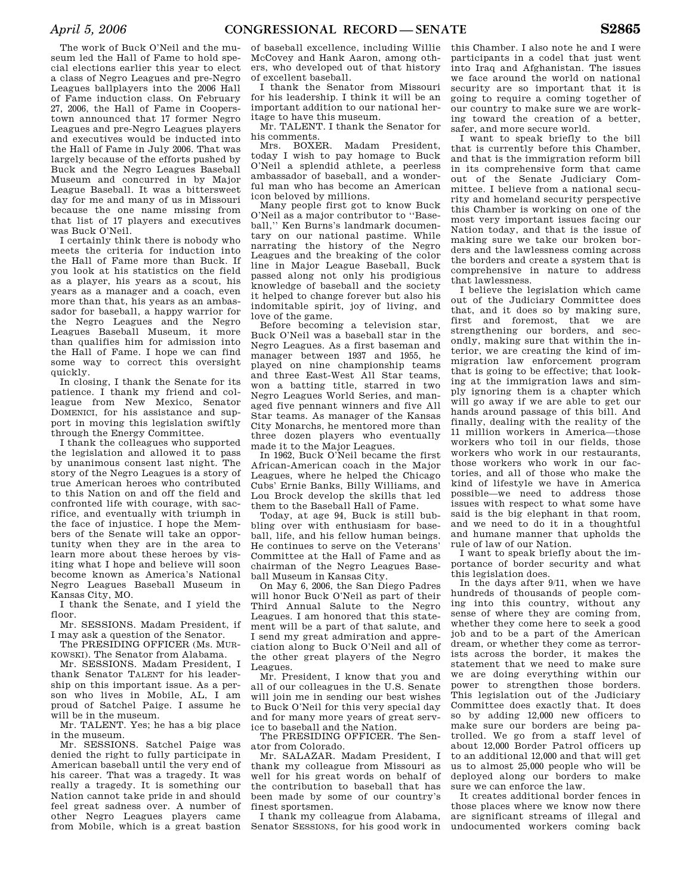The work of Buck O'Neil and the museum led the Hall of Fame to hold special elections earlier this year to elect a class of Negro Leagues and pre-Negro Leagues ballplayers into the 2006 Hall of Fame induction class. On February 27, 2006, the Hall of Fame in Cooperstown announced that 17 former Negro Leagues and pre-Negro Leagues players and executives would be inducted into the Hall of Fame in July 2006. That was largely because of the efforts pushed by Buck and the Negro Leagues Baseball Museum and concurred in by Major League Baseball. It was a bittersweet day for me and many of us in Missouri because the one name missing from that list of 17 players and executives was Buck O'Neil.

I certainly think there is nobody who meets the criteria for induction into the Hall of Fame more than Buck. If you look at his statistics on the field as a player, his years as a scout, his years as a manager and a coach, even more than that, his years as an ambassador for baseball, a happy warrior for the Negro Leagues and the Negro Leagues Baseball Museum, it more than qualifies him for admission into the Hall of Fame. I hope we can find some way to correct this oversight quickly.

In closing, I thank the Senate for its patience. I thank my friend and colleague from New Mexico, Senator DOMENICI, for his assistance and support in moving this legislation swiftly through the Energy Committee.

I thank the colleagues who supported the legislation and allowed it to pass by unanimous consent last night. The story of the Negro Leagues is a story of true American heroes who contributed to this Nation on and off the field and confronted life with courage, with sacrifice, and eventually with triumph in the face of injustice. I hope the Members of the Senate will take an opportunity when they are in the area to learn more about these heroes by visiting what I hope and believe will soon become known as America's National Negro Leagues Baseball Museum in Kansas City, MO.

I thank the Senate, and I yield the floor.

Mr. SESSIONS. Madam President, if I may ask a question of the Senator.

The PRESIDING OFFICER (Ms. MURKOWSKI). The Senator from Alabama.

Mr. SESSIONS. Madam President, I thank Senator TALENT for his leadership on this important issue. As a person who lives in Mobile, AL, I am proud of Satchel Paige. I assume he will be in the museum.

Mr. TALENT. Yes; he has a big place in the museum.

Mr. SESSIONS. Satchel Paige was denied the right to fully participate in American baseball until the very end of his career. That was a tragedy. It was really a tragedy. It is something our Nation cannot take pride in and should feel great sadness over. A number of other Negro Leagues players came from Mobile, which is a great bastion of baseball excellence, including Willie McCovey and Hank Aaron, among others, who developed out of that history of excellent baseball.

I thank the Senator from Missouri for his leadership. I think it will be an important addition to our national heritage to have this museum.

Mr. TALENT. I thank the Senator for his comments.

Mrs. BOXER. Madam President, today I wish to pay homage to Buck O'Neil a splendid athlete, a peerless ambassador of baseball, and a wonderful man who has become an American icon beloved by millions.

Many people first got to know Buck O'Neil as a major contributor to "Baseball," Ken Burns's landmark documentary on our national pastime. While narrating the history of the Negro Leagues and the breaking of the color line in Major League Baseball, Buck passed along not only his prodigious knowledge of baseball and the society it helped to change forever but also his indomitable spirit, joy of living, and love of the game.

Before becoming a television star, Buck O'Neil was a baseball star in the Negro Leagues. As a first baseman and manager between 1937 and 1955, he played on nine championship teams and three East-West All Star teams, won a batting title, starred in two Negro Leagues World Series, and managed five pennant winners and five All Star teams. As manager of the Kansas City Monarchs, he mentored more than three dozen players who eventually made it to the Major Leagues.

In 1962, Buck O'Neil became the first African-American coach in the Major Leagues, where he helped the Chicago Cubs' Ernie Banks, Billy Williams, and Lou Brock develop the skills that led them to the Baseball Hall of Fame.

Today, at age 94, Buck is still bubbling over with enthusiasm for baseball, life, and his fellow human beings. He continues to serve on the Veterans' Committee at the Hall of Fame and as chairman of the Negro Leagues Baseball Museum in Kansas City.

On May 6, 2006, the San Diego Padres will honor Buck O'Neil as part of their Third Annual Salute to the Negro Leagues. I am honored that this statement will be a part of that salute, and I send my great admiration and appreciation along to Buck O'Neil and all of the other great players of the Negro Leagues.

Mr. President, I know that you and all of our colleagues in the U.S. Senate will join me in sending our best wishes to Buck O'Neil for this very special day and for many more years of great service to baseball and the Nation.

The PRESIDING OFFICER. The Senator from Colorado.

Mr. SALAZAR. Madam President, I thank my colleague from Missouri as well for his great words on behalf of the contribution to baseball that has been made by some of our country's finest sportsmen.

I thank my colleague from Alabama, Senator SESSIONS, for his good work in this Chamber. I also note he and I were participants in a codel that just went into Iraq and Afghanistan. The issues we face around the world on national security are so important that it is going to require a coming together of our country to make sure we are working toward the creation of a better, safer, and more secure world.

I want to speak briefly to the bill that is currently before this Chamber, and that is the immigration reform bill in its comprehensive form that came out of the Senate Judiciary Committee. I believe from a national security and homeland security perspective this Chamber is working on one of the most very important issues facing our Nation today, and that is the issue of making sure we take our broken borders and the lawlessness coming across the borders and create a system that is comprehensive in nature to address that lawlessness.

I believe the legislation which came out of the Judiciary Committee does that, and it does so by making sure, first and foremost, that we are strengthening our borders, and secondly, making sure that within the interior, we are creating the kind of immigration law enforcement program that is going to be effective; that looking at the immigration laws and simply ignoring them is a chapter which will go away if we are able to get our hands around passage of this bill. And finally, dealing with the reality of the 11 million workers in America—those workers who toil in our fields, those workers who work in our restaurants, those workers who work in our factories, and all of those who make the kind of lifestyle we have in America possible—we need to address those issues with respect to what some have said is the big elephant in that room, and we need to do it in a thoughtful and humane manner that upholds the rule of law of our Nation.

I want to speak briefly about the importance of border security and what this legislation does.

In the days after 9/11, when we have hundreds of thousands of people coming into this country, without any sense of where they are coming from, whether they come here to seek a good job and to be a part of the American dream, or whether they come as terrorists across the border, it makes the statement that we need to make sure we are doing everything within our power to strengthen those borders. This legislation out of the Judiciary Committee does exactly that. It does so by adding 12,000 new officers to make sure our borders are being patrolled. We go from a staff level of about 12,000 Border Patrol officers up to an additional 12,000 and that will get us to almost 25,000 people who will be deployed along our borders to make sure we can enforce the law.

It creates additional border fences in those places where we know now there are significant streams of illegal and undocumented workers coming back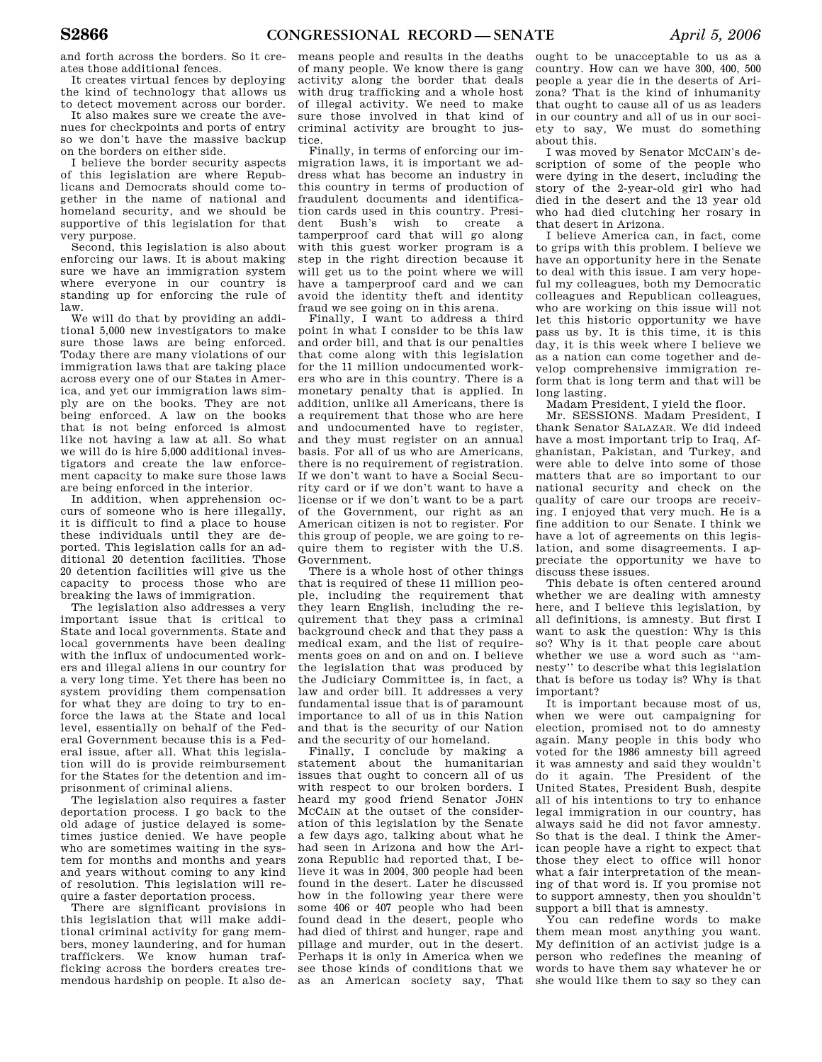and forth across the borders. So it creates those additional fences.

It creates virtual fences by deploying the kind of technology that allows us to detect movement across our border.

It also makes sure we create the avenues for checkpoints and ports of entry so we don't have the massive backup on the borders on either side.

I believe the border security aspects of this legislation are where Republicans and Democrats should come together in the name of national and homeland security, and we should be supportive of this legislation for that very purpose.

Second, this legislation is also about enforcing our laws. It is about making sure we have an immigration system where everyone in our country is standing up for enforcing the rule of law.

We will do that by providing an additional 5,000 new investigators to make sure those laws are being enforced. Today there are many violations of our immigration laws that are taking place across every one of our States in America, and yet our immigration laws simply are on the books. They are not being enforced. A law on the books that is not being enforced is almost like not having a law at all. So what we will do is hire 5,000 additional investigators and create the law enforcement capacity to make sure those laws are being enforced in the interior.

In addition, when apprehension occurs of someone who is here illegally, it is difficult to find a place to house these individuals until they are deported. This legislation calls for an additional 20 detention facilities. Those 20 detention facilities will give us the capacity to process those who are breaking the laws of immigration.

The legislation also addresses a very important issue that is critical to State and local governments. State and local governments have been dealing with the influx of undocumented workers and illegal aliens in our country for a very long time. Yet there has been no system providing them compensation for what they are doing to try to enforce the laws at the State and local level, essentially on behalf of the Federal Government because this is a Federal issue, after all. What this legislation will do is provide reimbursement for the States for the detention and imprisonment of criminal aliens.

The legislation also requires a faster deportation process. I go back to the old adage of justice delayed is sometimes justice denied. We have people who are sometimes waiting in the system for months and months and years and years without coming to any kind of resolution. This legislation will require a faster deportation process.

There are significant provisions in this legislation that will make additional criminal activity for gang members, money laundering, and for human traffickers. We know human trafficking across the borders creates tremendous hardship on people. It also demeans people and results in the deaths of many people. We know there is gang activity along the border that deals with drug trafficking and a whole host of illegal activity. We need to make sure those involved in that kind of criminal activity are brought to justice.

Finally, in terms of enforcing our immigration laws, it is important we address what has become an industry in this country in terms of production of fraudulent documents and identification cards used in this country. President Bush's wish to create a tamperproof card that will go along with this guest worker program is a step in the right direction because it will get us to the point where we will have a tamperproof card and we can avoid the identity theft and identity fraud we see going on in this arena.

Finally, I want to address a third point in what I consider to be this law and order bill, and that is our penalties that come along with this legislation for the 11 million undocumented workers who are in this country. There is a monetary penalty that is applied. In addition, unlike all Americans, there is a requirement that those who are here and undocumented have to register, and they must register on an annual basis. For all of us who are Americans, there is no requirement of registration. If we don't want to have a Social Security card or if we don't want to have a license or if we don't want to be a part of the Government, our right as an American citizen is not to register. For this group of people, we are going to require them to register with the U.S. Government.

There is a whole host of other things that is required of these 11 million people, including the requirement that they learn English, including the requirement that they pass a criminal background check and that they pass a medical exam, and the list of requirements goes on and on and on. I believe the legislation that was produced by the Judiciary Committee is, in fact, a law and order bill. It addresses a very fundamental issue that is of paramount importance to all of us in this Nation and that is the security of our Nation and the security of our homeland.

Finally, I conclude by making a statement about the humanitarian issues that ought to concern all of us with respect to our broken borders. I heard my good friend Senator JOHN MCCAIN at the outset of the consideration of this legislation by the Senate a few days ago, talking about what he had seen in Arizona and how the Arizona Republic had reported that, I believe it was in 2004, 300 people had been found in the desert. Later he discussed how in the following year there were some 406 or 407 people who had been found dead in the desert, people who had died of thirst and hunger, rape and pillage and murder, out in the desert. Perhaps it is only in America when we see those kinds of conditions that we as an American society say, That ought to be unacceptable to us as a country. How can we have 300, 400, 500 people a year die in the deserts of Arizona? That is the kind of inhumanity that ought to cause all of us as leaders in our country and all of us in our society to say, We must do something about this.

I was moved by Senator MCCAIN's description of some of the people who were dying in the desert, including the story of the 2-year-old girl who had died in the desert and the 13 year old who had died clutching her rosary in that desert in Arizona.

I believe America can, in fact, come to grips with this problem. I believe we have an opportunity here in the Senate to deal with this issue. I am very hopeful my colleagues, both my Democratic colleagues and Republican colleagues, who are working on this issue will not let this historic opportunity we have pass us by. It is this time, it is this day, it is this week where I believe we as a nation can come together and develop comprehensive immigration reform that is long term and that will be long lasting.

Madam President, I yield the floor.

Mr. SESSIONS. Madam President, I thank Senator SALAZAR. We did indeed have a most important trip to Iraq, Afghanistan, Pakistan, and Turkey, and were able to delve into some of those matters that are so important to our national security and check on the quality of care our troops are receiving. I enjoyed that very much. He is a fine addition to our Senate. I think we have a lot of agreements on this legislation, and some disagreements. I appreciate the opportunity we have to discuss these issues.

This debate is often centered around whether we are dealing with amnesty here, and I believe this legislation, by all definitions, is amnesty. But first I want to ask the question: Why is this so? Why is it that people care about whether we use a word such as "amnesty" to describe what this legislation that is before us today is? Why is that important?

It is important because most of us, when we were out campaigning for election, promised not to do amnesty again. Many people in this body who voted for the 1986 amnesty bill agreed it was amnesty and said they wouldn't do it again. The President of the United States, President Bush, despite all of his intentions to try to enhance legal immigration in our country, has always said he did not favor amnesty. So that is the deal. I think the American people have a right to expect that those they elect to office will honor what a fair interpretation of the meaning of that word is. If you promise not to support amnesty, then you shouldn't support a bill that is amnesty.

You can redefine words to make them mean most anything you want. My definition of an activist judge is a person who redefines the meaning of words to have them say whatever he or she would like them to say so they can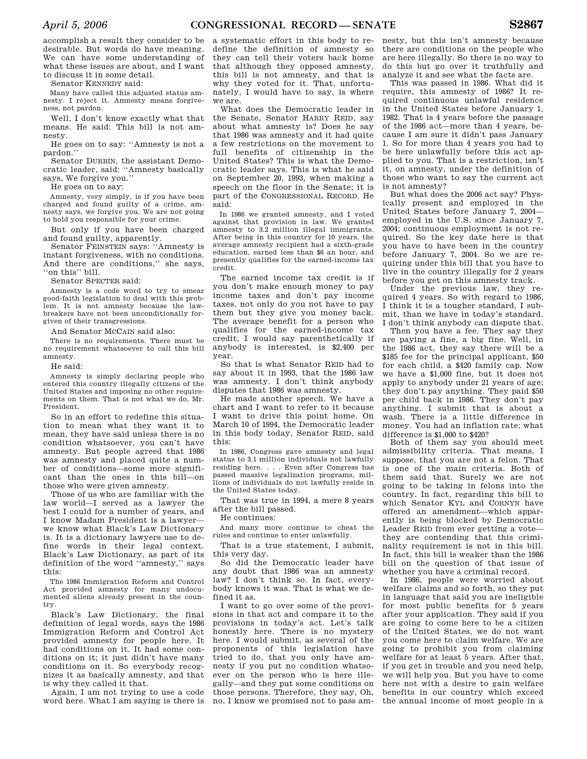accomplish a result they consider to be desirable. But words do have meaning. We can have some understanding of what these issues are about, and I want to discuss it in some detail.

Senator KENNEDY said:

> Many have called this adjusted status amnesty. I reject it. Amnesty means forgiveness, not pardon.

Well, I don't know exactly what that means. He said: This bill is not amnesty.

He goes on to say: "Amnesty is not a pardon."

Senator DURBIN, the assistant Democratic leader, said: "Amnesty basically says, We forgive you."

He goes on to say:

> Amnesty, very simply, is if you have been charged and found guilty of a crime, amnesty says, we forgive you. We are not going to hold you responsible for your crime.

But only if you have been charged and found guilty, apparently.

Senator FEINSTEIN says: "Amnesty is instant forgiveness, with no conditions. And there are conditions," she says, "on this" bill.

Senator SPECTER said:

> Amnesty is a code word to try to smear good-faith legislation to deal with this problem. It is not amnesty because the lawbreakers have not been unconditionally forgiven of their transgressions.

And Senator MCCAIN said also:

> There is no requirements. There must be no requirement whatsoever to call this bill amnesty.

He said:

> Amnesty is simply declaring people who entered this country illegally citizens of the United States and imposing no other requirements on them. That is not what we do, Mr. President.

So in an effort to redefine this situation to mean what they want it to mean, they have said unless there is no condition whatsoever, you can't have amnesty. But people agreed that 1986 was amnesty and placed quite a number of conditions—some more significant than the ones in this bill—on those who were given amnesty.

Those of us who are familiar with the law world—I served as a lawyer the best I could for a number of years, and I know Madam President is a lawyer—we know what Black's Law Dictionary is. It is a dictionary lawyers use to define words in their legal context. Black's Law Dictionary, as part of its definition of the word "amnesty," says this:

> The 1986 Immigration Reform and Control Act provided amnesty for many undocumented aliens already present in the country.

Black's Law Dictionary, the final definition of legal words, says the 1986 Immigration Reform and Control Act provided amnesty for people here. It had conditions on it. It had some conditions on it; it just didn't have many conditions on it. So everybody recognizes it as basically amnesty, and that is why they called it that.

Again, I am not trying to use a code word here. What I am saying is there is a systematic effort in this body to redefine the definition of amnesty so they can tell their voters back home that although they opposed amnesty, this bill is not amnesty, and that is why they voted for it. That, unfortunately, I would have to say, is where we are.

What does the Democratic leader in the Senate, Senator HARRY REID, say about what amnesty is? Does he say that 1986 was amnesty and it had quite a few restrictions on the movement to full benefits of citizenship in the United States? This is what the Democratic leader says. This is what he said on September 20, 1993, when making a speech on the floor in the Senate; it is part of the CONGRESSIONAL RECORD. He said:

> In 1986 we granted amnesty, and I voted against that provision in law. We granted amnesty to 3.2 million illegal immigrants. After being in this country for 10 years, the average amnesty recipient had a sixth-grade education, earned less than $6 an hour, and presently qualifies for the earned-income tax credit.

The earned income tax credit is if you don't make enough money to pay income taxes and don't pay income taxes, not only do you not have to pay them but they give you money back. The average benefit for a person who qualifies for the earned-income tax credit, I would say parenthetically if anybody is interested, is $2,400 per year.

So that is what Senator REID had to say about it in 1993, that the 1986 law was amnesty. I don't think anybody disputes that 1986 was amnesty.

He made another speech. We have a chart and I want to refer to it because I want to drive this point home. On March 10 of 1994, the Democratic leader in this body today, Senator REID, said this:

> In 1986, Congress gave amnesty and legal status to 3.1 million individuals not lawfully residing here. . . . Even after Congress has passed massive legalization programs, millions of individuals do not lawfully reside in the United States today.

That was true in 1994, a mere 8 years after the bill passed.

He continues:

> And many more continue to cheat the rules and continue to enter unlawfully.

That is a true statement, I submit, this very day.

So did the Democratic leader have any doubt that 1986 was an amnesty law? I don't think so. In fact, everybody knows it was. That is what we defined it as.

I want to go over some of the provisions in that act and compare it to the provisions in today's act. Let's talk honestly here. There is no mystery here. I would submit, as several of the proponents of this legislation have tried to do, that you only have amnesty if you put no condition whatsoever on the person who is here illegally—and they put some conditions on those persons. Therefore, they say, Oh, no, I know we promised not to pass amnesty, but this isn't amnesty because there are conditions on the people who are here illegally. So there is no way to do this but go over it truthfully and analyze it and see what the facts are.

This was passed in 1986. What did it require, this amnesty of 1986? It required continuous unlawful residence in the United States before January 1, 1982. That is 4 years before the passage of the 1986 act—more than 4 years, because I am sure it didn't pass January 1. So for more than 4 years you had to be here unlawfully before this act applied to you. That is a restriction, isn't it, on amnesty, under the definition of those who want to say the current act is not amnesty?

But what does the 2006 act say? Physically present and employed in the United States before January 7, 2004—employed in the U.S. since January 7, 2004; continuous employment is not required. So the key date here is that you have to have been in the country before January 7, 2004. So we are requiring under this bill that you have to live in the country illegally for 2 years before you get on this amnesty track.

Under the previous law, they required 4 years. So with regard to 1986, I think it is a tougher standard, I submit, than we have in today's standard. I don't think anybody can dispute that.

Then you have a fee. They say they are paying a fine, a big fine. Well, in the 1986 act, they say there will be a $185 fee for the principal applicant, $50 for each child, a $420 family cap. Now we have a $1,000 fine, but it does not apply to anybody under 21 years of age; they don't pay anything. They paid $50 per child back in 1986. They don't pay anything. I submit that is about a wash. There is a little difference in money. You had an inflation rate; what difference is $1,000 to $420?

Both of them say you should meet admissibility criteria. That means, I suppose, that you are not a felon. That is one of the main criteria. Both of them said that. Surely we are not going to be taking in felons into the country. In fact, regarding this bill to which Senator KYL and CORNYN have offered an amendment—which apparently is being blocked by Democratic Leader REID from ever getting a vote—they are contending that this criminality requirement is not in this bill. In fact, this bill is weaker than the 1986 bill on the question of that issue of whether you have a criminal record.

In 1986, people were worried about welfare claims and so forth, so they put in language that said you are ineligible for most public benefits for 5 years after your application. They said if you are going to come here to be a citizen of the United States, we do not want you come here to claim welfare. We are going to prohibit you from claiming welfare for at least 5 years. After that, if you get in trouble and you need help, we will help you. But you have to come here not with a desire to gain welfare benefits in our country which exceed the annual income of most people in a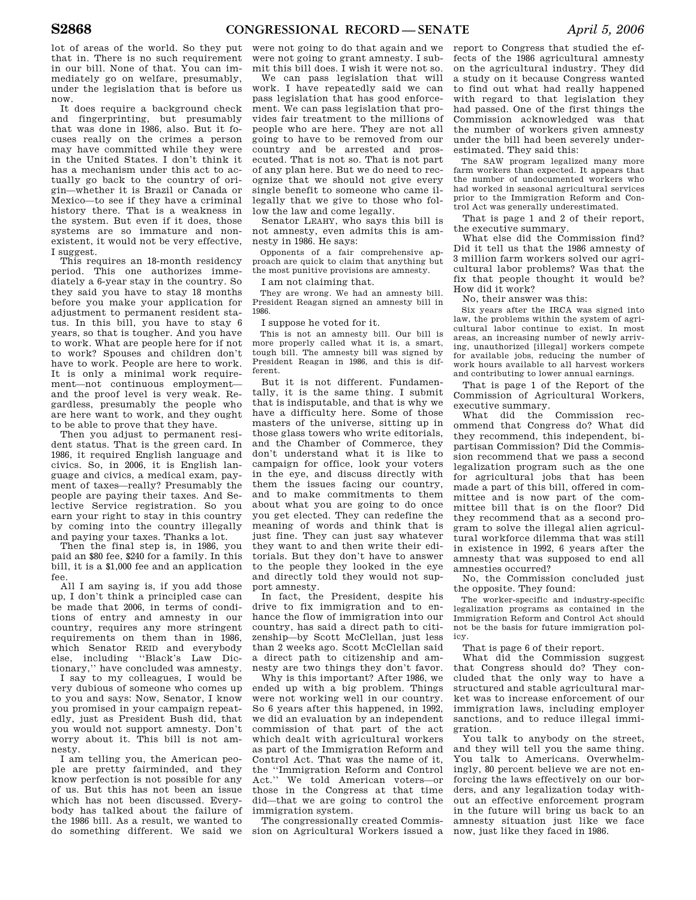lot of areas of the world. So they put that in. There is no such requirement in our bill. None of that. You can immediately go on welfare, presumably, under the legislation that is before us now.

It does require a background check and fingerprinting, but presumably that was done in 1986, also. But it focuses really on the crimes a person may have committed while they were in the United States. I don't think it has a mechanism under this act to actually go back to the country of origin—whether it is Brazil or Canada or Mexico—to see if they have a criminal history there. That is a weakness in the system. But even if it does, those systems are so immature and nonexistent, it would not be very effective, I suggest.

This requires an 18-month residency period. This one authorizes immediately a 6-year stay in the country. So they said you have to stay 18 months before you make your application for adjustment to permanent resident status. In this bill, you have to stay 6 years, so that is tougher. And you have to work. What are people here for if not to work? Spouses and children don't have to work. People are here to work. It is only a minimal work requirement—not continuous employment—and the proof level is very weak. Regardless, presumably the people who are here want to work, and they ought to be able to prove that they have.

Then you adjust to permanent resident status. That is the green card. In 1986, it required English language and civics. So, in 2006, it is English language and civics, a medical exam, payment of taxes—really? Presumably the people are paying their taxes. And Selective Service registration. So you earn your right to stay in this country by coming into the country illegally and paying your taxes. Thanks a lot.

Then the final step is, in 1986, you paid an $80 fee, $240 for a family. In this bill, it is a $1,000 fee and an application fee.

All I am saying is, if you add those up, I don't think a principled case can be made that 2006, in terms of conditions of entry and amnesty in our country, requires any more stringent requirements on them than in 1986, which Senator REID and everybody else, including "Black's Law Dictionary," have concluded was amnesty.

I say to my colleagues, I would be very dubious of someone who comes up to you and says: Now, Senator, I know you promised in your campaign repeatedly, just as President Bush did, that you would not support amnesty. Don't worry about it. This bill is not amnesty.

I am telling you, the American people are pretty fairminded, and they know perfection is not possible for any of us. But this has not been an issue which has not been discussed. Everybody has talked about the failure of the 1986 bill. As a result, we wanted to do something different. We said we were not going to do that again and we were not going to grant amnesty. I submit this bill does. I wish it were not so.

We can pass legislation that will work. I have repeatedly said we can pass legislation that has good enforcement. We can pass legislation that provides fair treatment to the millions of people who are here. They are not all going to have to be removed from our country and be arrested and prosecuted. That is not so. That is not part of any plan here. But we do need to recognize that we should not give every single benefit to someone who came illegally that we give to those who follow the law and come legally.

Senator LEAHY, who says this bill is not amnesty, even admits this is amnesty in 1986. He says:

> Opponents of a fair comprehensive approach are quick to claim that anything but the most punitive provisions are amnesty.

I am not claiming that.

> They are wrong. We had an amnesty bill. President Reagan signed an amnesty bill in 1986.

I suppose he voted for it.

> This is not an amnesty bill. Our bill is more properly called what it is, a smart, tough bill. The amnesty bill was signed by President Reagan in 1986, and this is different.

But it is not different. Fundamentally, it is the same thing. I submit that is indisputable, and that is why we have a difficulty here. Some of those masters of the universe, sitting up in those glass towers who write editorials, and the Chamber of Commerce, they don't understand what it is like to campaign for office, look your voters in the eye, and discuss directly with them the issues facing our country, and to make commitments to them about what you are going to do once you get elected. They can redefine the meaning of words and think that is just fine. They can just say whatever they want to and then write their editorials. But they don't have to answer to the people they looked in the eye and directly told they would not support amnesty.

In fact, the President, despite his drive to fix immigration and to enhance the flow of immigration into our country, has said a direct path to citizenship—by Scott McClellan, just less than 2 weeks ago. Scott McClellan said a direct path to citizenship and amnesty are two things they don't favor.

Why is this important? After 1986, we ended up with a big problem. Things were not working well in our country. So 6 years after this happened, in 1992, we did an evaluation by an independent commission of that part of the act which dealt with agricultural workers as part of the Immigration Reform and Control Act. That was the name of it, the "Immigration Reform and Control Act." We told American voters—or those in the Congress at that time did—that we are going to control the immigration system.

The congressionally created Commission on Agricultural Workers issued a report to Congress that studied the effects of the 1986 agricultural amnesty on the agricultural industry. They did a study on it because Congress wanted to find out what had really happened with regard to that legislation they had passed. One of the first things the Commission acknowledged was that the number of workers given amnesty under the bill had been severely underestimated. They said this:

> The SAW program legalized many more farm workers than expected. It appears that the number of undocumented workers who had worked in seasonal agricultural services prior to the Immigration Reform and Control Act was generally underestimated.

That is page 1 and 2 of their report, the executive summary.

What else did the Commission find? Did it tell us that the 1986 amnesty of 3 million farm workers solved our agricultural labor problems? Was that the fix that people thought it would be? How did it work?

No, their answer was this:

> Six years after the IRCA was signed into law, the problems within the system of agricultural labor continue to exist. In most areas, an increasing number of newly arriving, unauthorized [illegal] workers compete for available jobs, reducing the number of work hours available to all harvest workers and contributing to lower annual earnings.

That is page 1 of the Report of the Commission of Agricultural Workers, executive summary.

What did the Commission recommend that Congress do? What did they recommend, this independent, bipartisan Commission? Did the Commission recommend that we pass a second legalization program such as the one for agricultural jobs that has been made a part of this bill, offered in committee and is now part of the committee bill that is on the floor? Did they recommend that as a second program to solve the illegal alien agricultural workforce dilemma that was still in existence in 1992, 6 years after the amnesty that was supposed to end all amnesties occurred?

No, the Commission concluded just the opposite. They found:

> The worker-specific and industry-specific legalization programs as contained in the Immigration Reform and Control Act should not be the basis for future immigration policy.

That is page 6 of their report.

What did the Commission suggest that Congress should do? They concluded that the only way to have a structured and stable agricultural market was to increase enforcement of our immigration laws, including employer sanctions, and to reduce illegal immigration.

You talk to anybody on the street, and they will tell you the same thing. You talk to Americans. Overwhelmingly, 80 percent believe we are not enforcing the laws effectively on our borders, and any legalization today without an effective enforcement program in the future will bring us back to an amnesty situation just like we face now, just like they faced in 1986.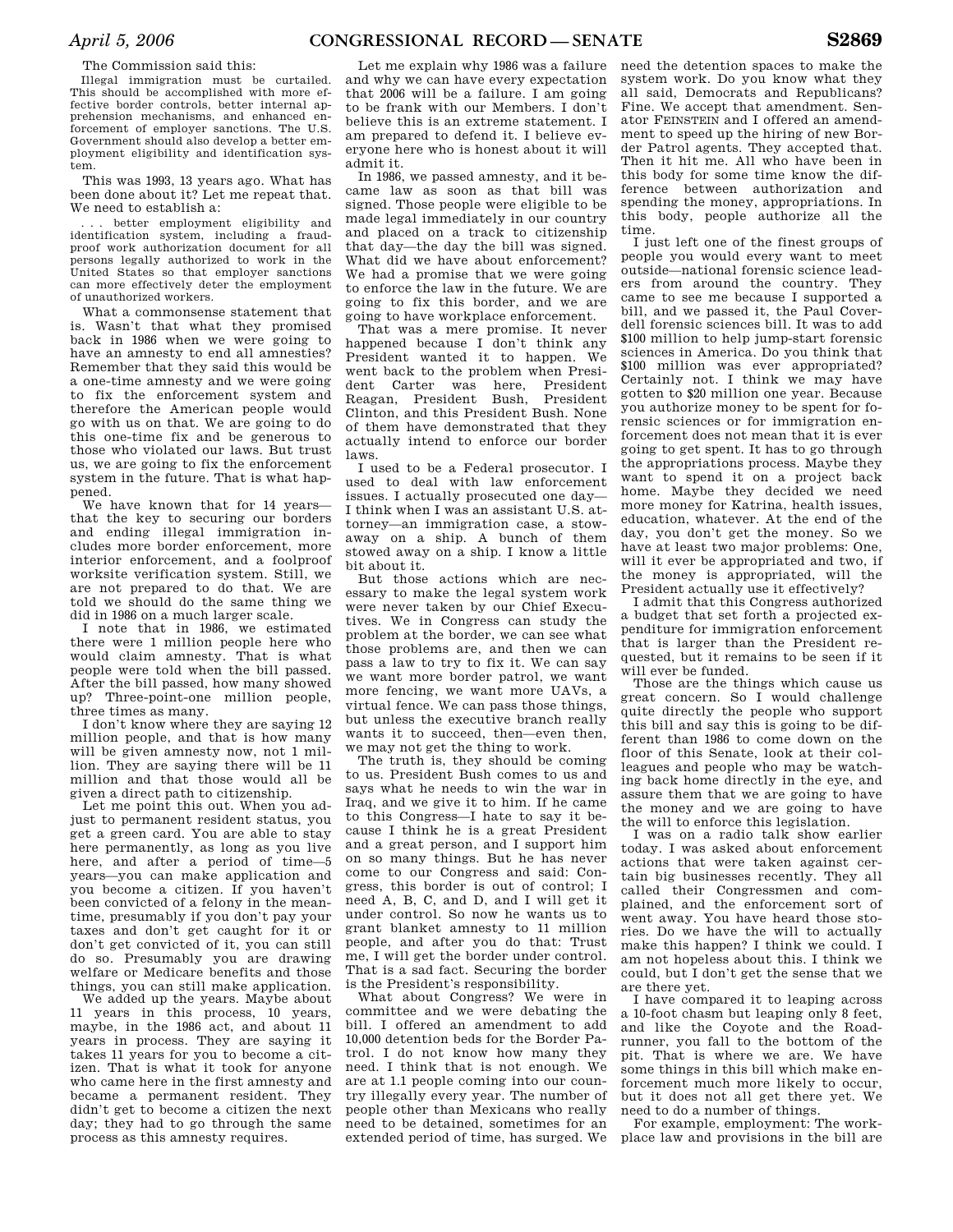The Commission said this:

> Illegal immigration must be curtailed. This should be accomplished with more effective border controls, better internal apprehension mechanisms, and enhanced enforcement of employer sanctions. The U.S. Government should also develop a better employment eligibility and identification system.

This was 1993, 13 years ago. What has been done about it? Let me repeat that. We need to establish a:

> . . . better employment eligibility and identification system, including a fraud-proof work authorization document for all persons legally authorized to work in the United States so that employer sanctions can more effectively deter the employment of unauthorized workers.

What a commonsense statement that is. Wasn't that what they promised back in 1986 when we were going to have an amnesty to end all amnesties? Remember that they said this would be a one-time amnesty and we were going to fix the enforcement system and therefore the American people would go with us on that. We are going to do this one-time fix and be generous to those who violated our laws. But trust us, we are going to fix the enforcement system in the future. That is what happened.

We have known that for 14 years—that the key to securing our borders and ending illegal immigration includes more border enforcement, more interior enforcement, and a foolproof worksite verification system. Still, we are not prepared to do that. We are told we should do the same thing we did in 1986 on a much larger scale.

I note that in 1986, we estimated there were 1 million people here who would claim amnesty. That is what people were told when the bill passed. After the bill passed, how many showed up? Three-point-one million people, three times as many.

I don't know where they are saying 12 million people, and that is how many will be given amnesty now, not 1 million. They are saying there will be 11 million and that those would all be given a direct path to citizenship.

Let me point this out. When you adjust to permanent resident status, you get a green card. You are able to stay here permanently, as long as you live here, and after a period of time—5 years—you can make application and you become a citizen. If you haven't been convicted of a felony in the meantime, presumably if you don't pay your taxes and don't get caught for it or don't get convicted of it, you can still do so. Presumably you are drawing welfare or Medicare benefits and those things, you can still make application.

We added up the years. Maybe about 11 years in this process, 10 years, maybe, in the 1986 act, and about 11 years in process. They are saying it takes 11 years for you to become a citizen. That is what it took for anyone who came here in the first amnesty and became a permanent resident. They didn't get to become a citizen the next day; they had to go through the same process as this amnesty requires.

Let me explain why 1986 was a failure and why we can have every expectation that 2006 will be a failure. I am going to be frank with our Members. I don't believe this is an extreme statement. I am prepared to defend it. I believe everyone here who is honest about it will admit it.

In 1986, we passed amnesty, and it became law as soon as that bill was signed. Those people were eligible to be made legal immediately in our country and placed on a track to citizenship that day—the day the bill was signed. What did we have about enforcement? We had a promise that we were going to enforce the law in the future. We are going to fix this border, and we are going to have workplace enforcement.

That was a mere promise. It never happened because I don't think any President wanted it to happen. We went back to the problem when President Carter was here, President Reagan, President Bush, President Clinton, and this President Bush. None of them have demonstrated that they actually intend to enforce our border laws.

I used to be a Federal prosecutor. I used to deal with law enforcement issues. I actually prosecuted one day—I think when I was an assistant U.S. attorney—an immigration case, a stowaway on a ship. A bunch of them stowed away on a ship. I know a little bit about it.

But those actions which are necessary to make the legal system work were never taken by our Chief Executives. We in Congress can study the problem at the border, we can see what those problems are, and then we can pass a law to try to fix it. We can say we want more border patrol, we want more fencing, we want more UAVs, a virtual fence. We can pass those things, but unless the executive branch really wants it to succeed, then—even then, we may not get the thing to work.

The truth is, they should be coming to us. President Bush comes to us and says what he needs to win the war in Iraq, and we give it to him. If he came to this Congress—I hate to say it because I think he is a great President and a great person, and I support him on so many things. But he has never come to our Congress and said: Congress, this border is out of control; I need A, B, C, and D, and I will get it under control. So now he wants us to grant blanket amnesty to 11 million people, and after you do that: Trust me, I will get the border under control. That is a sad fact. Securing the border is the President's responsibility.

What about Congress? We were in committee and we were debating the bill. I offered an amendment to add 10,000 detention beds for the Border Patrol. I do not know how many they need. I think that is not enough. We are at 1.1 people coming into our country illegally every year. The number of people other than Mexicans who really need to be detained, sometimes for an extended period of time, has surged. We need the detention spaces to make the system work. Do you know what they all said, Democrats and Republicans? Fine. We accept that amendment. Senator FEINSTEIN and I offered an amendment to speed up the hiring of new Border Patrol agents. They accepted that. Then it hit me. All who have been in this body for some time know the difference between authorization and spending the money, appropriations. In this body, people authorize all the time.

I just left one of the finest groups of people you would every want to meet outside—national forensic science leaders from around the country. They came to see me because I supported a bill, and we passed it, the Paul Coverdell forensic sciences bill. It was to add $100 million to help jump-start forensic sciences in America. Do you think that $100 million was ever appropriated? Certainly not. I think we may have gotten to $20 million one year. Because you authorize money to be spent for forensic sciences or for immigration enforcement does not mean that it is ever going to get spent. It has to go through the appropriations process. Maybe they want to spend it on a project back home. Maybe they decided we need more money for Katrina, health issues, education, whatever. At the end of the day, you don't get the money. So we have at least two major problems: One, will it ever be appropriated and two, if the money is appropriated, will the President actually use it effectively?

I admit that this Congress authorized a budget that set forth a projected expenditure for immigration enforcement that is larger than the President requested, but it remains to be seen if it will ever be funded.

Those are the things which cause us great concern. So I would challenge quite directly the people who support this bill and say this is going to be different than 1986 to come down on the floor of this Senate, look at their colleagues and people who may be watching back home directly in the eye, and assure them that we are going to have the money and we are going to have the will to enforce this legislation.

I was on a radio talk show earlier today. I was asked about enforcement actions that were taken against certain big businesses recently. They all called their Congressmen and complained, and the enforcement sort of went away. You have heard those stories. Do we have the will to actually make this happen? I think we could. I am not hopeless about this. I think we could, but I don't get the sense that we are there yet.

I have compared it to leaping across a 10-foot chasm but leaping only 8 feet, and like the Coyote and the Roadrunner, you fall to the bottom of the pit. That is where we are. We have some things in this bill which make enforcement much more likely to occur, but it does not all get there yet. We need to do a number of things.

For example, employment: The workplace law and provisions in the bill are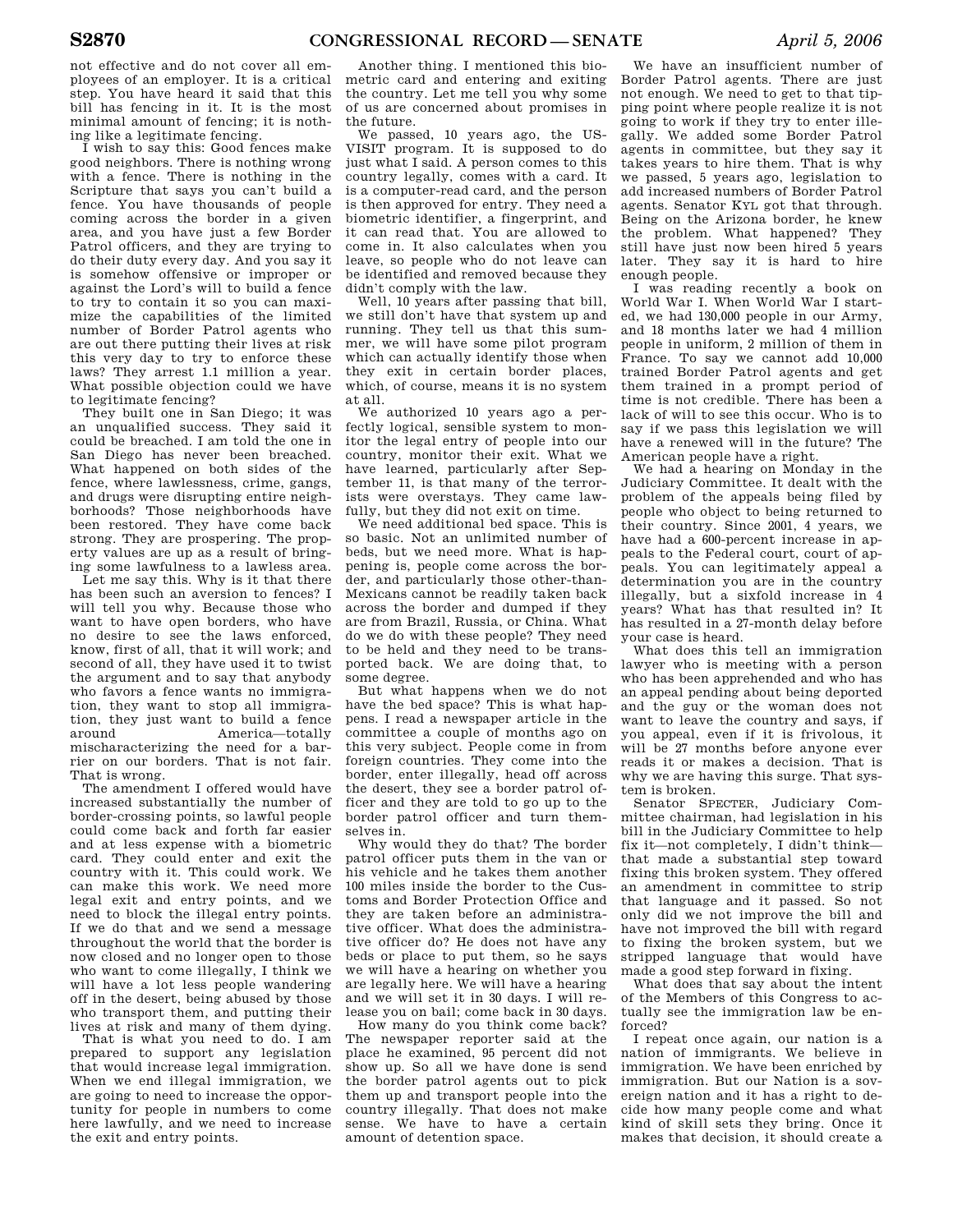not effective and do not cover all employees of an employer. It is a critical step. You have heard it said that this bill has fencing in it. It is the most minimal amount of fencing; it is nothing like a legitimate fencing.

I wish to say this: Good fences make good neighbors. There is nothing wrong with a fence. There is nothing in the Scripture that says you can't build a fence. You have thousands of people coming across the border in a given area, and you have just a few Border Patrol officers, and they are trying to do their duty every day. And you say it is somehow offensive or improper or against the Lord's will to build a fence to try to contain it so you can maximize the capabilities of the limited number of Border Patrol agents who are out there putting their lives at risk this very day to try to enforce these laws? They arrest 1.1 million a year. What possible objection could we have to legitimate fencing?

They built one in San Diego; it was an unqualified success. They said it could be breached. I am told the one in San Diego has never been breached. What happened on both sides of the fence, where lawlessness, crime, gangs, and drugs were disrupting entire neighborhoods? Those neighborhoods have been restored. They have come back strong. They are prospering. The property values are up as a result of bringing some lawfulness to a lawless area.

Let me say this. Why is it that there has been such an aversion to fences? I will tell you why. Because those who want to have open borders, who have no desire to see the laws enforced, know, first of all, that it will work; and second of all, they have used it to twist the argument and to say that anybody who favors a fence wants no immigration, they want to stop all immigration, they just want to build a fence around America—totally mischaracterizing the need for a barrier on our borders. That is not fair. That is wrong.

The amendment I offered would have increased substantially the number of border-crossing points, so lawful people could come back and forth far easier and at less expense with a biometric card. They could enter and exit the country with it. This could work. We can make this work. We need more legal exit and entry points, and we need to block the illegal entry points. If we do that and we send a message throughout the world that the border is now closed and no longer open to those who want to come illegally, I think we will have a lot less people wandering off in the desert, being abused by those who transport them, and putting their lives at risk and many of them dying.

That is what you need to do. I am prepared to support any legislation that would increase legal immigration. When we end illegal immigration, we are going to need to increase the opportunity for people in numbers to come here lawfully, and we need to increase the exit and entry points.

Another thing. I mentioned this biometric card and entering and exiting the country. Let me tell you why some of us are concerned about promises in the future.

We passed, 10 years ago, the US-VISIT program. It is supposed to do just what I said. A person comes to this country legally, comes with a card. It is a computer-read card, and the person is then approved for entry. They need a biometric identifier, a fingerprint, and it can read that. You are allowed to come in. It also calculates when you leave, so people who do not leave can be identified and removed because they didn't comply with the law.

Well, 10 years after passing that bill, we still don't have that system up and running. They tell us that this summer, we will have some pilot program which can actually identify those when they exit in certain border places, which, of course, means it is no system at all.

We authorized 10 years ago a perfectly logical, sensible system to monitor the legal entry of people into our country, monitor their exit. What we have learned, particularly after September 11, is that many of the terrorists were overstays. They came lawfully, but they did not exit on time.

We need additional bed space. This is so basic. Not an unlimited number of beds, but we need more. What is happening is, people come across the border, and particularly those other-than-Mexicans cannot be readily taken back across the border and dumped if they are from Brazil, Russia, or China. What do we do with these people? They need to be held and they need to be transported back. We are doing that, to some degree.

But what happens when we do not have the bed space? This is what happens. I read a newspaper article in the committee a couple of months ago on this very subject. People come in from foreign countries. They come into the border, enter illegally, head off across the desert, they see a border patrol officer and they are told to go up to the border patrol officer and turn themselves in.

Why would they do that? The border patrol officer puts them in the van or his vehicle and he takes them another 100 miles inside the border to the Customs and Border Protection Office and they are taken before an administrative officer. What does the administrative officer do? He does not have any beds or place to put them, so he says we will have a hearing on whether you are legally here. We will have a hearing and we will set it in 30 days. I will release you on bail; come back in 30 days.

How many do you think come back? The newspaper reporter said at the place he examined, 95 percent did not show up. So all we have done is send the border patrol agents out to pick them up and transport people into the country illegally. That does not make sense. We have to have a certain amount of detention space.

We have an insufficient number of Border Patrol agents. There are just not enough. We need to get to that tipping point where people realize it is not going to work if they try to enter illegally. We added some Border Patrol agents in committee, but they say it takes years to hire them. That is why we passed, 5 years ago, legislation to add increased numbers of Border Patrol agents. Senator KYL got that through. Being on the Arizona border, he knew the problem. What happened? They still have just now been hired 5 years later. They say it is hard to hire enough people.

I was reading recently a book on World War I. When World War I started, we had 130,000 people in our Army, and 18 months later we had 4 million people in uniform, 2 million of them in France. To say we cannot add 10,000 trained Border Patrol agents and get them trained in a prompt period of time is not credible. There has been a lack of will to see this occur. Who is to say if we pass this legislation we will have a renewed will in the future? The American people have a right.

We had a hearing on Monday in the Judiciary Committee. It dealt with the problem of the appeals being filed by people who object to being returned to their country. Since 2001, 4 years, we have had a 600-percent increase in appeals to the Federal court, court of appeals. You can legitimately appeal a determination you are in the country illegally, but a sixfold increase in 4 years? What has that resulted in? It has resulted in a 27-month delay before your case is heard.

What does this tell an immigration lawyer who is meeting with a person who has been apprehended and who has an appeal pending about being deported and the guy or the woman does not want to leave the country and says, if you appeal, even if it is frivolous, it will be 27 months before anyone ever reads it or makes a decision. That is why we are having this surge. That system is broken.

Senator SPECTER, Judiciary Committee chairman, had legislation in his bill in the Judiciary Committee to help fix it—not completely, I didn't think—that made a substantial step toward fixing this broken system. They offered an amendment in committee to strip that language and it passed. So not only did we not improve the bill and have not improved the bill with regard to fixing the broken system, but we stripped language that would have made a good step forward in fixing.

What does that say about the intent of the Members of this Congress to actually see the immigration law be enforced?

I repeat once again, our nation is a nation of immigrants. We believe in immigration. We have been enriched by immigration. But our Nation is a sovereign nation and it has a right to decide how many people come and what kind of skill sets they bring. Once it makes that decision, it should create a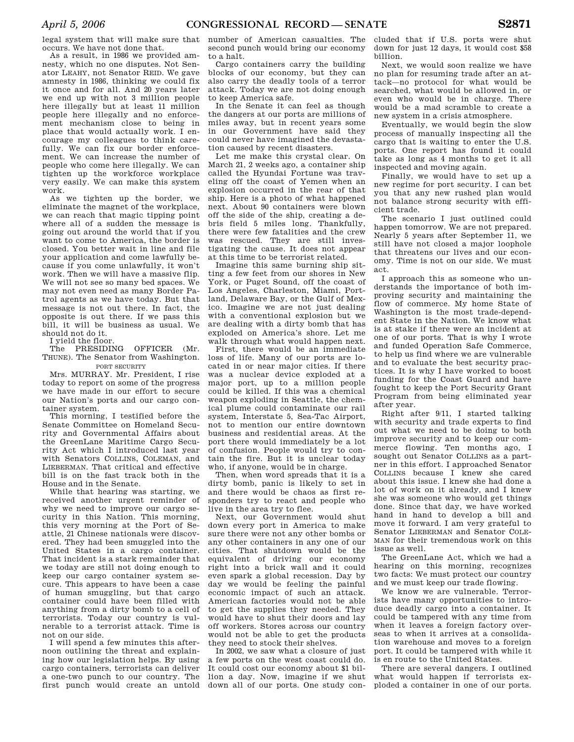legal system that will make sure that occurs. We have not done that.

As a result, in 1986 we provided amnesty, which no one disputes. Not Senator LEAHY, not Senator REID. We gave amnesty in 1986, thinking we could fix it once and for all. And 20 years later we end up with not 3 million people here illegally but at least 11 million people here illegally and no enforcement mechanism close to being in place that would actually work. I encourage my colleagues to think carefully. We can fix our border enforcement. We can increase the number of people who come here illegally. We can tighten up the workforce workplace very easily. We can make this system work.

As we tighten up the border, we eliminate the magnet of the workplace, we can reach that magic tipping point where all of a sudden the message is going out around the world that if you want to come to America, the border is closed. You better wait in line and file your application and come lawfully because if you come unlawfully, it won't work. Then we will have a massive flip. We will not see so many bed spaces. We may not even need as many Border Patrol agents as we have today. But that message is not out there. In fact, the opposite is out there. If we pass this bill, it will be business as usual. We should not do it.

I yield the floor.

The PRESIDING OFFICER (Mr. THUNE). The Senator from Washington.

## PORT SECURITY

Mrs. MURRAY. Mr. President, I rise today to report on some of the progress we have made in our effort to secure our Nation's ports and our cargo container system.

This morning, I testified before the Senate Committee on Homeland Security and Governmental Affairs about the GreenLane Maritime Cargo Security Act which I introduced last year with Senators COLLINS, COLEMAN, and LIEBERMAN. That critical and effective bill is on the fast track both in the House and in the Senate.

While that hearing was starting, we received another urgent reminder of why we need to improve our cargo security in this Nation. This morning, this very morning at the Port of Seattle, 21 Chinese nationals were discovered. They had been smuggled into the United States in a cargo container. That incident is a stark remainder that we today are still not doing enough to keep our cargo container system secure. This appears to have been a case of human smuggling, but that cargo container could have been filled with anything from a dirty bomb to a cell of terrorists. Today our country is vulnerable to a terrorist attack. Time is not on our side.

I will spend a few minutes this afternoon outlining the threat and explaining how our legislation helps. By using cargo containers, terrorists can deliver a one-two punch to our country. The first punch would create an untold number of American casualties. The second punch would bring our economy to a halt.

Cargo containers carry the building blocks of our economy, but they can also carry the deadly tools of a terror attack. Today we are not doing enough to keep America safe.

In the Senate it can feel as though the dangers at our ports are millions of miles away, but in recent years some in our Government have said they could never have imagined the devastation caused by recent disasters.

Let me make this crystal clear. On March 21, 2 weeks ago, a container ship called the Hyundai Fortune was traveling off the coast of Yemen when an explosion occurred in the rear of that ship. Here is a photo of what happened next. About 90 containers were blown off the side of the ship, creating a debris field 5 miles long. Thankfully, there were few fatalities and the crew was rescued. They are still investigating the cause. It does not appear at this time to be terrorist related.

Imagine this same burning ship sitting a few feet from our shores in New York, or Puget Sound, off the coast of Los Angeles, Charleston, Miami, Portland, Delaware Bay, or the Gulf of Mexico. Imagine we are not just dealing with a conventional explosion but we are dealing with a dirty bomb that has exploded on America's shore. Let me walk through what would happen next.

First, there would be an immediate loss of life. Many of our ports are located in or near major cities. If there was a nuclear device exploded at a major port, up to a million people could be killed. If this was a chemical weapon exploding in Seattle, the chemical plume could contaminate our rail system, Interstate 5, Sea-Tac Airport, not to mention our entire downtown business and residential areas. At the port there would immediately be a lot of confusion. People would try to contain the fire. But it is unclear today who, if anyone, would be in charge.

Then, when word spreads that it is a dirty bomb, panic is likely to set in and there would be chaos as first responders try to react and people who live in the area try to flee.

Next, our Government would shut down every port in America to make sure there were not any other bombs or any other containers in any one of our cities. That shutdown would be the equivalent of driving our economy right into a brick wall and it could even spark a global recession. Day by day we would be feeling the painful economic impact of such an attack. American factories would not be able to get the supplies they needed. They would have to shut their doors and lay off workers. Stores across our country would not be able to get the products they need to stock their shelves.

In 2002, we saw what a closure of just a few ports on the west coast could do. It could cost our economy about $1 billion a day. Now, imagine if we shut down all of our ports. One study concluded that if U.S. ports were shut down for just 12 days, it would cost $58 billion.

Next, we would soon realize we have no plan for resuming trade after an attack—no protocol for what would be searched, what would be allowed in, or even who would be in charge. There would be a mad scramble to create a new system in a crisis atmosphere.

Eventually, we would begin the slow process of manually inspecting all the cargo that is waiting to enter the U.S. ports. One report has found it could take as long as 4 months to get it all inspected and moving again.

Finally, we would have to set up a new regime for port security. I can bet you that any new rushed plan would not balance strong security with efficient trade.

The scenario I just outlined could happen tomorrow. We are not prepared. Nearly 5 years after September 11, we still have not closed a major loophole that threatens our lives and our economy. Time is not on our side. We must act.

I approach this as someone who understands the importance of both improving security and maintaining the flow of commerce. My home State of Washington is the most trade-dependent State in the Nation. We know what is at stake if there were an incident at one of our ports. That is why I wrote and funded Operation Safe Commerce, to help us find where we are vulnerable and to evaluate the best security practices. It is why I have worked to boost funding for the Coast Guard and have fought to keep the Port Security Grant Program from being eliminated year after year.

Right after 9/11, I started talking with security and trade experts to find out what we need to be doing to both improve security and to keep our commerce flowing. Ten months ago, I sought out Senator COLLINS as a partner in this effort. I approached Senator COLLINS because I knew she cared about this issue. I knew she had done a lot of work on it already, and I knew she was someone who would get things done. Since that day, we have worked hand in hand to develop a bill and move it forward. I am very grateful to Senator LIEBERMAN and Senator COLEMAN for their tremendous work on this issue as well.

The GreenLane Act, which we had a hearing on this morning, recognizes two facts: We must protect our country and we must keep our trade flowing.

We know we are vulnerable. Terrorists have many opportunities to introduce deadly cargo into a container. It could be tampered with any time from when it leaves a foreign factory overseas to when it arrives at a consolidation warehouse and moves to a foreign port. It could be tampered with while it is en route to the United States.

There are several dangers. I outlined what would happen if terrorists exploded a container in one of our ports.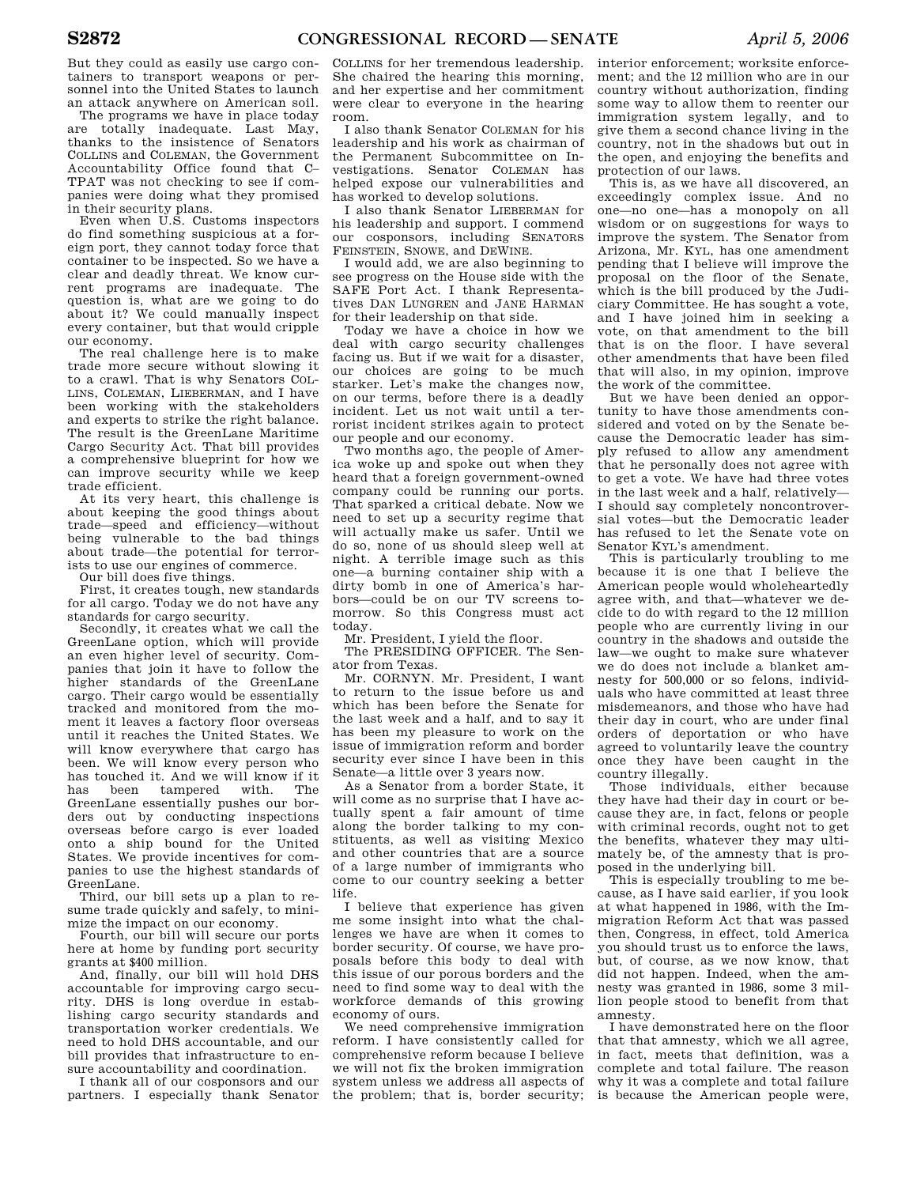But they could as easily use cargo containers to transport weapons or personnel into the United States to launch an attack anywhere on American soil.

The programs we have in place today are totally inadequate. Last May, thanks to the insistence of Senators COLLINS and COLEMAN, the Government Accountability Office found that C–TPAT was not checking to see if companies were doing what they promised in their security plans.

Even when U.S. Customs inspectors do find something suspicious at a foreign port, they cannot today force that container to be inspected. So we have a clear and deadly threat. We know current programs are inadequate. The question is, what are we going to do about it? We could manually inspect every container, but that would cripple our economy.

The real challenge here is to make trade more secure without slowing it to a crawl. That is why Senators COLLINS, COLEMAN, LIEBERMAN, and I have been working with the stakeholders and experts to strike the right balance. The result is the GreenLane Maritime Cargo Security Act. That bill provides a comprehensive blueprint for how we can improve security while we keep trade efficient.

At its very heart, this challenge is about keeping the good things about trade—speed and efficiency—without being vulnerable to the bad things about trade—the potential for terrorists to use our engines of commerce.

Our bill does five things.

First, it creates tough, new standards for all cargo. Today we do not have any standards for cargo security.

Secondly, it creates what we call the GreenLane option, which will provide an even higher level of security. Companies that join it have to follow the higher standards of the GreenLane cargo. Their cargo would be essentially tracked and monitored from the moment it leaves a factory floor overseas until it reaches the United States. We will know everywhere that cargo has been. We will know every person who has touched it. And we will know it if it has been tampered with. The GreenLane essentially pushes our borders out by conducting inspections overseas before cargo is ever loaded onto a ship bound for the United States. We provide incentives for companies to use the highest standards of GreenLane.

Third, our bill sets up a plan to resume trade quickly and safely, to minimize the impact on our economy.

Fourth, our bill will secure our ports here at home by funding port security grants at $400 million.

And, finally, our bill will hold DHS accountable for improving cargo security. DHS is long overdue in establishing cargo security standards and transportation worker credentials. We need to hold DHS accountable, and our bill provides that infrastructure to ensure accountability and coordination.

I thank all of our cosponsors and our partners. I especially thank Senator COLLINS for her tremendous leadership. She chaired the hearing this morning, and her expertise and her commitment were clear to everyone in the hearing room.

I also thank Senator COLEMAN for his leadership and his work as chairman of the Permanent Subcommittee on Investigations. Senator COLEMAN has helped expose our vulnerabilities and has worked to develop solutions.

I also thank Senator LIEBERMAN for his leadership and support. I commend our cosponsors, including SENATORS FEINSTEIN, SNOWE, and DEWINE.

I would add, we are also beginning to see progress on the House side with the SAFE Port Act. I thank Representatives DAN LUNGREN and JANE HARMAN for their leadership on that side.

Today we have a choice in how we deal with cargo security challenges facing us. But if we wait for a disaster, our choices are going to be much starker. Let's make the changes now, on our terms, before there is a deadly incident. Let us not wait until a terrorist incident strikes again to protect our people and our economy.

Two months ago, the people of America woke up and spoke out when they heard that a foreign government-owned company could be running our ports. That sparked a critical debate. Now we need to set up a security regime that will actually make us safer. Until we do so, none of us should sleep well at night. A terrible image such as this one—a burning container ship with a dirty bomb in one of America's harbors—could be on our TV screens tomorrow. So this Congress must act today.

Mr. President, I yield the floor.

The PRESIDING OFFICER. The Senator from Texas.

Mr. CORNYN. Mr. President, I want to return to the issue before us and which has been before the Senate for the last week and a half, and to say it has been my pleasure to work on the issue of immigration reform and border security ever since I have been in this Senate—a little over 3 years now.

As a Senator from a border State, it will come as no surprise that I have actually spent a fair amount of time along the border talking to my constituents, as well as visiting Mexico and other countries that are a source of a large number of immigrants who come to our country seeking a better life.

I believe that experience has given me some insight into what the challenges we have are when it comes to border security. Of course, we have proposals before this body to deal with this issue of our porous borders and the need to find some way to deal with the workforce demands of this growing economy of ours.

We need comprehensive immigration reform. I have consistently called for comprehensive reform because I believe we will not fix the broken immigration system unless we address all aspects of the problem; that is, border security; interior enforcement; worksite enforcement; and the 12 million who are in our country without authorization, finding some way to allow them to reenter our immigration system legally, and to give them a second chance living in the country, not in the shadows but out in the open, and enjoying the benefits and protection of our laws.

This is, as we have all discovered, an exceedingly complex issue. And no one—no one—has a monopoly on all wisdom or on suggestions for ways to improve the system. The Senator from Arizona, Mr. KYL, has one amendment pending that I believe will improve the proposal on the floor of the Senate, which is the bill produced by the Judiciary Committee. He has sought a vote, and I have joined him in seeking a vote, on that amendment to the bill that is on the floor. I have several other amendments that have been filed that will also, in my opinion, improve the work of the committee.

But we have been denied an opportunity to have those amendments considered and voted on by the Senate because the Democratic leader has simply refused to allow any amendment that he personally does not agree with to get a vote. We have had three votes in the last week and a half, relatively—I should say completely noncontroversial votes—but the Democratic leader has refused to let the Senate vote on Senator KYL's amendment.

This is particularly troubling to me because it is one that I believe the American people would wholeheartedly agree with, and that—whatever we decide to do with regard to the 12 million people who are currently living in our country in the shadows and outside the law—we ought to make sure whatever we do does not include a blanket amnesty for 500,000 or so felons, individuals who have committed at least three misdemeanors, and those who have had their day in court, who are under final orders of deportation or who have agreed to voluntarily leave the country once they have been caught in the country illegally.

Those individuals, either because they have had their day in court or because they are, in fact, felons or people with criminal records, ought not to get the benefits, whatever they may ultimately be, of the amnesty that is proposed in the underlying bill.

This is especially troubling to me because, as I have said earlier, if you look at what happened in 1986, with the Immigration Reform Act that was passed then, Congress, in effect, told America you should trust us to enforce the laws, but, of course, as we now know, that did not happen. Indeed, when the amnesty was granted in 1986, some 3 million people stood to benefit from that amnesty.

I have demonstrated here on the floor that that amnesty, which we all agree, in fact, meets that definition, was a complete and total failure. The reason why it was a complete and total failure is because the American people were,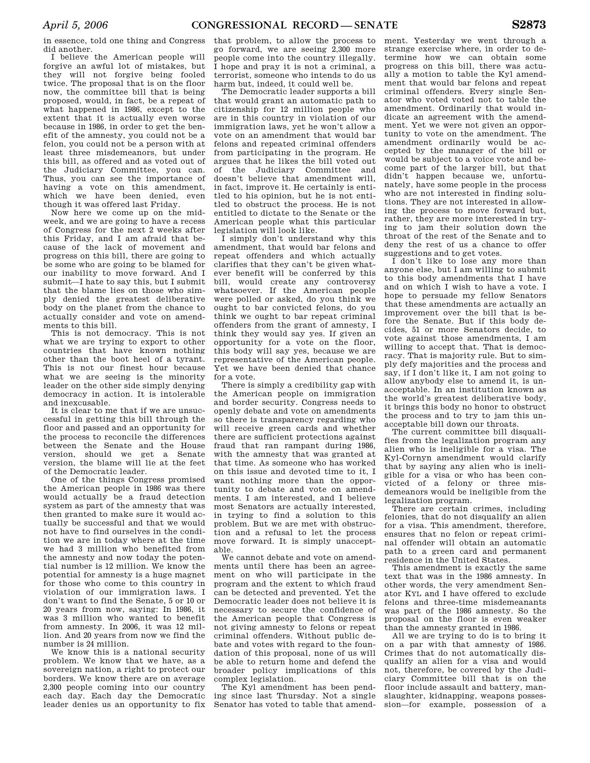in essence, told one thing and Congress did another.

I believe the American people will forgive an awful lot of mistakes, but they will not forgive being fooled twice. The proposal that is on the floor now, the committee bill that is being proposed, would, in fact, be a repeat of what happened in 1986, except to the extent that it is actually even worse because in 1986, in order to get the benefit of the amnesty, you could not be a felon, you could not be a person with at least three misdemeanors, but under this bill, as offered and as voted out of the Judiciary Committee, you can. Thus, you can see the importance of having a vote on this amendment, which we have been denied, even though it was offered last Friday.

Now here we come up on the midweek, and we are going to have a recess of Congress for the next 2 weeks after this Friday, and I am afraid that because of the lack of movement and progress on this bill, there are going to be some who are going to be blamed for our inability to move forward. And I submit—I hate to say this, but I submit that the blame lies on those who simply denied the greatest deliberative body on the planet from the chance to actually consider and vote on amendments to this bill.

This is not democracy. This is not what we are trying to export to other countries that have known nothing other than the boot heel of a tyrant. This is not our finest hour because what we are seeing is the minority leader on the other side simply denying democracy in action. It is intolerable and inexcusable.

It is clear to me that if we are unsuccessful in getting this bill through the floor and passed and an opportunity for the process to reconcile the differences between the Senate and the House version, should we get a Senate version, the blame will lie at the feet of the Democratic leader.

One of the things Congress promised the American people in 1986 was there would actually be a fraud detection system as part of the amnesty that was then granted to make sure it would actually be successful and that we would not have to find ourselves in the condition we are in today where at the time we had 3 million who benefited from the amnesty and now today the potential number is 12 million. We know the potential for amnesty is a huge magnet for those who come to this country in violation of our immigration laws. I don't want to find the Senate, 5 or 10 or 20 years from now, saying: In 1986, it was 3 million who wanted to benefit from amnesty. In 2006, it was 12 million. And 20 years from now we find the number is 24 million.

We know this is a national security problem. We know that we have, as a sovereign nation, a right to protect our borders. We know there are on average 2,300 people coming into our country each day. Each day the Democratic leader denies us an opportunity to fix that problem, to allow the process to go forward, we are seeing 2,300 more people come into the country illegally. I hope and pray it is not a criminal, a terrorist, someone who intends to do us harm but, indeed, it could well be.

The Democratic leader supports a bill that would grant an automatic path to citizenship for 12 million people who are in this country in violation of our immigration laws, yet he won't allow a vote on an amendment that would bar felons and repeated criminal offenders from participating in the program. He argues that he likes the bill voted out of the Judiciary Committee and doesn't believe that amendment will, in fact, improve it. He certainly is entitled to his opinion, but he is not entitled to obstruct the process. He is not entitled to dictate to the Senate or the American people what this particular legislation will look like.

I simply don't understand why this amendment, that would bar felons and repeat offenders and which actually clarifies that they can't be given whatever benefit will be conferred by this bill, would create any controversy whatsoever. If the American people were polled or asked, do you think we ought to bar convicted felons, do you think we ought to bar repeat criminal offenders from the grant of amnesty, I think they would say yes. If given an opportunity for a vote on the floor, this body will say yes, because we are representative of the American people. Yet we have been denied that chance for a vote.

There is simply a credibility gap with the American people on immigration and border security. Congress needs to openly debate and vote on amendments so there is transparency regarding who will receive green cards and whether there are sufficient protections against fraud that ran rampant during 1986, with the amnesty that was granted at that time. As someone who has worked on this issue and devoted time to it, I want nothing more than the opportunity to debate and vote on amendments. I am interested, and I believe most Senators are actually interested, in trying to find a solution to this problem. But we are met with obstruction and a refusal to let the process move forward. It is simply unacceptable.

We cannot debate and vote on amendments until there has been an agreement on who will participate in the program and the extent to which fraud can be detected and prevented. Yet the Democratic leader does not believe it is necessary to secure the confidence of the American people that Congress is not giving amnesty to felons or repeat criminal offenders. Without public debate and votes with regard to the foundation of this proposal, none of us will be able to return home and defend the broader policy implications of this complex legislation.

The Kyl amendment has been pending since last Thursday. Not a single Senator has voted to table that amendment. Yesterday we went through a strange exercise where, in order to determine how we can obtain some progress on this bill, there was actually a motion to table the Kyl amendment that would bar felons and repeat criminal offenders. Every single Senator who voted voted not to table the amendment. Ordinarily that would indicate an agreement with the amendment. Yet we were not given an opportunity to vote on the amendment. The amendment ordinarily would be accepted by the manager of the bill or would be subject to a voice vote and become part of the larger bill, but that didn't happen because we, unfortunately, have some people in the process who are not interested in finding solutions. They are not interested in allowing the process to move forward but, rather, they are more interested in trying to jam their solution down the throat of the rest of the Senate and to deny the rest of us a chance to offer suggestions and to get votes.

I don't like to lose any more than anyone else, but I am willing to submit to this body amendments that I have and on which I wish to have a vote. I hope to persuade my fellow Senators that these amendments are actually an improvement over the bill that is before the Senate. But if this body decides, 51 or more Senators decide, to vote against those amendments, I am willing to accept that. That is democracy. That is majority rule. But to simply defy majorities and the process and say, if I don't like it, I am not going to allow anybody else to amend it, is unacceptable. In an institution known as the world's greatest deliberative body, it brings this body no honor to obstruct the process and to try to jam this unacceptable bill down our throats.

The current committee bill disqualifies from the legalization program any alien who is ineligible for a visa. The Kyl-Cornyn amendment would clarify that by saying any alien who is ineligible for a visa or who has been convicted of a felony or three misdemeanors would be ineligible from the legalization program.

There are certain crimes, including felonies, that do not disqualify an alien for a visa. This amendment, therefore, ensures that no felon or repeat criminal offender will obtain an automatic path to a green card and permanent residence in the United States.

This amendment is exactly the same text that was in the 1986 amnesty. In other words, the very amendment Senator KYL and I have offered to exclude felons and three-time misdemeanants was part of the 1986 amnesty. So the proposal on the floor is even weaker than the amnesty granted in 1986.

All we are trying to do is to bring it on a par with that amnesty of 1986. Crimes that do not automatically disqualify an alien for a visa and would not, therefore, be covered by the Judiciary Committee bill that is on the floor include assault and battery, manslaughter, kidnapping, weapons possession—for example, possession of a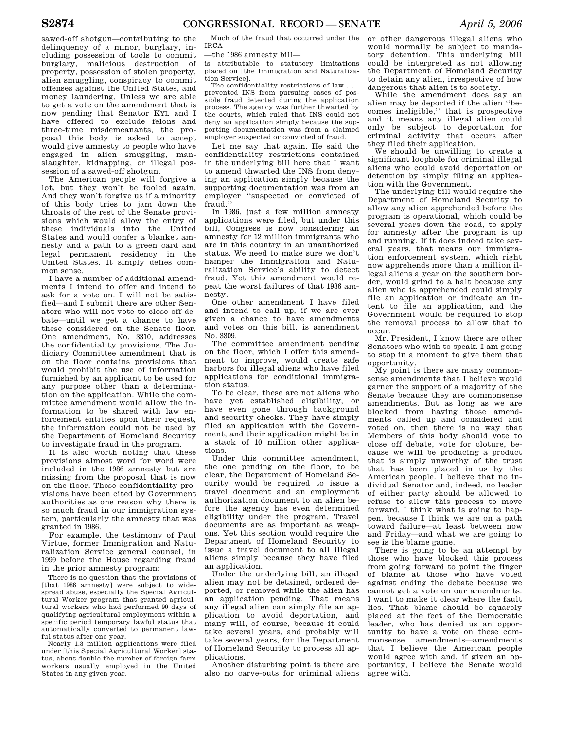sawed-off shotgun—contributing to the delinquency of a minor, burglary, including possession of tools to commit burglary, malicious destruction of property, possession of stolen property, alien smuggling, conspiracy to commit offenses against the United States, and money laundering. Unless we are able to get a vote on the amendment that is now pending that Senator KYL and I have offered to exclude felons and three-time misdemeanants, the proposal this body is asked to accept would give amnesty to people who have engaged in alien smuggling, manslaughter, kidnapping, or illegal possession of a sawed-off shotgun.

The American people will forgive a lot, but they won't be fooled again. And they won't forgive us if a minority of this body tries to jam down the throats of the rest of the Senate provisions which would allow the entry of these individuals into the United States and would confer a blanket amnesty and a path to a green card and legal permanent residency in the United States. It simply defies common sense.

I have a number of additional amendments I intend to offer and intend to ask for a vote on. I will not be satisfied—and I submit there are other Senators who will not vote to close off debate—until we get a chance to have these considered on the Senate floor. One amendment, No. 3310, addresses the confidentiality provisions. The Judiciary Committee amendment that is on the floor contains provisions that would prohibit the use of information furnished by an applicant to be used for any purpose other than a determination on the application. While the committee amendment would allow the information to be shared with law enforcement entities upon their request, the information could not be used by the Department of Homeland Security to investigate fraud in the program.

It is also worth noting that these provisions almost word for word were included in the 1986 amnesty but are missing from the proposal that is now on the floor. These confidentiality provisions have been cited by Government authorities as one reason why there is so much fraud in our immigration system, particularly the amnesty that was granted in 1986.

For example, the testimony of Paul Virtue, former Immigration and Naturalization Service general counsel, in 1999 before the House regarding fraud in the prior amnesty program:

> There is no question that the provisions of [that 1986 amnesty] were subject to widespread abuse, especially the Special Agricultural Worker program that granted agricultural workers who had performed 90 days of qualifying agricultural employment within a specific period temporary lawful status that automatically converted to permanent lawful status after one year.
>
> Nearly 1.3 million applications were filed under [this Special Agricultural Worker] status, about double the number of foreign farm workers usually employed in the United States in any given year.
>
> Much of the fraud that occurred under the IRCA

—the 1986 amnesty bill—

> is attributable to statutory limitations placed on [the Immigration and Naturalization Service].
>
> The confidentiality restrictions of law . . . prevented INS from pursuing cases of possible fraud detected during the application process. The agency was further thwarted by the courts, which ruled that INS could not deny an application simply because the supporting documentation was from a claimed employer suspected or convicted of fraud.

Let me say that again. He said the confidentiality restrictions contained in the underlying bill here that I want to amend thwarted the INS from denying an application simply because the supporting documentation was from an employer "suspected or convicted of fraud."

In 1986, just a few million amnesty applications were filed, but under this bill, Congress is now considering an amnesty for 12 million immigrants who are in this country in an unauthorized status. We need to make sure we don't hamper the Immigration and Naturalization Service's ability to detect fraud. Yet this amendment would repeat the worst failures of that 1986 amnesty.

One other amendment I have filed and intend to call up, if we are ever given a chance to have amendments and votes on this bill, is amendment No. 3309.

The committee amendment pending on the floor, which I offer this amendment to improve, would create safe harbors for illegal aliens who have filed applications for conditional immigration status.

To be clear, these are not aliens who have yet established eligibility, or have even gone through background and security checks. They have simply filed an application with the Government, and their application might be in a stack of 10 million other applications.

Under this committee amendment, the one pending on the floor, to be clear, the Department of Homeland Security would be required to issue a travel document and an employment authorization document to an alien before the agency has even determined eligibility under the program. Travel documents are as important as weapons. Yet this section would require the Department of Homeland Security to issue a travel document to all illegal aliens simply because they have filed an application.

Under the underlying bill, an illegal alien may not be detained, ordered deported, or removed while the alien has an application pending. That means any illegal alien can simply file an application to avoid deportation, and many will, of course, because it could take several years, and probably will take several years, for the Department of Homeland Security to process all applications.

Another disturbing point is there are also no carve-outs for criminal aliens or other dangerous illegal aliens who would normally be subject to mandatory detention. This underlying bill could be interpreted as not allowing the Department of Homeland Security to detain any alien, irrespective of how dangerous that alien is to society.

While the amendment does say an alien may be deported if the alien "becomes ineligible," that is prospective and it means any illegal alien could only be subject to deportation for criminal activity that occurs after they filed their application.

We should be unwilling to create a significant loophole for criminal illegal aliens who could avoid deportation or detention by simply filing an application with the Government.

The underlying bill would require the Department of Homeland Security to allow any alien apprehended before the program is operational, which could be several years down the road, to apply for amnesty after the program is up and running. If it does indeed take several years, that means our immigration enforcement system, which right now apprehends more than a million illegal aliens a year on the southern border, would grind to a halt because any alien who is apprehended could simply file an application or indicate an intent to file an application, and the Government would be required to stop the removal process to allow that to occur.

Mr. President, I know there are other Senators who wish to speak. I am going to stop in a moment to give them that opportunity.

My point is there are many commonsense amendments that I believe would garner the support of a majority of the Senate because they are commonsense amendments. But as long as we are blocked from having those amendments called up and considered and voted on, then there is no way that Members of this body should vote to close off debate, vote for cloture, because we will be producing a product that is simply unworthy of the trust that has been placed in us by the American people. I believe that no individual Senator and, indeed, no leader of either party should be allowed to refuse to allow this process to move forward. I think what is going to happen, because I think we are on a path toward failure—at least between now and Friday—and what we are going to see is the blame game.

There is going to be an attempt by those who have blocked this process from going forward to point the finger of blame at those who have voted against ending the debate because we cannot get a vote on our amendments. I want to make it clear where the fault lies. That blame should be squarely placed at the feet of the Democratic leader, who has denied us an opportunity to have a vote on these commonsense amendments—amendments that I believe the American people would agree with and, if given an opportunity, I believe the Senate would agree with.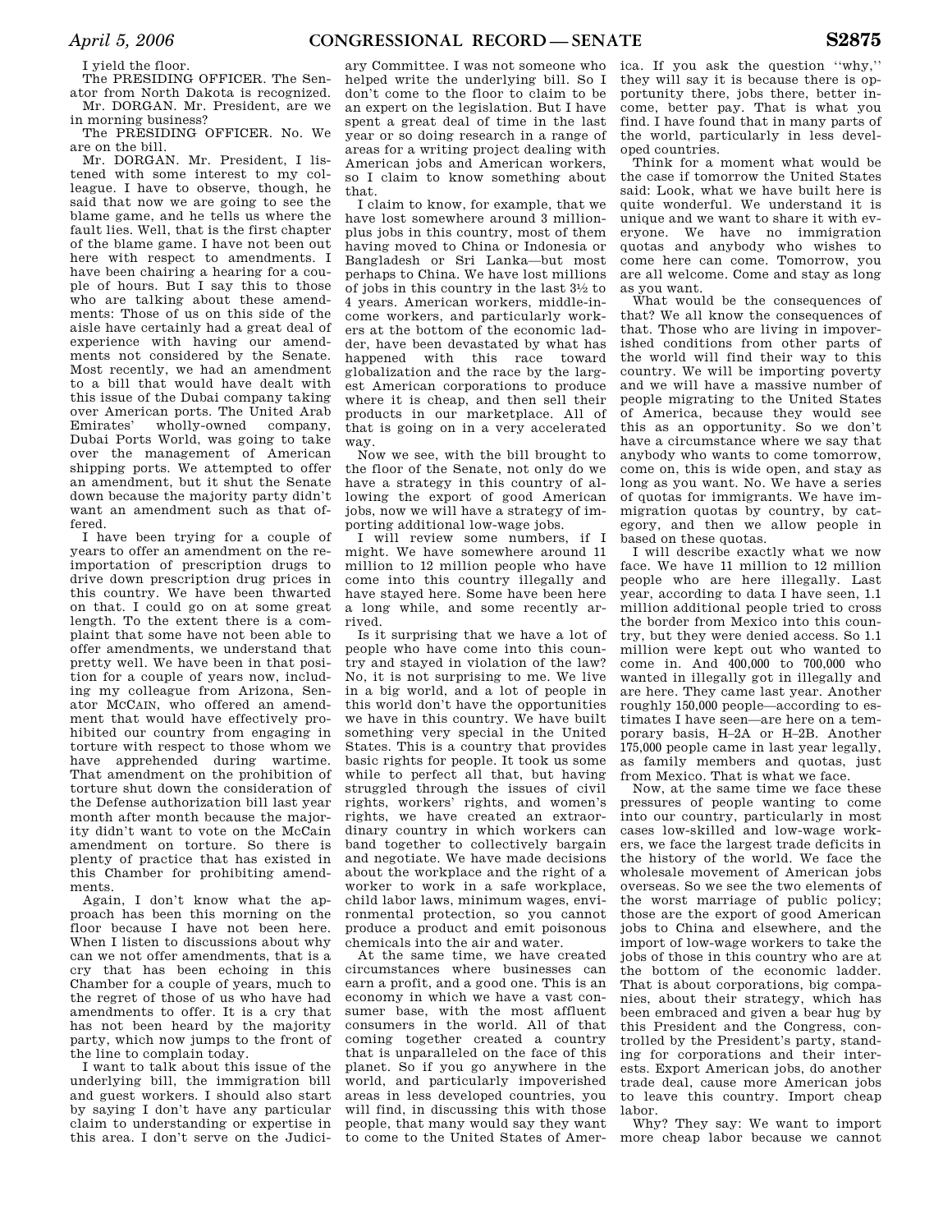I yield the floor.

The PRESIDING OFFICER. The Senator from North Dakota is recognized.

Mr. DORGAN. Mr. President, are we in morning business?

The PRESIDING OFFICER. No. We are on the bill.

Mr. DORGAN. Mr. President, I listened with some interest to my colleague. I have to observe, though, he said that now we are going to see the blame game, and he tells us where the fault lies. Well, that is the first chapter of the blame game. I have not been out here with respect to amendments. I have been chairing a hearing for a couple of hours. But I say this to those who are talking about these amendments: Those of us on this side of the aisle have certainly had a great deal of experience with having our amendments not considered by the Senate. Most recently, we had an amendment to a bill that would have dealt with this issue of the Dubai company taking over American ports. The United Arab Emirates' wholly-owned company, Dubai Ports World, was going to take over the management of American shipping ports. We attempted to offer an amendment, but it shut the Senate down because the majority party didn't want an amendment such as that offered.

I have been trying for a couple of years to offer an amendment on the reimportation of prescription drugs to drive down prescription drug prices in this country. We have been thwarted on that. I could go on at some great length. To the extent there is a complaint that some have not been able to offer amendments, we understand that pretty well. We have been in that position for a couple of years now, including my colleague from Arizona, Senator MCCAIN, who offered an amendment that would have effectively prohibited our country from engaging in torture with respect to those whom we have apprehended during wartime. That amendment on the prohibition of torture shut down the consideration of the Defense authorization bill last year month after month because the majority didn't want to vote on the McCain amendment on torture. So there is plenty of practice that has existed in this Chamber for prohibiting amendments.

Again, I don't know what the approach has been this morning on the floor because I have not been here. When I listen to discussions about why can we not offer amendments, that is a cry that has been echoing in this Chamber for a couple of years, much to the regret of those of us who have had amendments to offer. It is a cry that has not been heard by the majority party, which now jumps to the front of the line to complain today.

I want to talk about this issue of the underlying bill, the immigration bill and guest workers. I should also start by saying I don't have any particular claim to understanding or expertise in this area. I don't serve on the Judiciary Committee. I was not someone who helped write the underlying bill. So I don't come to the floor to claim to be an expert on the legislation. But I have spent a great deal of time in the last year or so doing research in a range of areas for a writing project dealing with American jobs and American workers, so I claim to know something about that.

I claim to know, for example, that we have lost somewhere around 3 million-plus jobs in this country, most of them having moved to China or Indonesia or Bangladesh or Sri Lanka—but most perhaps to China. We have lost millions of jobs in this country in the last 3½ to 4 years. American workers, middle-income workers, and particularly workers at the bottom of the economic ladder, have been devastated by what has happened with this race toward globalization and the race by the largest American corporations to produce where it is cheap, and then sell their products in our marketplace. All of that is going on in a very accelerated way.

Now we see, with the bill brought to the floor of the Senate, not only do we have a strategy in this country of allowing the export of good American jobs, now we will have a strategy of importing additional low-wage jobs.

I will review some numbers, if I might. We have somewhere around 11 million to 12 million people who have come into this country illegally and have stayed here. Some have been here a long while, and some recently arrived.

Is it surprising that we have a lot of people who have come into this country and stayed in violation of the law? No, it is not surprising to me. We live in a big world, and a lot of people in this world don't have the opportunities we have in this country. We have built something very special in the United States. This is a country that provides basic rights for people. It took us some while to perfect all that, but having struggled through the issues of civil rights, workers' rights, and women's rights, we have created an extraordinary country in which workers can band together to collectively bargain and negotiate. We have made decisions about the workplace and the right of a worker to work in a safe workplace, child labor laws, minimum wages, environmental protection, so you cannot produce a product and emit poisonous chemicals into the air and water.

At the same time, we have created circumstances where businesses can earn a profit, and a good one. This is an economy in which we have a vast consumer base, with the most affluent consumers in the world. All of that coming together created a country that is unparalleled on the face of this planet. So if you go anywhere in the world, and particularly impoverished areas in less developed countries, you will find, in discussing this with those people, that many would say they want to come to the United States of America. If you ask the question "why," they will say it is because there is opportunity there, jobs there, better income, better pay. That is what you find. I have found that in many parts of the world, particularly in less developed countries.

Think for a moment what would be the case if tomorrow the United States said: Look, what we have built here is quite wonderful. We understand it is unique and we want to share it with everyone. We have no immigration quotas and anybody who wishes to come here can come. Tomorrow, you are all welcome. Come and stay as long as you want.

What would be the consequences of that? We all know the consequences of that. Those who are living in impoverished conditions from other parts of the world will find their way to this country. We will be importing poverty and we will have a massive number of people migrating to the United States of America, because they would see this as an opportunity. So we don't have a circumstance where we say that anybody who wants to come tomorrow, come on, this is wide open, and stay as long as you want. No. We have a series of quotas for immigrants. We have immigration quotas by country, by category, and then we allow people in based on these quotas.

I will describe exactly what we now face. We have 11 million to 12 million people who are here illegally. Last year, according to data I have seen, 1.1 million additional people tried to cross the border from Mexico into this country, but they were denied access. So 1.1 million were kept out who wanted to come in. And 400,000 to 700,000 who wanted in illegally got in illegally and are here. They came last year. Another roughly 150,000 people—according to estimates I have seen—are here on a temporary basis, H–2A or H–2B. Another 175,000 people came in last year legally, as family members and quotas, just from Mexico. That is what we face.

Now, at the same time we face these pressures of people wanting to come into our country, particularly in most cases low-skilled and low-wage workers, we face the largest trade deficits in the history of the world. We face the wholesale movement of American jobs overseas. So we see the two elements of the worst marriage of public policy; those are the export of good American jobs to China and elsewhere, and the import of low-wage workers to take the jobs of those in this country who are at the bottom of the economic ladder. That is about corporations, big companies, about their strategy, which has been embraced and given a bear hug by this President and the Congress, controlled by the President's party, standing for corporations and their interests. Export American jobs, do another trade deal, cause more American jobs to leave this country. Import cheap labor.

Why? They say: We want to import more cheap labor because we cannot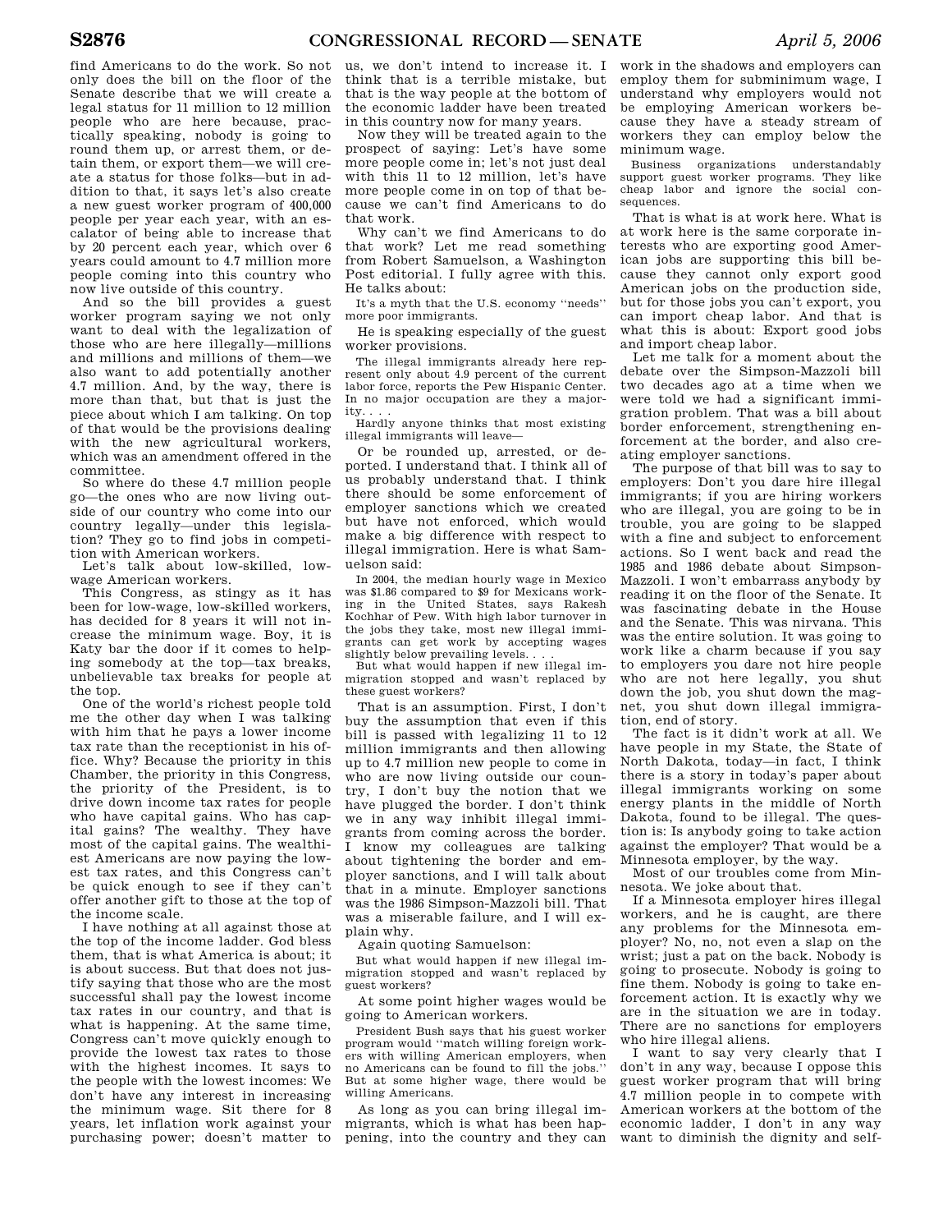find Americans to do the work. So not only does the bill on the floor of the Senate describe that we will create a legal status for 11 million to 12 million people who are here because, practically speaking, nobody is going to round them up, or arrest them, or detain them, or export them—we will create a status for those folks—but in addition to that, it says let's also create a new guest worker program of 400,000 people per year each year, with an escalator of being able to increase that by 20 percent each year, which over 6 years could amount to 4.7 million more people coming into this country who now live outside of this country.

And so the bill provides a guest worker program saying we not only want to deal with the legalization of those who are here illegally—millions and millions and millions of them—we also want to add potentially another 4.7 million. And, by the way, there is more than that, but that is just the piece about which I am talking. On top of that would be the provisions dealing with the new agricultural workers, which was an amendment offered in the committee.

So where do these 4.7 million people go—the ones who are now living outside of our country who come into our country legally—under this legislation? They go to find jobs in competition with American workers.

Let's talk about low-skilled, low-wage American workers.

This Congress, as stingy as it has been for low-wage, low-skilled workers, has decided for 8 years it will not increase the minimum wage. Boy, it is Katy bar the door if it comes to helping somebody at the top—tax breaks, unbelievable tax breaks for people at the top.

One of the world's richest people told me the other day when I was talking with him that he pays a lower income tax rate than the receptionist in his office. Why? Because the priority in this Chamber, the priority in this Congress, the priority of the President, is to drive down income tax rates for people who have capital gains. Who has capital gains? The wealthy. They have most of the capital gains. The wealthiest Americans are now paying the lowest tax rates, and this Congress can't be quick enough to see if they can't offer another gift to those at the top of the income scale.

I have nothing at all against those at the top of the income ladder. God bless them, that is what America is about; it is about success. But that does not justify saying that those who are the most successful shall pay the lowest income tax rates in our country, and that is what is happening. At the same time, Congress can't move quickly enough to provide the lowest tax rates to those with the highest incomes. It says to the people with the lowest incomes: We don't have any interest in increasing the minimum wage. Sit there for 8 years, let inflation work against your purchasing power; doesn't matter to us, we don't intend to increase it. I think that is a terrible mistake, but that is the way people at the bottom of the economic ladder have been treated in this country now for many years.

Now they will be treated again to the prospect of saying: Let's have some more people come in; let's not just deal with this 11 to 12 million, let's have more people come in on top of that because we can't find Americans to do that work.

Why can't we find Americans to do that work? Let me read something from Robert Samuelson, a Washington Post editorial. I fully agree with this. He talks about:

> It's a myth that the U.S. economy "needs" more poor immigrants.

He is speaking especially of the guest worker provisions.

> The illegal immigrants already here represent only about 4.9 percent of the current labor force, reports the Pew Hispanic Center. In no major occupation are they a majority. . . .
>
> Hardly anyone thinks that most existing illegal immigrants will leave—

Or be rounded up, arrested, or deported. I understand that. I think all of us probably understand that. I think there should be some enforcement of employer sanctions which we created but have not enforced, which would make a big difference with respect to illegal immigration. Here is what Samuelson said:

> In 2004, the median hourly wage in Mexico was $1.86 compared to $9 for Mexicans working in the United States, says Rakesh Kochhar of Pew. With high labor turnover in the jobs they take, most new illegal immigrants can get work by accepting wages slightly below prevailing levels. . . .
>
> But what would happen if new illegal immigration stopped and wasn't replaced by these guest workers?

That is an assumption. First, I don't buy the assumption that even if this bill is passed with legalizing 11 to 12 million immigrants and then allowing up to 4.7 million new people to come in who are now living outside our country, I don't buy the notion that we have plugged the border. I don't think we in any way inhibit illegal immigrants from coming across the border. I know my colleagues are talking about tightening the border and employer sanctions, and I will talk about that in a minute. Employer sanctions was the 1986 Simpson-Mazzoli bill. That was a miserable failure, and I will explain why.

Again quoting Samuelson:

> But what would happen if new illegal immigration stopped and wasn't replaced by guest workers?

At some point higher wages would be going to American workers.

> President Bush says that his guest worker program would "match willing foreign workers with willing American employers, when no Americans can be found to fill the jobs." But at some higher wage, there would be willing Americans.

As long as you can bring illegal immigrants, which is what has been happening, into the country and they can work in the shadows and employers can employ them for subminimum wage, I understand why employers would not be employing American workers because they have a steady stream of workers they can employ below the minimum wage.

> Business organizations understandably support guest worker programs. They like cheap labor and ignore the social consequences.

That is what is at work here. What is at work here is the same corporate interests who are exporting good American jobs are supporting this bill because they cannot only export good American jobs on the production side, but for those jobs you can't export, you can import cheap labor. And that is what this is about: Export good jobs and import cheap labor.

Let me talk for a moment about the debate over the Simpson-Mazzoli bill two decades ago at a time when we were told we had a significant immigration problem. That was a bill about border enforcement, strengthening enforcement at the border, and also creating employer sanctions.

The purpose of that bill was to say to employers: Don't you dare hire illegal immigrants; if you are hiring workers who are illegal, you are going to be in trouble, you are going to be slapped with a fine and subject to enforcement actions. So I went back and read the 1985 and 1986 debate about Simpson-Mazzoli. I won't embarrass anybody by reading it on the floor of the Senate. It was fascinating debate in the House and the Senate. This was nirvana. This was the entire solution. It was going to work like a charm because if you say to employers you dare not hire people who are not here legally, you shut down the job, you shut down the magnet, you shut down illegal immigration, end of story.

The fact is it didn't work at all. We have people in my State, the State of North Dakota, today—in fact, I think there is a story in today's paper about illegal immigrants working on some energy plants in the middle of North Dakota, found to be illegal. The question is: Is anybody going to take action against the employer? That would be a Minnesota employer, by the way.

Most of our troubles come from Minnesota. We joke about that.

If a Minnesota employer hires illegal workers, and he is caught, are there any problems for the Minnesota employer? No, no, not even a slap on the wrist; just a pat on the back. Nobody is going to prosecute. Nobody is going to fine them. Nobody is going to take enforcement action. It is exactly why we are in the situation we are in today. There are no sanctions for employers who hire illegal aliens.

I want to say very clearly that I don't in any way, because I oppose this guest worker program that will bring 4.7 million people in to compete with American workers at the bottom of the economic ladder, I don't in any way want to diminish the dignity and self-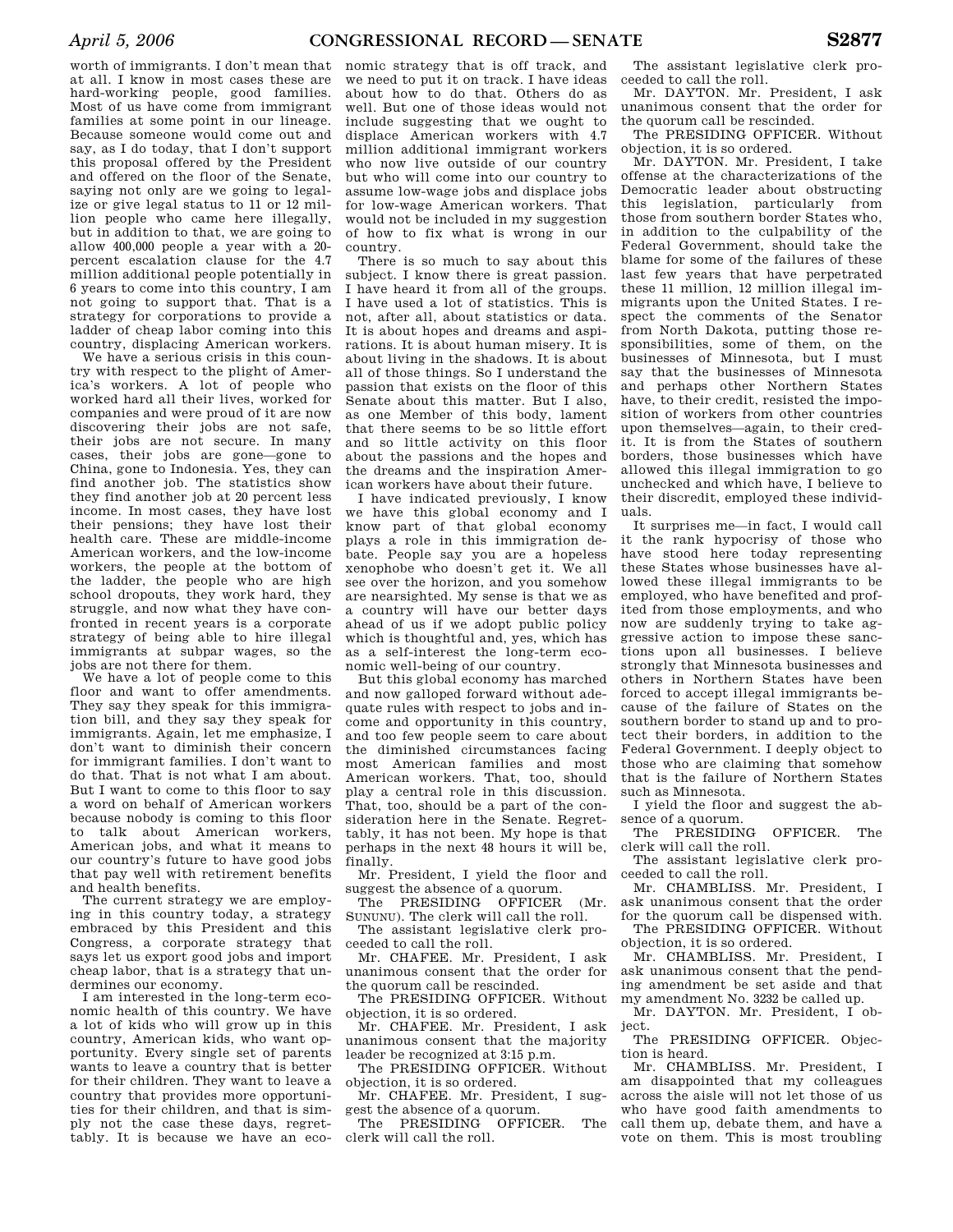worth of immigrants. I don't mean that at all. I know in most cases these are hard-working people, good families. Most of us have come from immigrant families at some point in our lineage. Because someone would come out and say, as I do today, that I don't support this proposal offered by the President and offered on the floor of the Senate, saying not only are we going to legalize or give legal status to 11 or 12 million people who came here illegally, but in addition to that, we are going to allow 400,000 people a year with a 20-percent escalation clause for the 4.7 million additional people potentially in 6 years to come into this country, I am not going to support that. That is a strategy for corporations to provide a ladder of cheap labor coming into this country, displacing American workers.

We have a serious crisis in this country with respect to the plight of America's workers. A lot of people who worked hard all their lives, worked for companies and were proud of it are now discovering their jobs are not safe, their jobs are not secure. In many cases, their jobs are gone—gone to China, gone to Indonesia. Yes, they can find another job. The statistics show they find another job at 20 percent less income. In most cases, they have lost their pensions; they have lost their health care. These are middle-income American workers, and the low-income workers, the people at the bottom of the ladder, the people who are high school dropouts, they work hard, they struggle, and now what they have confronted in recent years is a corporate strategy of being able to hire illegal immigrants at subpar wages, so the jobs are not there for them.

We have a lot of people come to this floor and want to offer amendments. They say they speak for this immigration bill, and they say they speak for immigrants. Again, let me emphasize, I don't want to diminish their concern for immigrant families. I don't want to do that. That is not what I am about. But I want to come to this floor to say a word on behalf of American workers because nobody is coming to this floor to talk about American workers, American jobs, and what it means to our country's future to have good jobs that pay well with retirement benefits and health benefits.

The current strategy we are employing in this country today, a strategy embraced by this President and this Congress, a corporate strategy that says let us export good jobs and import cheap labor, that is a strategy that undermines our economy.

I am interested in the long-term economic health of this country. We have a lot of kids who will grow up in this country, American kids, who want opportunity. Every single set of parents wants to leave a country that is better for their children. They want to leave a country that provides more opportunities for their children, and that is simply not the case these days, regrettably. It is because we have an economic strategy that is off track, and we need to put it on track. I have ideas about how to do that. Others do as well. But one of those ideas would not include suggesting that we ought to displace American workers with 4.7 million additional immigrant workers who now live outside of our country but who will come into our country to assume low-wage jobs and displace jobs for low-wage American workers. That would not be included in my suggestion of how to fix what is wrong in our country.

There is so much to say about this subject. I know there is great passion. I have heard it from all of the groups. I have used a lot of statistics. This is not, after all, about statistics or data. It is about hopes and dreams and aspirations. It is about human misery. It is about living in the shadows. It is about all of those things. So I understand the passion that exists on the floor of this Senate about this matter. But I also, as one Member of this body, lament that there seems to be so little effort and so little activity on this floor about the passions and the hopes and the dreams and the inspiration American workers have about their future.

I have indicated previously, I know we have this global economy and I know part of that global economy plays a role in this immigration debate. People say you are a hopeless xenophobe who doesn't get it. We all see over the horizon, and you somehow are nearsighted. My sense is that we as a country will have our better days ahead of us if we adopt public policy which is thoughtful and, yes, which has as a self-interest the long-term economic well-being of our country.

But this global economy has marched and now galloped forward without adequate rules with respect to jobs and income and opportunity in this country, and too few people seem to care about the diminished circumstances facing most American families and most American workers. That, too, should play a central role in this discussion. That, too, should be a part of the consideration here in the Senate. Regrettably, it has not been. My hope is that perhaps in the next 48 hours it will be, finally.

Mr. President, I yield the floor and suggest the absence of a quorum.

The PRESIDING OFFICER (Mr. SUNUNU). The clerk will call the roll.

The assistant legislative clerk proceeded to call the roll.

Mr. CHAFEE. Mr. President, I ask unanimous consent that the order for the quorum call be rescinded.

The PRESIDING OFFICER. Without objection, it is so ordered.

Mr. CHAFEE. Mr. President, I ask unanimous consent that the majority leader be recognized at 3:15 p.m.

The PRESIDING OFFICER. Without objection, it is so ordered.

Mr. CHAFEE. Mr. President, I suggest the absence of a quorum.

The PRESIDING OFFICER. The clerk will call the roll.

The assistant legislative clerk proceeded to call the roll.

Mr. DAYTON. Mr. President, I ask unanimous consent that the order for the quorum call be rescinded.

The PRESIDING OFFICER. Without objection, it is so ordered.

Mr. DAYTON. Mr. President, I take offense at the characterizations of the Democratic leader about obstructing this legislation, particularly from those from southern border States who, in addition to the culpability of the Federal Government, should take the blame for some of the failures of these last few years that have perpetrated these 11 million, 12 million illegal immigrants upon the United States. I respect the comments of the Senator from North Dakota, putting those responsibilities, some of them, on the businesses of Minnesota, but I must say that the businesses of Minnesota and perhaps other Northern States have, to their credit, resisted the imposition of workers from other countries upon themselves—again, to their credit. It is from the States of southern borders, those businesses which have allowed this illegal immigration to go unchecked and which have, I believe to their discredit, employed these individuals.

It surprises me—in fact, I would call it the rank hypocrisy of those who have stood here today representing these States whose businesses have allowed these illegal immigrants to be employed, who have benefited and profited from those employments, and who now are suddenly trying to take aggressive action to impose these sanctions upon all businesses. I believe strongly that Minnesota businesses and others in Northern States have been forced to accept illegal immigrants because of the failure of States on the southern border to stand up and to protect their borders, in addition to the Federal Government. I deeply object to those who are claiming that somehow that is the failure of Northern States such as Minnesota.

I yield the floor and suggest the absence of a quorum.

The PRESIDING OFFICER. The clerk will call the roll.

The assistant legislative clerk proceeded to call the roll.

Mr. CHAMBLISS. Mr. President, I ask unanimous consent that the order for the quorum call be dispensed with.

The PRESIDING OFFICER. Without objection, it is so ordered.

Mr. CHAMBLISS. Mr. President, I ask unanimous consent that the pending amendment be set aside and that my amendment No. 3232 be called up.

Mr. DAYTON. Mr. President, I object.

The PRESIDING OFFICER. Objection is heard.

Mr. CHAMBLISS. Mr. President, I am disappointed that my colleagues across the aisle will not let those of us who have good faith amendments to call them up, debate them, and have a vote on them. This is most troubling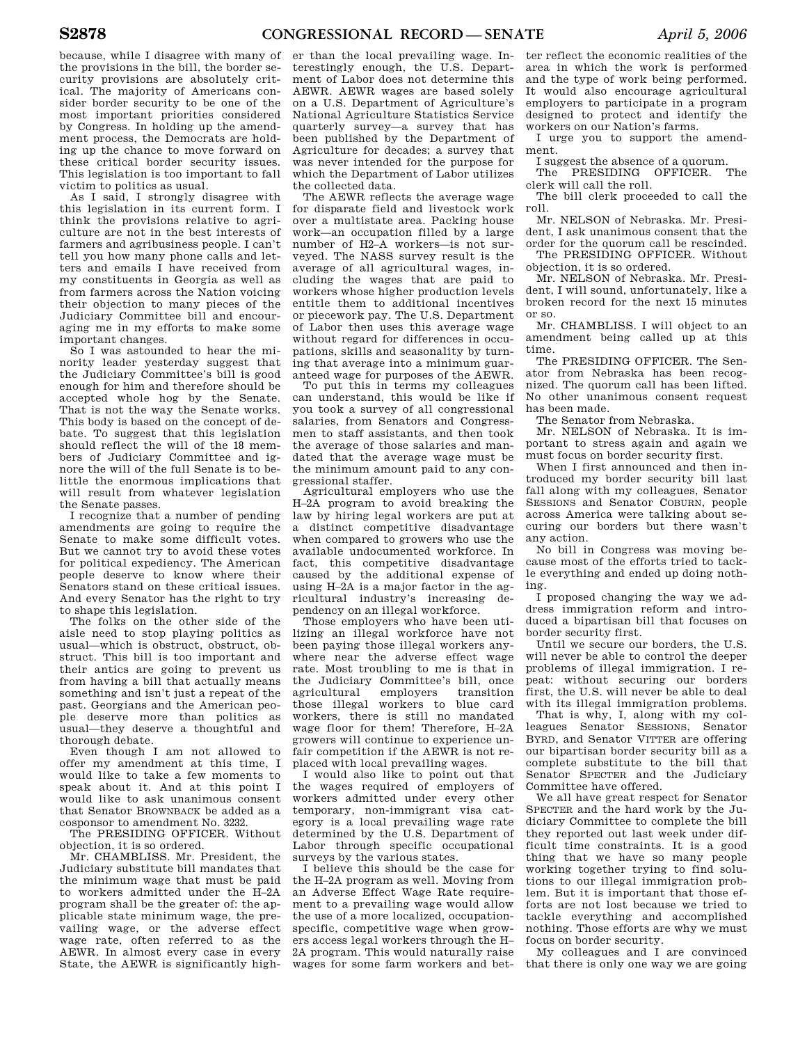because, while I disagree with many of the provisions in the bill, the border security provisions are absolutely critical. The majority of Americans consider border security to be one of the most important priorities considered by Congress. In holding up the amendment process, the Democrats are holding up the chance to move forward on these critical border security issues. This legislation is too important to fall victim to politics as usual.

As I said, I strongly disagree with this legislation in its current form. I think the provisions relative to agriculture are not in the best interests of farmers and agribusiness people. I can't tell you how many phone calls and letters and emails I have received from my constituents in Georgia as well as from farmers across the Nation voicing their objection to many pieces of the Judiciary Committee bill and encouraging me in my efforts to make some important changes.

So I was astounded to hear the minority leader yesterday suggest that the Judiciary Committee's bill is good enough for him and therefore should be accepted whole hog by the Senate. That is not the way the Senate works. This body is based on the concept of debate. To suggest that this legislation should reflect the will of the 18 members of Judiciary Committee and ignore the will of the full Senate is to belittle the enormous implications that will result from whatever legislation the Senate passes.

I recognize that a number of pending amendments are going to require the Senate to make some difficult votes. But we cannot try to avoid these votes for political expediency. The American people deserve to know where their Senators stand on these critical issues. And every Senator has the right to try to shape this legislation.

The folks on the other side of the aisle need to stop playing politics as usual—which is obstruct, obstruct, obstruct. This bill is too important and their antics are going to prevent us from having a bill that actually means something and isn't just a repeat of the past. Georgians and the American people deserve more than politics as usual—they deserve a thoughtful and thorough debate.

Even though I am not allowed to offer my amendment at this time, I would like to take a few moments to speak about it. And at this point I would like to ask unanimous consent that Senator BROWNBACK be added as a cosponsor to amendment No. 3232.

The PRESIDING OFFICER. Without objection, it is so ordered.

Mr. CHAMBLISS. Mr. President, the Judiciary substitute bill mandates that the minimum wage that must be paid to workers admitted under the H–2A program shall be the greater of: the applicable state minimum wage, the prevailing wage, or the adverse effect wage rate, often referred to as the AEWR. In almost every case in every State, the AEWR is significantly higher than the local prevailing wage. Interestingly enough, the U.S. Department of Labor does not determine this AEWR. AEWR wages are based solely on a U.S. Department of Agriculture's National Agriculture Statistics Service quarterly survey—a survey that has been published by the Department of Agriculture for decades; a survey that was never intended for the purpose for which the Department of Labor utilizes the collected data.

The AEWR reflects the average wage for disparate field and livestock work over a multistate area. Packing house work—an occupation filled by a large number of H2–A workers—is not surveyed. The NASS survey result is the average of all agricultural wages, including the wages that are paid to workers whose higher production levels entitle them to additional incentives or piecework pay. The U.S. Department of Labor then uses this average wage without regard for differences in occupations, skills and seasonality by turning that average into a minimum guaranteed wage for purposes of the AEWR.

To put this in terms my colleagues can understand, this would be like if you took a survey of all congressional salaries, from Senators and Congressmen to staff assistants, and then took the average of those salaries and mandated that the average wage must be the minimum amount paid to any congressional staffer.

Agricultural employers who use the H–2A program to avoid breaking the law by hiring legal workers are put at a distinct competitive disadvantage when compared to growers who use the available undocumented workforce. In fact, this competitive disadvantage caused by the additional expense of using H–2A is a major factor in the agricultural industry's increasing dependency on an illegal workforce.

Those employers who have been utilizing an illegal workforce have not been paying those illegal workers anywhere near the adverse effect wage rate. Most troubling to me is that in the Judiciary Committee's bill, once agricultural employers transition those illegal workers to blue card workers, there is still no mandated wage floor for them! Therefore, H–2A growers will continue to experience unfair competition if the AEWR is not replaced with local prevailing wages.

I would also like to point out that the wages required of employers of workers admitted under every other temporary, non-immigrant visa category is a local prevailing wage rate determined by the U.S. Department of Labor through specific occupational surveys by the various states.

I believe this should be the case for the H–2A program as well. Moving from an Adverse Effect Wage Rate requirement to a prevailing wage would allow the use of a more localized, occupation-specific, competitive wage when growers access legal workers through the H–2A program. This would naturally raise wages for some farm workers and better reflect the economic realities of the area in which the work is performed and the type of work being performed. It would also encourage agricultural employers to participate in a program designed to protect and identify the workers on our Nation's farms.

I urge you to support the amendment.

I suggest the absence of a quorum.

The PRESIDING OFFICER. The clerk will call the roll.

The bill clerk proceeded to call the roll.

Mr. NELSON of Nebraska. Mr. President, I ask unanimous consent that the order for the quorum call be rescinded.

The PRESIDING OFFICER. Without objection, it is so ordered.

Mr. NELSON of Nebraska. Mr. President, I will sound, unfortunately, like a broken record for the next 15 minutes or so.

Mr. CHAMBLISS. I will object to an amendment being called up at this time.

The PRESIDING OFFICER. The Senator from Nebraska has been recognized. The quorum call has been lifted. No other unanimous consent request has been made.

The Senator from Nebraska.

Mr. NELSON of Nebraska. It is important to stress again and again we must focus on border security first.

When I first announced and then introduced my border security bill last fall along with my colleagues, Senator SESSIONS and Senator COBURN, people across America were talking about securing our borders but there wasn't any action.

No bill in Congress was moving because most of the efforts tried to tackle everything and ended up doing nothing.

I proposed changing the way we address immigration reform and introduced a bipartisan bill that focuses on border security first.

Until we secure our borders, the U.S. will never be able to control the deeper problems of illegal immigration. I repeat: without securing our borders first, the U.S. will never be able to deal with its illegal immigration problems.

That is why, I, along with my colleagues Senator SESSIONS, Senator BYRD, and Senator VITTER are offering our bipartisan border security bill as a complete substitute to the bill that Senator SPECTER and the Judiciary Committee have offered.

We all have great respect for Senator SPECTER and the hard work by the Judiciary Committee to complete the bill they reported out last week under difficult time constraints. It is a good thing that we have so many people working together trying to find solutions to our illegal immigration problem. But it is important that those efforts are not lost because we tried to tackle everything and accomplished nothing. Those efforts are why we must focus on border security.

My colleagues and I are convinced that there is only one way we are going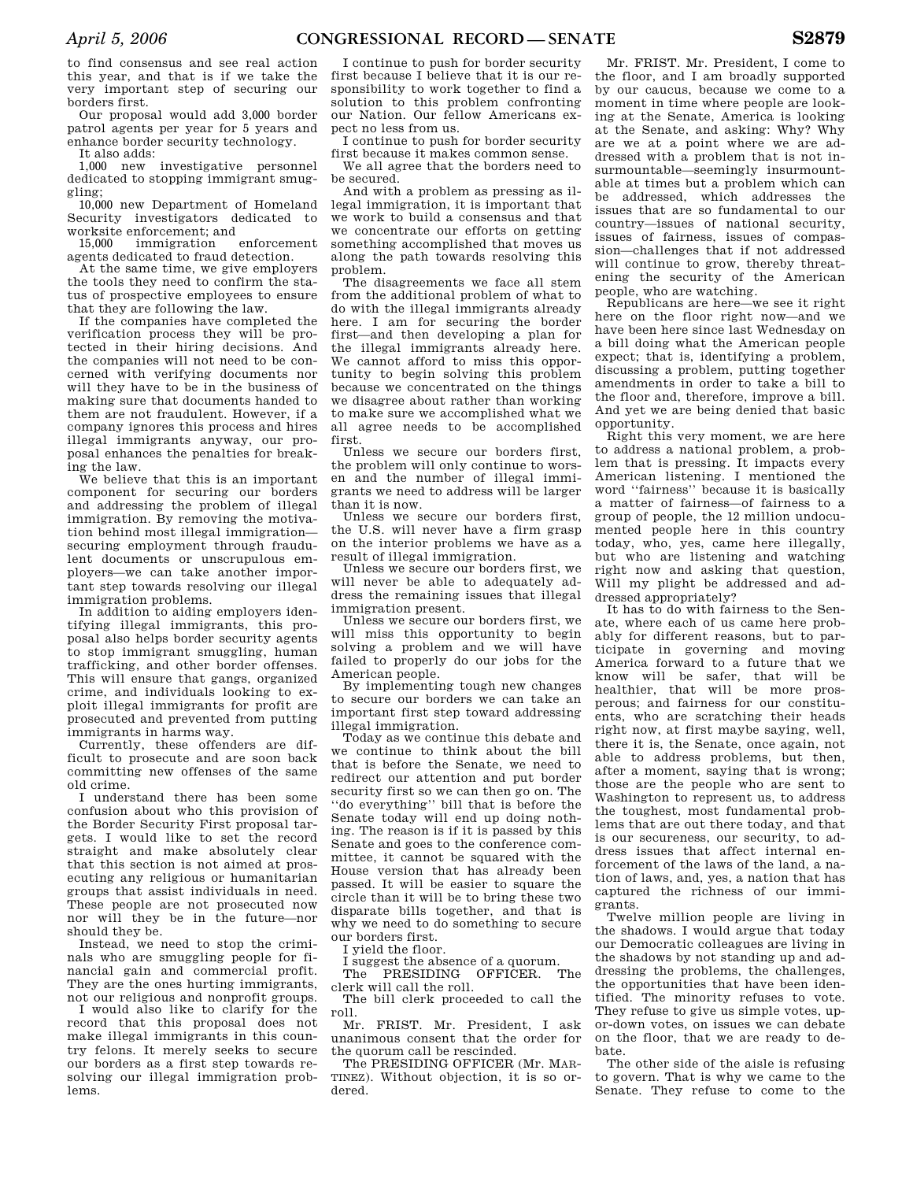to find consensus and see real action this year, and that is if we take the very important step of securing our borders first.

Our proposal would add 3,000 border patrol agents per year for 5 years and enhance border security technology.

It also adds:

1,000 new investigative personnel dedicated to stopping immigrant smuggling;

10,000 new Department of Homeland Security investigators dedicated to worksite enforcement; and

15,000 immigration enforcement agents dedicated to fraud detection.

At the same time, we give employers the tools they need to confirm the status of prospective employees to ensure that they are following the law.

If the companies have completed the verification process they will be protected in their hiring decisions. And the companies will not need to be concerned with verifying documents nor will they have to be in the business of making sure that documents handed to them are not fraudulent. However, if a company ignores this process and hires illegal immigrants anyway, our proposal enhances the penalties for breaking the law.

We believe that this is an important component for securing our borders and addressing the problem of illegal immigration. By removing the motivation behind most illegal immigration—securing employment through fraudulent documents or unscrupulous employers—we can take another important step towards resolving our illegal immigration problems.

In addition to aiding employers identifying illegal immigrants, this proposal also helps border security agents to stop immigrant smuggling, human trafficking, and other border offenses. This will ensure that gangs, organized crime, and individuals looking to exploit illegal immigrants for profit are prosecuted and prevented from putting immigrants in harms way.

Currently, these offenders are difficult to prosecute and are soon back committing new offenses of the same old crime.

I understand there has been some confusion about who this provision of the Border Security First proposal targets. I would like to set the record straight and make absolutely clear that this section is not aimed at prosecuting any religious or humanitarian groups that assist individuals in need. These people are not prosecuted now nor will they be in the future—nor should they be.

Instead, we need to stop the criminals who are smuggling people for financial gain and commercial profit. They are the ones hurting immigrants, not our religious and nonprofit groups.

I would also like to clarify for the record that this proposal does not make illegal immigrants in this country felons. It merely seeks to secure our borders as a first step towards resolving our illegal immigration problems.

I continue to push for border security first because I believe that it is our responsibility to work together to find a solution to this problem confronting our Nation. Our fellow Americans expect no less from us.

I continue to push for border security first because it makes common sense.

We all agree that the borders need to be secured.

And with a problem as pressing as illegal immigration, it is important that we work to build a consensus and that we concentrate our efforts on getting something accomplished that moves us along the path towards resolving this problem.

The disagreements we face all stem from the additional problem of what to do with the illegal immigrants already here. I am for securing the border first—and then developing a plan for the illegal immigrants already here. We cannot afford to miss this opportunity to begin solving this problem because we concentrated on the things we disagree about rather than working to make sure we accomplished what we all agree needs to be accomplished first.

Unless we secure our borders first, the problem will only continue to worsen and the number of illegal immigrants we need to address will be larger than it is now.

Unless we secure our borders first, the U.S. will never have a firm grasp on the interior problems we have as a result of illegal immigration.

Unless we secure our borders first, we will never be able to adequately address the remaining issues that illegal immigration present.

Unless we secure our borders first, we will miss this opportunity to begin solving a problem and we will have failed to properly do our jobs for the American people.

By implementing tough new changes to secure our borders we can take an important first step toward addressing illegal immigration.

Today as we continue this debate and we continue to think about the bill that is before the Senate, we need to redirect our attention and put border security first so we can then go on. The ''do everything'' bill that is before the Senate today will end up doing nothing. The reason is if it is passed by this Senate and goes to the conference committee, it cannot be squared with the House version that has already been passed. It will be easier to square the circle than it will be to bring these two disparate bills together, and that is why we need to do something to secure our borders first.

I yield the floor.

I suggest the absence of a quorum.

The PRESIDING OFFICER. The clerk will call the roll.

The bill clerk proceeded to call the roll.

Mr. FRIST. Mr. President, I ask unanimous consent that the order for the quorum call be rescinded.

The PRESIDING OFFICER (Mr. MARTINEZ). Without objection, it is so ordered.

Mr. FRIST. Mr. President, I come to the floor, and I am broadly supported by our caucus, because we come to a moment in time where people are looking at the Senate, America is looking at the Senate, and asking: Why? Why are we at a point where we are addressed with a problem that is not insurmountable—seemingly insurmountable at times but a problem which can be addressed, which addresses the issues that are so fundamental to our country—issues of national security, issues of fairness, issues of compassion—challenges that if not addressed will continue to grow, thereby threatening the security of the American people, who are watching.

Republicans are here—we see it right here on the floor right now—and we have been here since last Wednesday on a bill doing what the American people expect; that is, identifying a problem, discussing a problem, putting together amendments in order to take a bill to the floor and, therefore, improve a bill. And yet we are being denied that basic opportunity.

Right this very moment, we are here to address a national problem, a problem that is pressing. It impacts every American listening. I mentioned the word ''fairness'' because it is basically a matter of fairness—of fairness to a group of people, the 12 million undocumented people here in this country today, who, yes, came here illegally, but who are listening and watching right now and asking that question, Will my plight be addressed and addressed appropriately?

It has to do with fairness to the Senate, where each of us came here probably for different reasons, but to participate in governing and moving America forward to a future that we know will be safer, that will be healthier, that will be more prosperous; and fairness for our constituents, who are scratching their heads right now, at first maybe saying, well, there it is, the Senate, once again, not able to address problems, but then, after a moment, saying that is wrong; those are the people who are sent to Washington to represent us, to address the toughest, most fundamental problems that are out there today, and that is our secureness, our security, to address issues that affect internal enforcement of the laws of the land, a nation of laws, and, yes, a nation that has captured the richness of our immigrants.

Twelve million people are living in the shadows. I would argue that today our Democratic colleagues are living in the shadows by not standing up and addressing the problems, the challenges, the opportunities that have been identified. The minority refuses to vote. They refuse to give us simple votes, up-or-down votes, on issues we can debate on the floor, that we are ready to debate.

The other side of the aisle is refusing to govern. That is why we came to the Senate. They refuse to come to the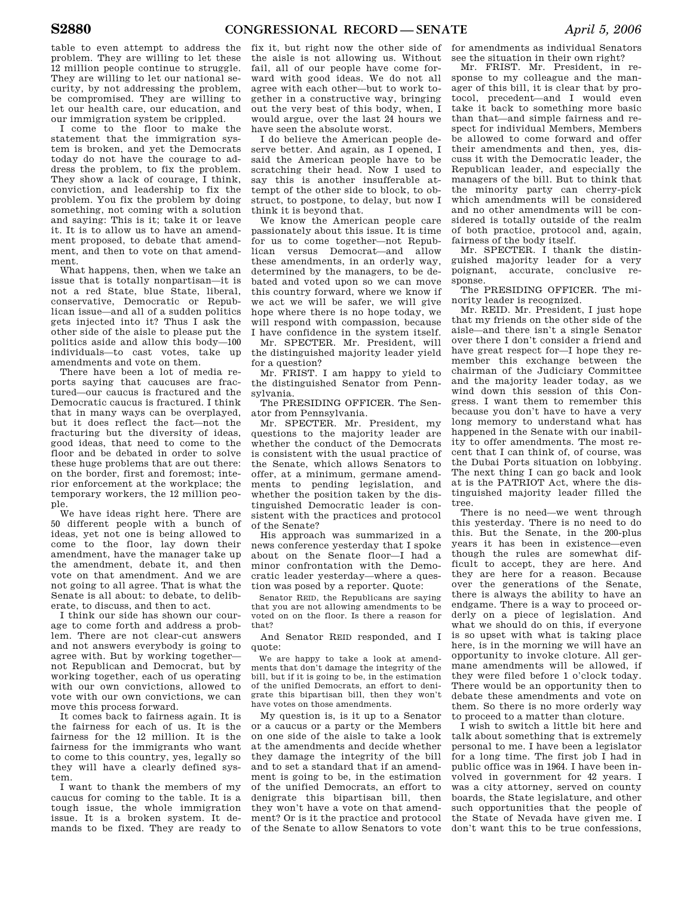table to even attempt to address the problem. They are willing to let these 12 million people continue to struggle. They are willing to let our national security, by not addressing the problem, be compromised. They are willing to let our health care, our education, and our immigration system be crippled.

I come to the floor to make the statement that the immigration system is broken, and yet the Democrats today do not have the courage to address the problem, to fix the problem. They show a lack of courage, I think, conviction, and leadership to fix the problem. You fix the problem by doing something, not coming with a solution and saying: This is it; take it or leave it. It is to allow us to have an amendment proposed, to debate that amendment, and then to vote on that amendment.

What happens, then, when we take an issue that is totally nonpartisan—it is not a red State, blue State, liberal, conservative, Democratic or Republican issue—and all of a sudden politics gets injected into it? Thus I ask the other side of the aisle to please put the politics aside and allow this body—100 individuals—to cast votes, take up amendments and vote on them.

There have been a lot of media reports saying that caucuses are fractured—our caucus is fractured and the Democratic caucus is fractured. I think that in many ways can be overplayed, but it does reflect the fact—not the fracturing but the diversity of ideas, good ideas, that need to come to the floor and be debated in order to solve these huge problems that are out there: on the border, first and foremost; interior enforcement at the workplace; the temporary workers, the 12 million people.

We have ideas right here. There are 50 different people with a bunch of ideas, yet not one is being allowed to come to the floor, lay down their amendment, have the manager take up the amendment, debate it, and then vote on that amendment. And we are not going to all agree. That is what the Senate is all about: to debate, to deliberate, to discuss, and then to act.

I think our side has shown our courage to come forth and address a problem. There are not clear-cut answers and not answers everybody is going to agree with. But by working together—not Republican and Democrat, but by working together, each of us operating with our own convictions, allowed to vote with our own convictions, we can move this process forward.

It comes back to fairness again. It is the fairness for each of us. It is the fairness for the 12 million. It is the fairness for the immigrants who want to come to this country, yes, legally so they will have a clearly defined system.

I want to thank the members of my caucus for coming to the table. It is a tough issue, the whole immigration issue. It is a broken system. It demands to be fixed. They are ready to fix it, but right now the other side of the aisle is not allowing us. Without fail, all of our people have come forward with good ideas. We do not all agree with each other—but to work together in a constructive way, bringing out the very best of this body, when, I would argue, over the last 24 hours we have seen the absolute worst.

I do believe the American people deserve better. And again, as I opened, I said the American people have to be scratching their head. Now I used to say this is another insufferable attempt of the other side to block, to obstruct, to postpone, to delay, but now I think it is beyond that.

We know the American people care passionately about this issue. It is time for us to come together—not Republican versus Democrat—and allow these amendments, in an orderly way, determined by the managers, to be debated and voted upon so we can move this country forward, where we know if we act we will be safer, we will give hope where there is no hope today, we will respond with compassion, because I have confidence in the system itself.

Mr. SPECTER. Mr. President, will the distinguished majority leader yield for a question?

Mr. FRIST. I am happy to yield to the distinguished Senator from Pennsylvania.

The PRESIDING OFFICER. The Senator from Pennsylvania.

Mr. SPECTER. Mr. President, my questions to the majority leader are whether the conduct of the Democrats is consistent with the usual practice of the Senate, which allows Senators to offer, at a minimum, germane amendments to pending legislation, and whether the position taken by the distinguished Democratic leader is consistent with the practices and protocol of the Senate?

His approach was summarized in a news conference yesterday that I spoke about on the Senate floor—I had a minor confrontation with the Democratic leader yesterday—where a question was posed by a reporter. Quote:

> Senator REID, the Republicans are saying that you are not allowing amendments to be voted on on the floor. Is there a reason for that?

And Senator REID responded, and I quote:

> We are happy to take a look at amendments that don't damage the integrity of the bill, but if it is going to be, in the estimation of the unified Democrats, an effort to denigrate this bipartisan bill, then they won't have votes on those amendments.

My question is, is it up to a Senator or a caucus or a party or the Members on one side of the aisle to take a look at the amendments and decide whether they damage the integrity of the bill and to set a standard that if an amendment is going to be, in the estimation of the unified Democrats, an effort to denigrate this bipartisan bill, then they won't have a vote on that amendment? Or is it the practice and protocol of the Senate to allow Senators to vote for amendments as individual Senators see the situation in their own right?

Mr. FRIST. Mr. President, in response to my colleague and the manager of this bill, it is clear that by protocol, precedent—and I would even take it back to something more basic than that—and simple fairness and respect for individual Members, Members be allowed to come forward and offer their amendments and then, yes, discuss it with the Democratic leader, the Republican leader, and especially the managers of the bill. But to think that the minority party can cherry-pick which amendments will be considered and no other amendments will be considered is totally outside of the realm of both practice, protocol and, again, fairness of the body itself.

Mr. SPECTER. I thank the distinguished majority leader for a very poignant, accurate, conclusive response.

The PRESIDING OFFICER. The minority leader is recognized.

Mr. REID. Mr. President, I just hope that my friends on the other side of the aisle—and there isn't a single Senator over there I don't consider a friend and have great respect for—I hope they remember this exchange between the chairman of the Judiciary Committee and the majority leader today, as we wind down this session of this Congress. I want them to remember this because you don't have to have a very long memory to understand what has happened in the Senate with our inability to offer amendments. The most recent that I can think of, of course, was the Dubai Ports situation on lobbying. The next thing I can go back and look at is the PATRIOT Act, where the distinguished majority leader filled the tree.

There is no need—we went through this yesterday. There is no need to do this. But the Senate, in the 200-plus years it has been in existence—even though the rules are somewhat difficult to accept, they are here. And they are here for a reason. Because over the generations of the Senate, there is always the ability to have an endgame. There is a way to proceed orderly on a piece of legislation. And what we should do on this, if everyone is so upset with what is taking place here, is in the morning we will have an opportunity to invoke cloture. All germane amendments will be allowed, if they were filed before 1 o'clock today. There would be an opportunity then to debate these amendments and vote on them. So there is no more orderly way to proceed to a matter than cloture.

I wish to switch a little bit here and talk about something that is extremely personal to me. I have been a legislator for a long time. The first job I had in public office was in 1964. I have been involved in government for 42 years. I was a city attorney, served on county boards, the State legislature, and other such opportunities that the people of the State of Nevada have given me. I don't want this to be true confessions,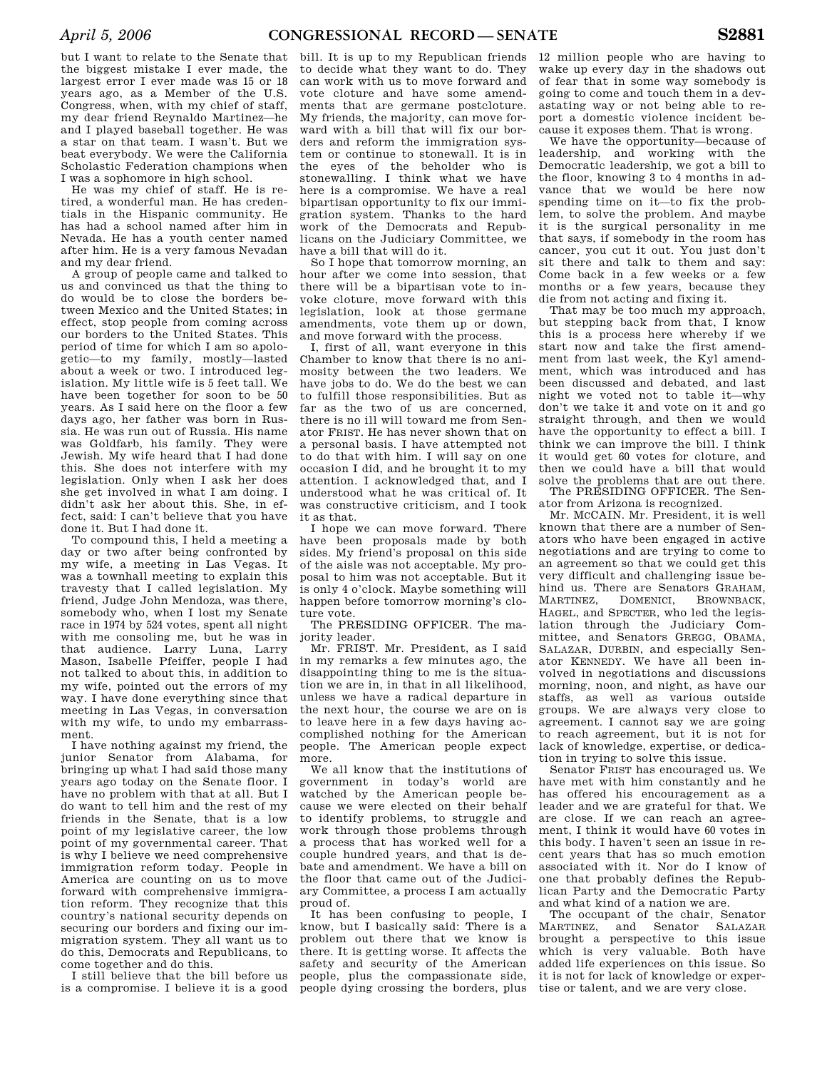but I want to relate to the Senate that the biggest mistake I ever made, the largest error I ever made was 15 or 18 years ago, as a Member of the U.S. Congress, when, with my chief of staff, my dear friend Reynaldo Martinez—he and I played baseball together. He was a star on that team. I wasn't. But we beat everybody. We were the California Scholastic Federation champions when I was a sophomore in high school.

He was my chief of staff. He is retired, a wonderful man. He has credentials in the Hispanic community. He has had a school named after him in Nevada. He has a youth center named after him. He is a very famous Nevadan and my dear friend.

A group of people came and talked to us and convinced us that the thing to do would be to close the borders between Mexico and the United States; in effect, stop people from coming across our borders to the United States. This period of time for which I am so apologetic—to my family, mostly—lasted about a week or two. I introduced legislation. My little wife is 5 feet tall. We have been together for soon to be 50 years. As I said here on the floor a few days ago, her father was born in Russia. He was run out of Russia. His name was Goldfarb, his family. They were Jewish. My wife heard that I had done this. She does not interfere with my legislation. Only when I ask her does she get involved in what I am doing. I didn't ask her about this. She, in effect, said: I can't believe that you have done it. But I had done it.

To compound this, I held a meeting a day or two after being confronted by my wife, a meeting in Las Vegas. It was a townhall meeting to explain this travesty that I called legislation. My friend, Judge John Mendoza, was there, somebody who, when I lost my Senate race in 1974 by 524 votes, spent all night with me consoling me, but he was in that audience. Larry Luna, Larry Mason, Isabelle Pfeiffer, people I had not talked to about this, in addition to my wife, pointed out the errors of my way. I have done everything since that meeting in Las Vegas, in conversation with my wife, to undo my embarrassment.

I have nothing against my friend, the junior Senator from Alabama, for bringing up what I had said those many years ago today on the Senate floor. I have no problem with that at all. But I do want to tell him and the rest of my friends in the Senate, that is a low point of my legislative career, the low point of my governmental career. That is why I believe we need comprehensive immigration reform today. People in America are counting on us to move forward with comprehensive immigration reform. They recognize that this country's national security depends on securing our borders and fixing our immigration system. They all want us to do this, Democrats and Republicans, to come together and do this.

I still believe that the bill before us is a compromise. I believe it is a good bill. It is up to my Republican friends to decide what they want to do. They can work with us to move forward and vote cloture and have some amendments that are germane postcloture. My friends, the majority, can move forward with a bill that will fix our borders and reform the immigration system or continue to stonewall. It is in the eyes of the beholder who is stonewalling. I think what we have here is a compromise. We have a real bipartisan opportunity to fix our immigration system. Thanks to the hard work of the Democrats and Republicans on the Judiciary Committee, we have a bill that will do it.

So I hope that tomorrow morning, an hour after we come into session, that there will be a bipartisan vote to invoke cloture, move forward with this legislation, look at those germane amendments, vote them up or down, and move forward with the process.

I, first of all, want everyone in this Chamber to know that there is no animosity between the two leaders. We have jobs to do. We do the best we can to fulfill those responsibilities. But as far as the two of us are concerned, there is no ill will toward me from Senator FRIST. He has never shown that on a personal basis. I have attempted not to do that with him. I will say on one occasion I did, and he brought it to my attention. I acknowledged that, and I understood what he was critical of. It was constructive criticism, and I took it as that.

I hope we can move forward. There have been proposals made by both sides. My friend's proposal on this side of the aisle was not acceptable. My proposal to him was not acceptable. But it is only 4 o'clock. Maybe something will happen before tomorrow morning's cloture vote.

The PRESIDING OFFICER. The majority leader.

Mr. FRIST. Mr. President, as I said in my remarks a few minutes ago, the disappointing thing to me is the situation we are in, in that in all likelihood, unless we have a radical departure in the next hour, the course we are on is to leave here in a few days having accomplished nothing for the American people. The American people expect more.

We all know that the institutions of government in today's world are watched by the American people because we were elected on their behalf to identify problems, to struggle and work through those problems through a process that has worked well for a couple hundred years, and that is debate and amendment. We have a bill on the floor that came out of the Judiciary Committee, a process I am actually proud of.

It has been confusing to people, I know, but I basically said: There is a problem out there that we know is there. It is getting worse. It affects the safety and security of the American people, plus the compassionate side, people dying crossing the borders, plus 12 million people who are having to wake up every day in the shadows out of fear that in some way somebody is going to come and touch them in a devastating way or not being able to report a domestic violence incident because it exposes them. That is wrong.

We have the opportunity—because of leadership, and working with the Democratic leadership, we got a bill to the floor, knowing 3 to 4 months in advance that we would be here now spending time on it—to fix the problem, to solve the problem. And maybe it is the surgical personality in me that says, if somebody in the room has cancer, you cut it out. You just don't sit there and talk to them and say: Come back in a few weeks or a few months or a few years, because they die from not acting and fixing it.

That may be too much my approach, but stepping back from that, I know this is a process here whereby if we start now and take the first amendment from last week, the Kyl amendment, which was introduced and has been discussed and debated, and last night we voted not to table it—why don't we take it and vote on it and go straight through, and then we would have the opportunity to effect a bill. I think we can improve the bill. I think it would get 60 votes for cloture, and then we could have a bill that would solve the problems that are out there.

The PRESIDING OFFICER. The Senator from Arizona is recognized.

Mr. MCCAIN. Mr. President, it is well known that there are a number of Senators who have been engaged in active negotiations and are trying to come to an agreement so that we could get this very difficult and challenging issue behind us. There are Senators GRAHAM, MARTINEZ, DOMENICI, BROWNBACK, HAGEL, and SPECTER, who led the legislation through the Judiciary Committee, and Senators GREGG, OBAMA, SALAZAR, DURBIN, and especially Senator KENNEDY. We have all been involved in negotiations and discussions morning, noon, and night, as have our staffs, as well as various outside groups. We are always very close to agreement. I cannot say we are going to reach agreement, but it is not for lack of knowledge, expertise, or dedication in trying to solve this issue.

Senator FRIST has encouraged us. We have met with him constantly and he has offered his encouragement as a leader and we are grateful for that. We are close. If we can reach an agreement, I think it would have 60 votes in this body. I haven't seen an issue in recent years that has so much emotion associated with it. Nor do I know of one that probably defines the Republican Party and the Democratic Party and what kind of a nation we are.

The occupant of the chair, Senator MARTINEZ, and Senator SALAZAR brought a perspective to this issue which is very valuable. Both have added life experiences on this issue. So it is not for lack of knowledge or expertise or talent, and we are very close.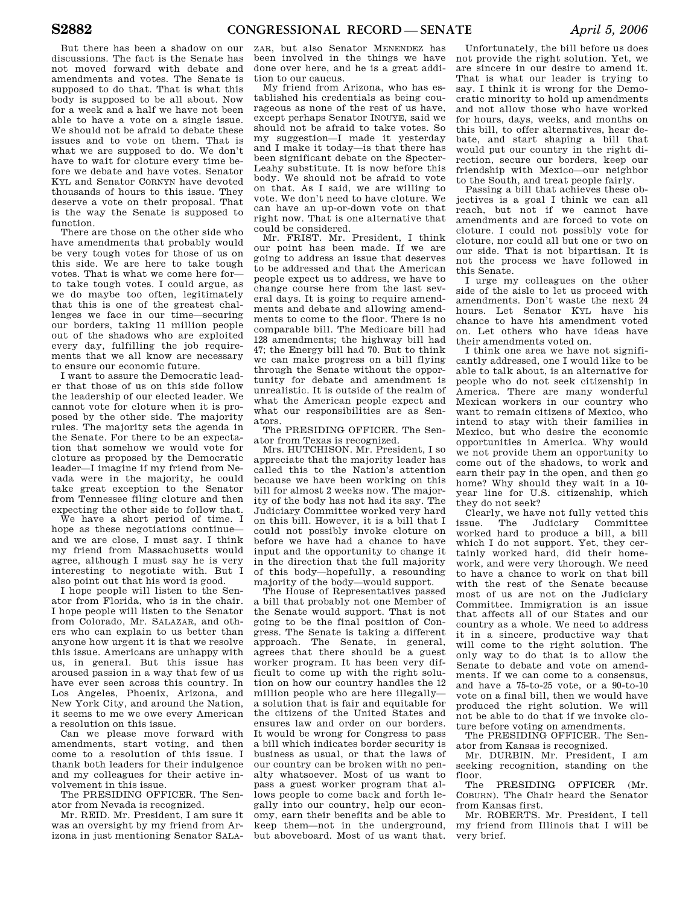But there has been a shadow on our discussions. The fact is the Senate has not moved forward with debate and amendments and votes. The Senate is supposed to do that. That is what this body is supposed to be all about. Now for a week and a half we have not been able to have a vote on a single issue. We should not be afraid to debate these issues and to vote on them. That is what we are supposed to do. We don't have to wait for cloture every time before we debate and have votes. Senator KYL and Senator CORNYN have devoted thousands of hours to this issue. They deserve a vote on their proposal. That is the way the Senate is supposed to function.

There are those on the other side who have amendments that probably would be very tough votes for those of us on this side. We are here to take tough votes. That is what we come here for—to take tough votes. I could argue, as we do maybe too often, legitimately that this is one of the greatest challenges we face in our time—securing our borders, taking 11 million people out of the shadows who are exploited every day, fulfilling the job requirements that we all know are necessary to ensure our economic future.

I want to assure the Democratic leader that those of us on this side follow the leadership of our elected leader. We cannot vote for cloture when it is proposed by the other side. The majority rules. The majority sets the agenda in the Senate. For there to be an expectation that somehow we would vote for cloture as proposed by the Democratic leader—I imagine if my friend from Nevada were in the majority, he could take great exception to the Senator from Tennessee filing cloture and then expecting the other side to follow that.

We have a short period of time. I hope as these negotiations continue—and we are close, I must say. I think my friend from Massachusetts would agree, although I must say he is very interesting to negotiate with. But I also point out that his word is good.

I hope people will listen to the Senator from Florida, who is in the chair. I hope people will listen to the Senator from Colorado, Mr. SALAZAR, and others who can explain to us better than anyone how urgent it is that we resolve this issue. Americans are unhappy with us, in general. But this issue has aroused passion in a way that few of us have ever seen across this country. In Los Angeles, Phoenix, Arizona, and New York City, and around the Nation, it seems to me we owe every American a resolution on this issue.

Can we please move forward with amendments, start voting, and then come to a resolution of this issue. I thank both leaders for their indulgence and my colleagues for their active involvement in this issue.

The PRESIDING OFFICER. The Senator from Nevada is recognized.

Mr. REID. Mr. President, I am sure it was an oversight by my friend from Arizona in just mentioning Senator SALAZAR, but also Senator MENENDEZ has been involved in the things we have done over here, and he is a great addition to our caucus.

My friend from Arizona, who has established his credentials as being courageous as none of the rest of us have, except perhaps Senator INOUYE, said we should not be afraid to take votes. So my suggestion—I made it yesterday and I make it today—is that there has been significant debate on the Specter-Leahy substitute. It is now before this body. We should not be afraid to vote on that. As I said, we are willing to vote. We don't need to have cloture. We can have an up-or-down vote on that right now. That is one alternative that could be considered.

Mr. FRIST. Mr. President, I think our point has been made. If we are going to address an issue that deserves to be addressed and that the American people expect us to address, we have to change course here from the last several days. It is going to require amendments and debate and allowing amendments to come to the floor. There is no comparable bill. The Medicare bill had 128 amendments; the highway bill had 47; the Energy bill had 70. But to think we can make progress on a bill flying through the Senate without the opportunity for debate and amendment is unrealistic. It is outside of the realm of what the American people expect and what our responsibilities are as Senators.

The PRESIDING OFFICER. The Senator from Texas is recognized.

Mrs. HUTCHISON. Mr. President, I so appreciate that the majority leader has called this to the Nation's attention because we have been working on this bill for almost 2 weeks now. The majority of the body has not had its say. The Judiciary Committee worked very hard on this bill. However, it is a bill that I could not possibly invoke cloture on before we have had a chance to have input and the opportunity to change it in the direction that the full majority of this body—hopefully, a resounding majority of the body—would support.

The House of Representatives passed a bill that probably not one Member of the Senate would support. That is not going to be the final position of Congress. The Senate is taking a different approach. The Senate, in general, agrees that there should be a guest worker program. It has been very difficult to come up with the right solution on how our country handles the 12 million people who are here illegally—a solution that is fair and equitable for the citizens of the United States and ensures law and order on our borders. It would be wrong for Congress to pass a bill which indicates border security is business as usual, or that the laws of our country can be broken with no penalty whatsoever. Most of us want to pass a guest worker program that allows people to come back and forth legally into our country, help our economy, earn their benefits and be able to keep them—not in the underground, but aboveboard. Most of us want that.

Unfortunately, the bill before us does not provide the right solution. Yet, we are sincere in our desire to amend it. That is what our leader is trying to say. I think it is wrong for the Democratic minority to hold up amendments and not allow those who have worked for hours, days, weeks, and months on this bill, to offer alternatives, hear debate, and start shaping a bill that would put our country in the right direction, secure our borders, keep our friendship with Mexico—our neighbor to the South, and treat people fairly.

Passing a bill that achieves these objectives is a goal I think we can all reach, but not if we cannot have amendments and are forced to vote on cloture. I could not possibly vote for cloture, nor could all but one or two on our side. That is not bipartisan. It is not the process we have followed in this Senate.

I urge my colleagues on the other side of the aisle to let us proceed with amendments. Don't waste the next 24 hours. Let Senator KYL have his chance to have his amendment voted on. Let others who have ideas have their amendments voted on.

I think one area we have not significantly addressed, one I would like to be able to talk about, is an alternative for people who do not seek citizenship in America. There are many wonderful Mexican workers in our country who want to remain citizens of Mexico, who intend to stay with their families in Mexico, but who desire the economic opportunities in America. Why would we not provide them an opportunity to come out of the shadows, to work and earn their pay in the open, and then go home? Why should they wait in a 10-year line for U.S. citizenship, which they do not seek?

Clearly, we have not fully vetted this issue. The Judiciary Committee worked hard to produce a bill, a bill which I do not support. Yet, they certainly worked hard, did their homework, and were very thorough. We need to have a chance to work on that bill with the rest of the Senate because most of us are not on the Judiciary Committee. Immigration is an issue that affects all of our States and our country as a whole. We need to address it in a sincere, productive way that will come to the right solution. The only way to do that is to allow the Senate to debate and vote on amendments. If we can come to a consensus, and have a 75-to-25 vote, or a 90-to-10 vote on a final bill, then we would have produced the right solution. We will not be able to do that if we invoke cloture before voting on amendments.

The PRESIDING OFFICER. The Senator from Kansas is recognized.

Mr. DURBIN. Mr. President, I am seeking recognition, standing on the floor.

The PRESIDING OFFICER (Mr. COBURN). The Chair heard the Senator from Kansas first.

Mr. ROBERTS. Mr. President, I tell my friend from Illinois that I will be very brief.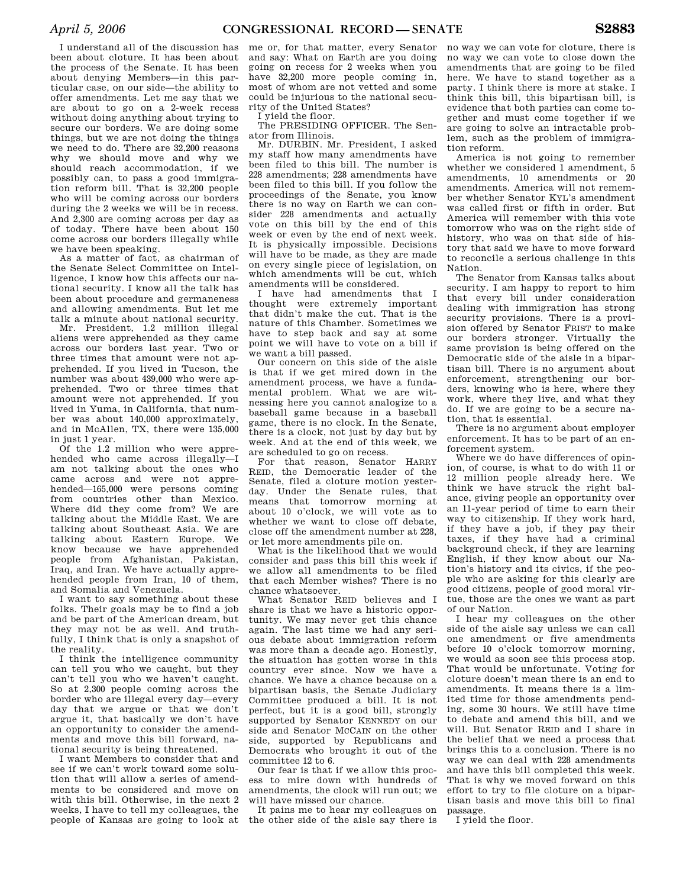I understand all of the discussion has been about cloture. It has been about the process of the Senate. It has been about denying Members—in this particular case, on our side—the ability to offer amendments. Let me say that we are about to go on a 2-week recess without doing anything about trying to secure our borders. We are doing some things, but we are not doing the things we need to do. There are 32,200 reasons why we should move and why we should reach accommodation, if we possibly can, to pass a good immigration reform bill. That is 32,200 people who will be coming across our borders during the 2 weeks we will be in recess. And 2,300 are coming across per day as of today. There have been about 150 come across our borders illegally while we have been speaking.

As a matter of fact, as chairman of the Senate Select Committee on Intelligence, I know how this affects our national security. I know all the talk has been about procedure and germaneness and allowing amendments. But let me talk a minute about national security.

Mr. President, 1.2 million illegal aliens were apprehended as they came across our borders last year. Two or three times that amount were not apprehended. If you lived in Tucson, the number was about 439,000 who were apprehended. Two or three times that amount were not apprehended. If you lived in Yuma, in California, that number was about 140,000 approximately, and in McAllen, TX, there were 135,000 in just 1 year.

Of the 1.2 million who were apprehended who came across illegally—I am not talking about the ones who came across and were not apprehended—165,000 were persons coming from countries other than Mexico. Where did they come from? We are talking about the Middle East. We are talking about Southeast Asia. We are talking about Eastern Europe. We know because we have apprehended people from Afghanistan, Pakistan, Iraq, and Iran. We have actually apprehended people from Iran, 10 of them, and Somalia and Venezuela.

I want to say something about these folks. Their goals may be to find a job and be part of the American dream, but they may not be as well. And truthfully, I think that is only a snapshot of the reality.

I think the intelligence community can tell you who we caught, but they can't tell you who we haven't caught. So at 2,300 people coming across the border who are illegal every day—every day that we argue or that we don't argue it, that basically we don't have an opportunity to consider the amendments and move this bill forward, national security is being threatened.

I want Members to consider that and see if we can't work toward some solution that will allow a series of amendments to be considered and move on with this bill. Otherwise, in the next 2 weeks, I have to tell my colleagues, the people of Kansas are going to look at me or, for that matter, every Senator and say: What on Earth are you doing going on recess for 2 weeks when you have 32,200 more people coming in, most of whom are not vetted and some could be injurious to the national security of the United States?

I yield the floor.

The PRESIDING OFFICER. The Senator from Illinois.

Mr. DURBIN. Mr. President, I asked my staff how many amendments have been filed to this bill. The number is 228 amendments; 228 amendments have been filed to this bill. If you follow the proceedings of the Senate, you know there is no way on Earth we can consider 228 amendments and actually vote on this bill by the end of this week or even by the end of next week. It is physically impossible. Decisions will have to be made, as they are made on every single piece of legislation, on which amendments will be cut, which amendments will be considered.

I have had amendments that I thought were extremely important that didn't make the cut. That is the nature of this Chamber. Sometimes we have to step back and say at some point we will have to vote on a bill if we want a bill passed.

Our concern on this side of the aisle is that if we get mired down in the amendment process, we have a fundamental problem. What we are witnessing here you cannot analogize to a baseball game because in a baseball game, there is no clock. In the Senate, there is a clock, not just by day but by week. And at the end of this week, we are scheduled to go on recess.

For that reason, Senator HARRY REID, the Democratic leader of the Senate, filed a cloture motion yesterday. Under the Senate rules, that means that tomorrow morning at about 10 o'clock, we will vote as to whether we want to close off debate, close off the amendment number at 228, or let more amendments pile on.

What is the likelihood that we would consider and pass this bill this week if we allow all amendments to be filed that each Member wishes? There is no chance whatsoever.

What Senator REID believes and I share is that we have a historic opportunity. We may never get this chance again. The last time we had any serious debate about immigration reform was more than a decade ago. Honestly, the situation has gotten worse in this country ever since. Now we have a chance. We have a chance because on a bipartisan basis, the Senate Judiciary Committee produced a bill. It is not perfect, but it is a good bill, strongly supported by Senator KENNEDY on our side and Senator MCCAIN on the other side, supported by Republicans and Democrats who brought it out of the committee 12 to 6.

Our fear is that if we allow this process to mire down with hundreds of amendments, the clock will run out; we will have missed our chance.

It pains me to hear my colleagues on the other side of the aisle say there is no way we can vote for cloture, there is no way we can vote to close down the amendments that are going to be filed here. We have to stand together as a party. I think there is more at stake. I think this bill, this bipartisan bill, is evidence that both parties can come together and must come together if we are going to solve an intractable problem, such as the problem of immigration reform.

America is not going to remember whether we considered 1 amendment, 5 amendments, 10 amendments or 20 amendments. America will not remember whether Senator KYL's amendment was called first or fifth in order. But America will remember with this vote tomorrow who was on the right side of history, who was on that side of history that said we have to move forward to reconcile a serious challenge in this Nation.

The Senator from Kansas talks about security. I am happy to report to him that every bill under consideration dealing with immigration has strong security provisions. There is a provision offered by Senator FRIST to make our borders stronger. Virtually the same provision is being offered on the Democratic side of the aisle in a bipartisan bill. There is no argument about enforcement, strengthening our borders, knowing who is here, where they work, where they live, and what they do. If we are going to be a secure nation, that is essential.

There is no argument about employer enforcement. It has to be part of an enforcement system.

Where we do have differences of opinion, of course, is what to do with 11 or 12 million people already here. We think we have struck the right balance, giving people an opportunity over an 11-year period of time to earn their way to citizenship. If they work hard, if they have a job, if they pay their taxes, if they have had a criminal background check, if they are learning English, if they know about our Nation's history and its civics, if the people who are asking for this clearly are good citizens, people of good moral virtue, those are the ones we want as part of our Nation.

I hear my colleagues on the other side of the aisle say unless we can call one amendment or five amendments before 10 o'clock tomorrow morning, we would as soon see this process stop. That would be unfortunate. Voting for cloture doesn't mean there is an end to amendments. It means there is a limited time for those amendments pending, some 30 hours. We still have time to debate and amend this bill, and we will. But Senator REID and I share in the belief that we need a process that brings this to a conclusion. There is no way we can deal with 228 amendments and have this bill completed this week. That is why we moved forward on this effort to try to file cloture on a bipartisan basis and move this bill to final passage.

I yield the floor.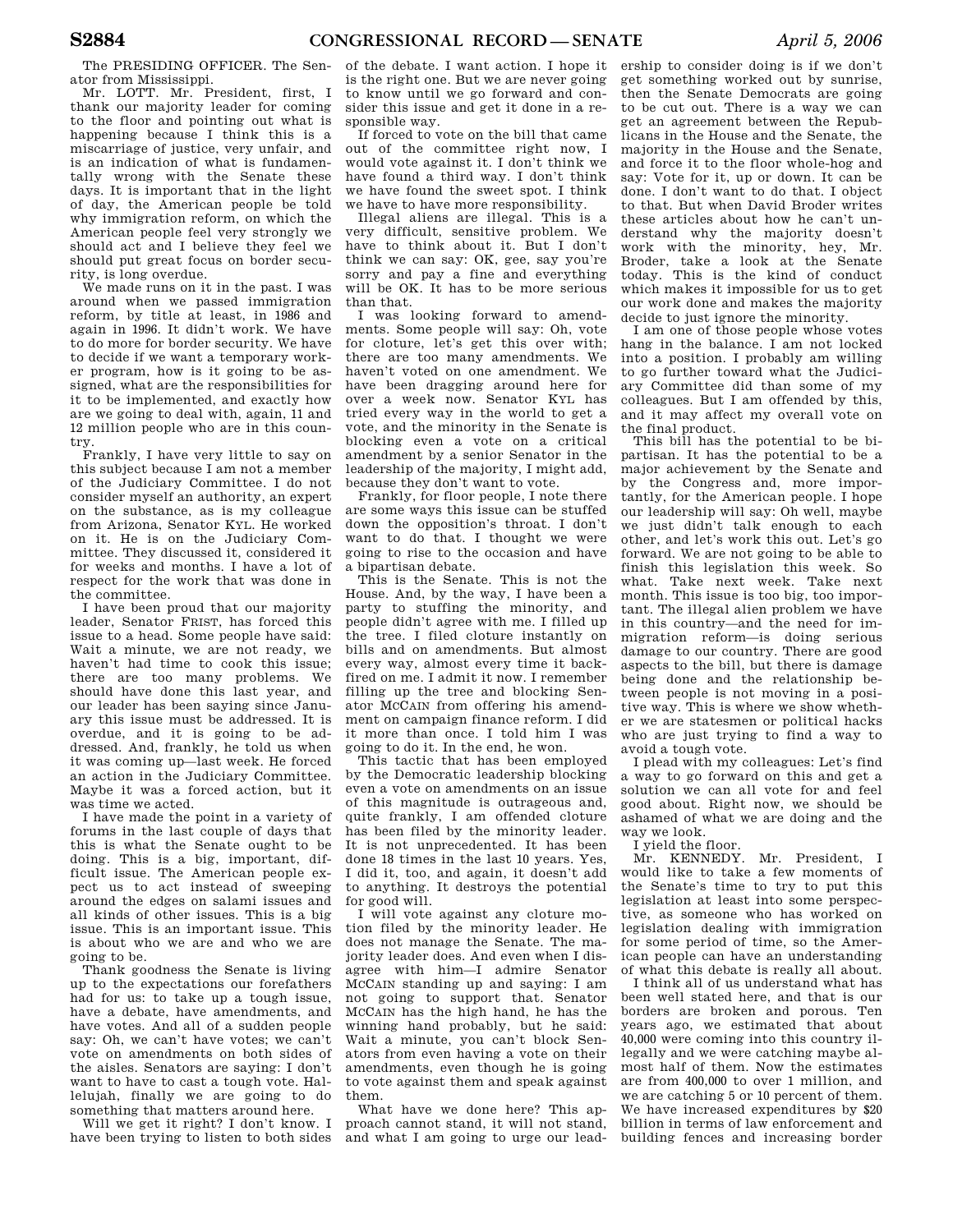The PRESIDING OFFICER. The Senator from Mississippi.

Mr. LOTT. Mr. President, first, I thank our majority leader for coming to the floor and pointing out what is happening because I think this is a miscarriage of justice, very unfair, and is an indication of what is fundamentally wrong with the Senate these days. It is important that in the light of day, the American people be told why immigration reform, on which the American people feel very strongly we should act and I believe they feel we should put great focus on border security, is long overdue.

We made runs on it in the past. I was around when we passed immigration reform, by title at least, in 1986 and again in 1996. It didn't work. We have to do more for border security. We have to decide if we want a temporary worker program, how is it going to be assigned, what are the responsibilities for it to be implemented, and exactly how are we going to deal with, again, 11 and 12 million people who are in this country.

Frankly, I have very little to say on this subject because I am not a member of the Judiciary Committee. I do not consider myself an authority, an expert on the substance, as is my colleague from Arizona, Senator KYL. He worked on it. He is on the Judiciary Committee. They discussed it, considered it for weeks and months. I have a lot of respect for the work that was done in the committee.

I have been proud that our majority leader, Senator FRIST, has forced this issue to a head. Some people have said: Wait a minute, we are not ready, we haven't had time to cook this issue; there are too many problems. We should have done this last year, and our leader has been saying since January this issue must be addressed. It is overdue, and it is going to be addressed. And, frankly, he told us when it was coming up—last week. He forced an action in the Judiciary Committee. Maybe it was a forced action, but it was time we acted.

I have made the point in a variety of forums in the last couple of days that this is what the Senate ought to be doing. This is a big, important, difficult issue. The American people expect us to act instead of sweeping around the edges on salami issues and all kinds of other issues. This is a big issue. This is an important issue. This is about who we are and who we are going to be.

Thank goodness the Senate is living up to the expectations our forefathers had for us: to take up a tough issue, have a debate, have amendments, and have votes. And all of a sudden people say: Oh, we can't have votes; we can't vote on amendments on both sides of the aisles. Senators are saying: I don't want to have to cast a tough vote. Hallelujah, finally we are going to do something that matters around here.

Will we get it right? I don't know. I have been trying to listen to both sides of the debate. I want action. I hope it is the right one. But we are never going to know until we go forward and consider this issue and get it done in a responsible way.

If forced to vote on the bill that came out of the committee right now, I would vote against it. I don't think we have found a third way. I don't think we have found the sweet spot. I think we have to have more responsibility.

Illegal aliens are illegal. This is a very difficult, sensitive problem. We have to think about it. But I don't think we can say: OK, gee, say you're sorry and pay a fine and everything will be OK. It has to be more serious than that.

I was looking forward to amendments. Some people will say: Oh, vote for cloture, let's get this over with; there are too many amendments. We haven't voted on one amendment. We have been dragging around here for over a week now. Senator KYL has tried every way in the world to get a vote, and the minority in the Senate is blocking even a vote on a critical amendment by a senior Senator in the leadership of the majority, I might add, because they don't want to vote.

Frankly, for floor people, I note there are some ways this issue can be stuffed down the opposition's throat. I don't want to do that. I thought we were going to rise to the occasion and have a bipartisan debate.

This is the Senate. This is not the House. And, by the way, I have been a party to stuffing the minority, and people didn't agree with me. I filled up the tree. I filed cloture instantly on bills and on amendments. But almost every way, almost every time it backfired on me. I admit it now. I remember filling up the tree and blocking Senator MCCAIN from offering his amendment on campaign finance reform. I did it more than once. I told him I was going to do it. In the end, he won.

This tactic that has been employed by the Democratic leadership blocking even a vote on amendments on an issue of this magnitude is outrageous and, quite frankly, I am offended cloture has been filed by the minority leader. It is not unprecedented. It has been done 18 times in the last 10 years. Yes, I did it, too, and again, it doesn't add to anything. It destroys the potential for good will.

I will vote against any cloture motion filed by the minority leader. He does not manage the Senate. The majority leader does. And even when I disagree with him—I admire Senator MCCAIN standing up and saying: I am not going to support that. Senator MCCAIN has the high hand, he has the winning hand probably, but he said: Wait a minute, you can't block Senators from even having a vote on their amendments, even though he is going to vote against them and speak against them.

What have we done here? This approach cannot stand, it will not stand, and what I am going to urge our leadership to consider doing is if we don't get something worked out by sunrise, then the Senate Democrats are going to be cut out. There is a way we can get an agreement between the Republicans in the House and the Senate, the majority in the House and the Senate, and force it to the floor whole-hog and say: Vote for it, up or down. It can be done. I don't want to do that. I object to that. But when David Broder writes these articles about how he can't understand why the majority doesn't work with the minority, hey, Mr. Broder, take a look at the Senate today. This is the kind of conduct which makes it impossible for us to get our work done and makes the majority decide to just ignore the minority.

I am one of those people whose votes hang in the balance. I am not locked into a position. I probably am willing to go further toward what the Judiciary Committee did than some of my colleagues. But I am offended by this, and it may affect my overall vote on the final product.

This bill has the potential to be bipartisan. It has the potential to be a major achievement by the Senate and by the Congress and, more importantly, for the American people. I hope our leadership will say: Oh well, maybe we just didn't talk enough to each other, and let's work this out. Let's go forward. We are not going to be able to finish this legislation this week. So what. Take next week. Take next month. This issue is too big, too important. The illegal alien problem we have in this country—and the need for immigration reform—is doing serious damage to our country. There are good aspects to the bill, but there is damage being done and the relationship between people is not moving in a positive way. This is where we show whether we are statesmen or political hacks who are just trying to find a way to avoid a tough vote.

I plead with my colleagues: Let's find a way to go forward on this and get a solution we can all vote for and feel good about. Right now, we should be ashamed of what we are doing and the way we look.

I yield the floor.

Mr. KENNEDY. Mr. President, I would like to take a few moments of the Senate's time to try to put this legislation at least into some perspective, as someone who has worked on legislation dealing with immigration for some period of time, so the American people can have an understanding of what this debate is really all about.

I think all of us understand what has been well stated here, and that is our borders are broken and porous. Ten years ago, we estimated that about 40,000 were coming into this country illegally and we were catching maybe almost half of them. Now the estimates are from 400,000 to over 1 million, and we are catching 5 or 10 percent of them. We have increased expenditures by $20 billion in terms of law enforcement and building fences and increasing border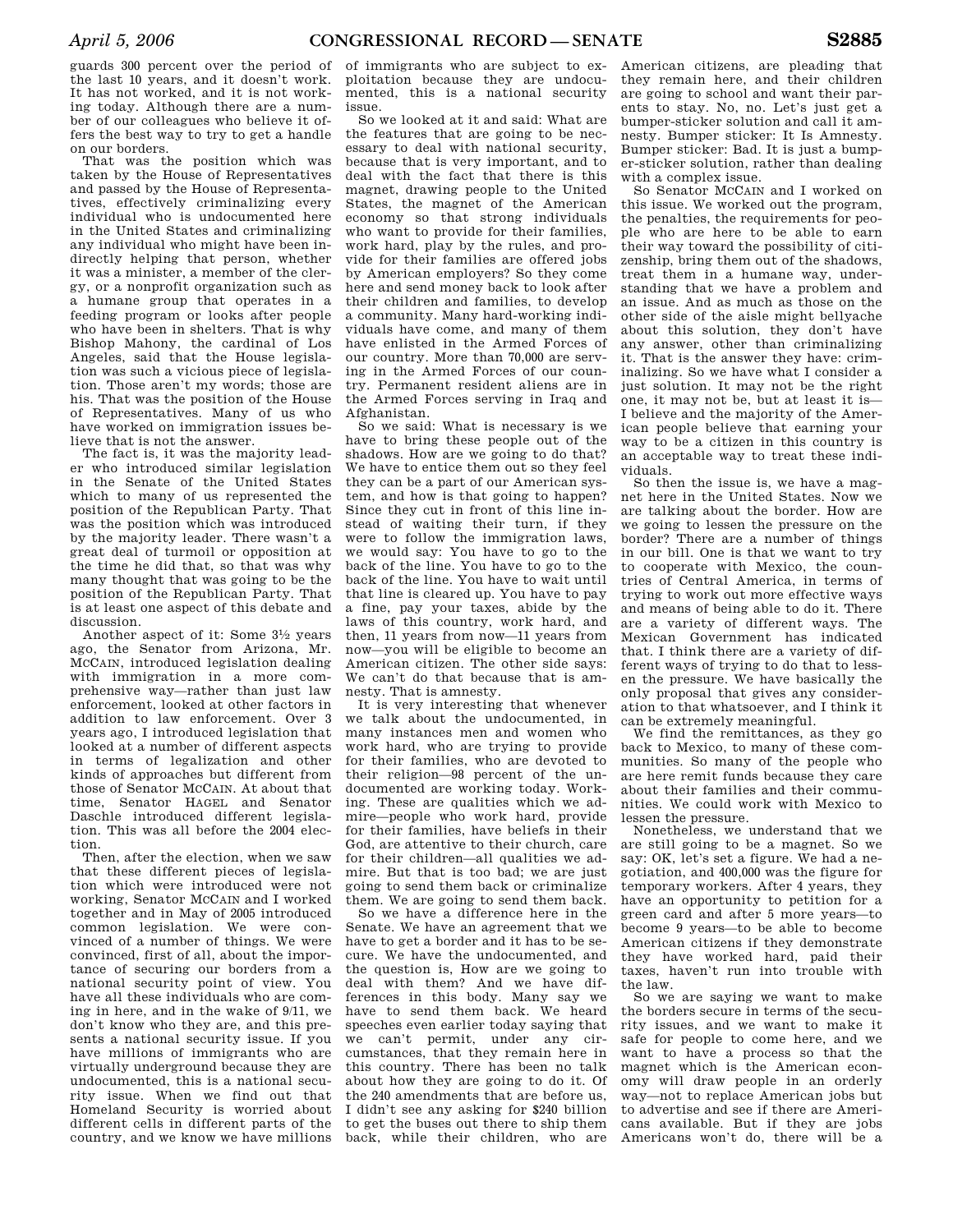guards 300 percent over the period of the last 10 years, and it doesn't work. It has not worked, and it is not working today. Although there are a number of our colleagues who believe it offers the best way to try to get a handle on our borders.

That was the position which was taken by the House of Representatives and passed by the House of Representatives, effectively criminalizing every individual who is undocumented here in the United States and criminalizing any individual who might have been indirectly helping that person, whether it was a minister, a member of the clergy, or a nonprofit organization such as a humane group that operates in a feeding program or looks after people who have been in shelters. That is why Bishop Mahony, the cardinal of Los Angeles, said that the House legislation was such a vicious piece of legislation. Those aren't my words; those are his. That was the position of the House of Representatives. Many of us who have worked on immigration issues believe that is not the answer.

The fact is, it was the majority leader who introduced similar legislation in the Senate of the United States which to many of us represented the position of the Republican Party. That was the position which was introduced by the majority leader. There wasn't a great deal of turmoil or opposition at the time he did that, so that was why many thought that was going to be the position of the Republican Party. That is at least one aspect of this debate and discussion.

Another aspect of it: Some 3½ years ago, the Senator from Arizona, Mr. MCCAIN, introduced legislation dealing with immigration in a more comprehensive way—rather than just law enforcement, looked at other factors in addition to law enforcement. Over 3 years ago, I introduced legislation that looked at a number of different aspects in terms of legalization and other kinds of approaches but different from those of Senator MCCAIN. At about that time, Senator HAGEL and Senator Daschle introduced different legislation. This was all before the 2004 election.

Then, after the election, when we saw that these different pieces of legislation which were introduced were not working, Senator MCCAIN and I worked together and in May of 2005 introduced common legislation. We were convinced of a number of things. We were convinced, first of all, about the importance of securing our borders from a national security point of view. You have all these individuals who are coming in here, and in the wake of 9/11, we don't know who they are, and this presents a national security issue. If you have millions of immigrants who are virtually underground because they are undocumented, this is a national security issue. When we find out that Homeland Security is worried about different cells in different parts of the country, and we know we have millions of immigrants who are subject to exploitation because they are undocumented, this is a national security issue.

So we looked at it and said: What are the features that are going to be necessary to deal with national security, because that is very important, and to deal with the fact that there is this magnet, drawing people to the United States, the magnet of the American economy so that strong individuals who want to provide for their families, work hard, play by the rules, and provide for their families are offered jobs by American employers? So they come here and send money back to look after their children and families, to develop a community. Many hard-working individuals have come, and many of them have enlisted in the Armed Forces of our country. More than 70,000 are serving in the Armed Forces of our country. Permanent resident aliens are in the Armed Forces serving in Iraq and Afghanistan.

So we said: What is necessary is we have to bring these people out of the shadows. How are we going to do that? We have to entice them out so they feel they can be a part of our American system, and how is that going to happen? Since they cut in front of this line instead of waiting their turn, if they were to follow the immigration laws, we would say: You have to go to the back of the line. You have to go to the back of the line. You have to wait until that line is cleared up. You have to pay a fine, pay your taxes, abide by the laws of this country, work hard, and then, 11 years from now—11 years from now—you will be eligible to become an American citizen. The other side says: We can't do that because that is amnesty. That is amnesty.

It is very interesting that whenever we talk about the undocumented, in many instances men and women who work hard, who are trying to provide for their families, who are devoted to their religion—98 percent of the undocumented are working today. Working. These are qualities which we admire—people who work hard, provide for their families, have beliefs in their God, are attentive to their church, care for their children—all qualities we admire. But that is too bad; we are just going to send them back or criminalize them. We are going to send them back.

So we have a difference here in the Senate. We have an agreement that we have to get a border and it has to be secure. We have the undocumented, and the question is, How are we going to deal with them? And we have differences in this body. Many say we have to send them back. We heard speeches even earlier today saying that we can't permit, under any circumstances, that they remain here in this country. There has been no talk about how they are going to do it. Of the 240 amendments that are before us, I didn't see any asking for $240 billion to get the buses out there to ship them back, while their children, who are American citizens, are pleading that they remain here, and their children are going to school and want their parents to stay. No, no. Let's just get a bumper-sticker solution and call it amnesty. Bumper sticker: It Is Amnesty. Bumper sticker: Bad. It is just a bumper-sticker solution, rather than dealing with a complex issue.

So Senator MCCAIN and I worked on this issue. We worked out the program, the penalties, the requirements for people who are here to be able to earn their way toward the possibility of citizenship, bring them out of the shadows, treat them in a humane way, understanding that we have a problem and an issue. And as much as those on the other side of the aisle might bellyache about this solution, they don't have any answer, other than criminalizing it. That is the answer they have: criminalizing. So we have what I consider a just solution. It may not be the right one, it may not be, but at least it is—I believe and the majority of the American people believe that earning your way to be a citizen in this country is an acceptable way to treat these individuals.

So then the issue is, we have a magnet here in the United States. Now we are talking about the border. How are we going to lessen the pressure on the border? There are a number of things in our bill. One is that we want to try to cooperate with Mexico, the countries of Central America, in terms of trying to work out more effective ways and means of being able to do it. There are a variety of different ways. The Mexican Government has indicated that. I think there are a variety of different ways of trying to do that to lessen the pressure. We have basically the only proposal that gives any consideration to that whatsoever, and I think it can be extremely meaningful.

We find the remittances, as they go back to Mexico, to many of these communities. So many of the people who are here remit funds because they care about their families and their communities. We could work with Mexico to lessen the pressure.

Nonetheless, we understand that we are still going to be a magnet. So we say: OK, let's set a figure. We had a negotiation, and 400,000 was the figure for temporary workers. After 4 years, they have an opportunity to petition for a green card and after 5 more years—to become 9 years—to be able to become American citizens if they demonstrate they have worked hard, paid their taxes, haven't run into trouble with the law.

So we are saying we want to make the borders secure in terms of the security issues, and we want to make it safe for people to come here, and we want to have a process so that the magnet which is the American economy will draw people in an orderly way—not to replace American jobs but to advertise and see if there are Americans available. But if they are jobs Americans won't do, there will be a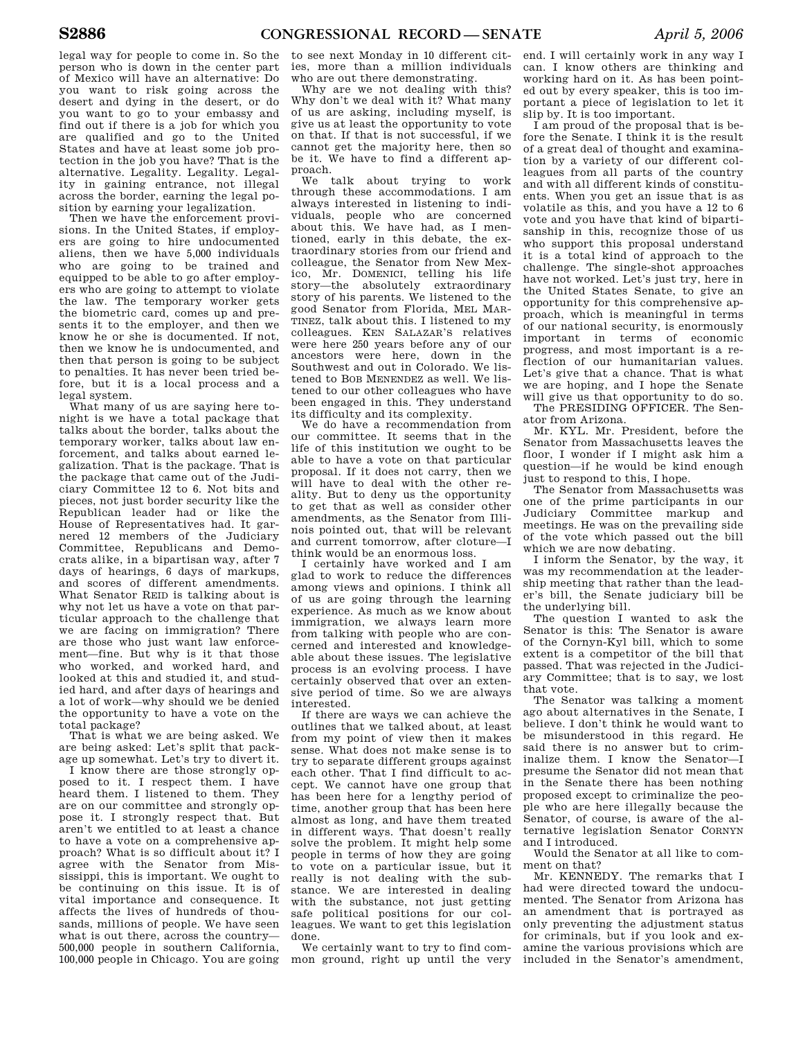legal way for people to come in. So the person who is down in the center part of Mexico will have an alternative: Do you want to risk going across the desert and dying in the desert, or do you want to go to your embassy and find out if there is a job for which you are qualified and go to the United States and have at least some job protection in the job you have? That is the alternative. Legality. Legality. Legality in gaining entrance, not illegal across the border, earning the legal position by earning your legalization.

Then we have the enforcement provisions. In the United States, if employers are going to hire undocumented aliens, then we have 5,000 individuals who are going to be trained and equipped to be able to go after employers who are going to attempt to violate the law. The temporary worker gets the biometric card, comes up and presents it to the employer, and then we know he or she is documented. If not, then we know he is undocumented, and then that person is going to be subject to penalties. It has never been tried before, but it is a local process and a legal system.

What many of us are saying here tonight is we have a total package that talks about the border, talks about the temporary worker, talks about law enforcement, and talks about earned legalization. That is the package. That is the package that came out of the Judiciary Committee 12 to 6. Not bits and pieces, not just border security like the Republican leader had or like the House of Representatives had. It garnered 12 members of the Judiciary Committee, Republicans and Democrats alike, in a bipartisan way, after 7 days of hearings, 6 days of markups, and scores of different amendments. What Senator REID is talking about is why not let us have a vote on that particular approach to the challenge that we are facing on immigration? There are those who just want law enforcement—fine. But why is it that those who worked, and worked hard, and looked at this and studied it, and studied hard, and after days of hearings and a lot of work—why should we be denied the opportunity to have a vote on the total package?

That is what we are being asked. We are being asked: Let's split that package up somewhat. Let's try to divert it.

I know there are those strongly opposed to it. I respect them. I have heard them. I listened to them. They are on our committee and strongly oppose it. I strongly respect that. But aren't we entitled to at least a chance to have a vote on a comprehensive approach? What is so difficult about it? I agree with the Senator from Mississippi, this is important. We ought to be continuing on this issue. It is of vital importance and consequence. It affects the lives of hundreds of thousands, millions of people. We have seen what is out there, across the country—500,000 people in southern California, 100,000 people in Chicago. You are going to see next Monday in 10 different cities, more than a million individuals who are out there demonstrating.

Why are we not dealing with this? Why don't we deal with it? What many of us are asking, including myself, is give us at least the opportunity to vote on that. If that is not successful, if we cannot get the majority here, then so be it. We have to find a different approach.

We talk about trying to work through these accommodations. I am always interested in listening to individuals, people who are concerned about this. We have had, as I mentioned, early in this debate, the extraordinary stories from our friend and colleague, the Senator from New Mexico, Mr. DOMENICI, telling his life story—the absolutely extraordinary story of his parents. We listened to the good Senator from Florida, MEL MARTINEZ, talk about this. I listened to my colleagues. KEN SALAZAR'S relatives were here 250 years before any of our ancestors were here, down in the Southwest and out in Colorado. We listened to BOB MENENDEZ as well. We listened to our other colleagues who have been engaged in this. They understand its difficulty and its complexity.

We do have a recommendation from our committee. It seems that in the life of this institution we ought to be able to have a vote on that particular proposal. If it does not carry, then we will have to deal with the other reality. But to deny us the opportunity to get that as well as consider other amendments, as the Senator from Illinois pointed out, that will be relevant and current tomorrow, after cloture—I think would be an enormous loss.

I certainly have worked and I am glad to work to reduce the differences among views and opinions. I think all of us are going through the learning experience. As much as we know about immigration, we always learn more from talking with people who are concerned and interested and knowledgeable about these issues. The legislative process is an evolving process. I have certainly observed that over an extensive period of time. So we are always interested.

If there are ways we can achieve the outlines that we talked about, at least from my point of view then it makes sense. What does not make sense is to try to separate different groups against each other. That I find difficult to accept. We cannot have one group that has been here for a lengthy period of time, another group that has been here almost as long, and have them treated in different ways. That doesn't really solve the problem. It might help some people in terms of how they are going to vote on a particular issue, but it really is not dealing with the substance. We are interested in dealing with the substance, not just getting safe political positions for our colleagues. We want to get this legislation done.

We certainly want to try to find common ground, right up until the very end. I will certainly work in any way I can. I know others are thinking and working hard on it. As has been pointed out by every speaker, this is too important a piece of legislation to let it slip by. It is too important.

I am proud of the proposal that is before the Senate. I think it is the result of a great deal of thought and examination by a variety of our different colleagues from all parts of the country and with all different kinds of constituents. When you get an issue that is as volatile as this, and you have a 12 to 6 vote and you have that kind of bipartisanship in this, recognize those of us who support this proposal understand it is a total kind of approach to the challenge. The single-shot approaches have not worked. Let's just try, here in the United States Senate, to give an opportunity for this comprehensive approach, which is meaningful in terms of our national security, is enormously important in terms of economic progress, and most important is a reflection of our humanitarian values. Let's give that a chance. That is what we are hoping, and I hope the Senate will give us that opportunity to do so.

The PRESIDING OFFICER. The Senator from Arizona.

Mr. KYL. Mr. President, before the Senator from Massachusetts leaves the floor, I wonder if I might ask him a question—if he would be kind enough just to respond to this, I hope.

The Senator from Massachusetts was one of the prime participants in our Judiciary Committee markup and meetings. He was on the prevailing side of the vote which passed out the bill which we are now debating.

I inform the Senator, by the way, it was my recommendation at the leadership meeting that rather than the leader's bill, the Senate judiciary bill be the underlying bill.

The question I wanted to ask the Senator is this: The Senator is aware of the Cornyn-Kyl bill, which to some extent is a competitor of the bill that passed. That was rejected in the Judiciary Committee; that is to say, we lost that vote.

The Senator was talking a moment ago about alternatives in the Senate, I believe. I don't think he would want to be misunderstood in this regard. He said there is no answer but to criminalize them. I know the Senator—I presume the Senator did not mean that in the Senate there has been nothing proposed except to criminalize the people who are here illegally because the Senator, of course, is aware of the alternative legislation Senator CORNYN and I introduced.

Would the Senator at all like to comment on that?

Mr. KENNEDY. The remarks that I had were directed toward the undocumented. The Senator from Arizona has an amendment that is portrayed as only preventing the adjustment status for criminals, but if you look and examine the various provisions which are included in the Senator's amendment,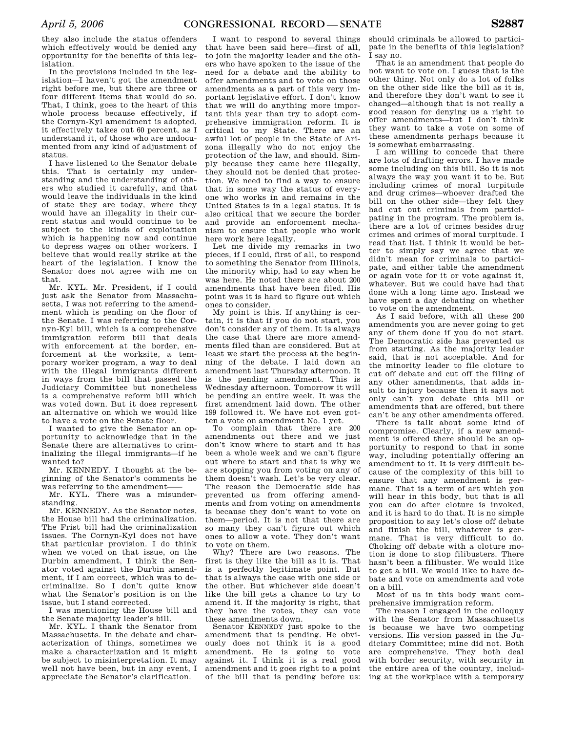they also include the status offenders which effectively would be denied any opportunity for the benefits of this legislation.

In the provisions included in the legislation—I haven't got the amendment right before me, but there are three or four different items that would do so. That, I think, goes to the heart of this whole process because effectively, if the Cornyn-Kyl amendment is adopted, it effectively takes out 60 percent, as I understand it, of those who are undocumented from any kind of adjustment of status.

I have listened to the Senator debate this. That is certainly my understanding and the understanding of others who studied it carefully, and that would leave the individuals in the kind of state they are today, where they would have an illegality in their current status and would continue to be subject to the kinds of exploitation which is happening now and continue to depress wages on other workers. I believe that would really strike at the heart of the legislation. I know the Senator does not agree with me on that.

Mr. KYL. Mr. President, if I could just ask the Senator from Massachusetts, I was not referring to the amendment which is pending on the floor of the Senate. I was referring to the Cornyn-Kyl bill, which is a comprehensive immigration reform bill that deals with enforcement at the border, enforcement at the worksite, a temporary worker program, a way to deal with the illegal immigrants different in ways from the bill that passed the Judiciary Committee but nonetheless is a comprehensive reform bill which was voted down. But it does represent an alternative on which we would like to have a vote on the Senate floor.

I wanted to give the Senator an opportunity to acknowledge that in the Senate there are alternatives to criminalizing the illegal immigrants—if he wanted to?

Mr. KENNEDY. I thought at the beginning of the Senator's comments he was referring to the amendment——

Mr. KYL. There was a misunderstanding.

Mr. KENNEDY. As the Senator notes, the House bill had the criminalization. The Frist bill had the criminalization issues. The Cornyn-Kyl does not have that particular provision. I do think when we voted on that issue, on the Durbin amendment, I think the Senator voted against the Durbin amendment, if I am correct, which was to decriminalize. So I don't quite know what the Senator's position is on the issue, but I stand corrected.

I was mentioning the House bill and the Senate majority leader's bill.

Mr. KYL. I thank the Senator from Massachusetts. In the debate and characterization of things, sometimes we make a characterization and it might be subject to misinterpretation. It may well not have been, but in any event, I appreciate the Senator's clarification.

I want to respond to several things that have been said here—first of all, to join the majority leader and the others who have spoken to the issue of the need for a debate and the ability to offer amendments and to vote on those amendments as a part of this very important legislative effort. I don't know that we will do anything more important this year than try to adopt comprehensive immigration reform. It is critical to my State. There are an awful lot of people in the State of Arizona illegally who do not enjoy the protection of the law, and should. Simply because they came here illegally, they should not be denied that protection. We need to find a way to ensure that in some way the status of everyone who works in and remains in the United States is in a legal status. It is also critical that we secure the border and provide an enforcement mechanism to ensure that people who work here work here legally.

Let me divide my remarks in two pieces, if I could, first of all, to respond to something the Senator from Illinois, the minority whip, had to say when he was here. He noted there are about 200 amendments that have been filed. His point was it is hard to figure out which ones to consider.

My point is this. If anything is certain, it is that if you do not start, you don't consider any of them. It is always the case that there are more amendments filed than are considered. But at least we start the process at the beginning of the debate. I laid down an amendment last Thursday afternoon. It is the pending amendment. This is Wednesday afternoon. Tomorrow it will be pending an entire week. It was the first amendment laid down. The other 199 followed it. We have not even gotten a vote on amendment No. 1 yet.

To complain that there are 200 amendments out there and we just don't know where to start and it has been a whole week and we can't figure out where to start and that is why we are stopping you from voting on any of them doesn't wash. Let's be very clear. The reason the Democratic side has prevented us from offering amendments and from voting on amendments is because they don't want to vote on them—period. It is not that there are so many they can't figure out which ones to allow a vote. They don't want to vote on them.

Why? There are two reasons. The first is they like the bill as it is. That is a perfectly legitimate point. But that is always the case with one side or the other. But whichever side doesn't like the bill gets a chance to try to amend it. If the majority is right, that they have the votes, they can vote these amendments down.

Senator KENNEDY just spoke to the amendment that is pending. He obviously does not think it is a good amendment. He is going to vote against it. I think it is a real good amendment and it goes right to a point of the bill that is pending before us: should criminals be allowed to participate in the benefits of this legislation? I say no.

That is an amendment that people do not want to vote on. I guess that is the other thing. Not only do a lot of folks on the other side like the bill as it is, and therefore they don't want to see it changed—although that is not really a good reason for denying us a right to offer amendments—but I don't think they want to take a vote on some of these amendments perhaps because it is somewhat embarrassing.

I am willing to concede that there are lots of drafting errors. I have made some including on this bill. So it is not always the way you want it to be. But including crimes of moral turpitude and drug crimes—whoever drafted the bill on the other side—they felt they had cut out criminals from participating in the program. The problem is, there are a lot of crimes besides drug crimes and crimes of moral turpitude. I read that list. I think it would be better to simply say we agree that we didn't mean for criminals to participate, and either table the amendment or again vote for it or vote against it, whatever. But we could have had that done with a long time ago. Instead we have spent a day debating on whether to vote on the amendment.

As I said before, with all these 200 amendments you are never going to get any of them done if you do not start. The Democratic side has prevented us from starting. As the majority leader said, that is not acceptable. And for the minority leader to file cloture to cut off debate and cut off the filing of any other amendments, that adds insult to injury because then it says not only can't you debate this bill or amendments that are offered, but there can't be any other amendments offered.

There is talk about some kind of compromise. Clearly, if a new amendment is offered there should be an opportunity to respond to that in some way, including potentially offering an amendment to it. It is very difficult because of the complexity of this bill to ensure that any amendment is germane. That is a term of art which you will hear in this body, but that is all you can do after cloture is invoked, and it is hard to do that. It is no simple proposition to say let's close off debate and finish the bill, whatever is germane. That is very difficult to do. Choking off debate with a cloture motion is done to stop filibusters. There hasn't been a filibuster. We would like to get a bill. We would like to have debate and vote on amendments and vote on a bill.

Most of us in this body want comprehensive immigration reform.

The reason I engaged in the colloquy with the Senator from Massachusetts is because we have two competing versions. His version passed in the Judiciary Committee; mine did not. Both are comprehensive. They both deal with border security, with security in the entire area of the country, including at the workplace with a temporary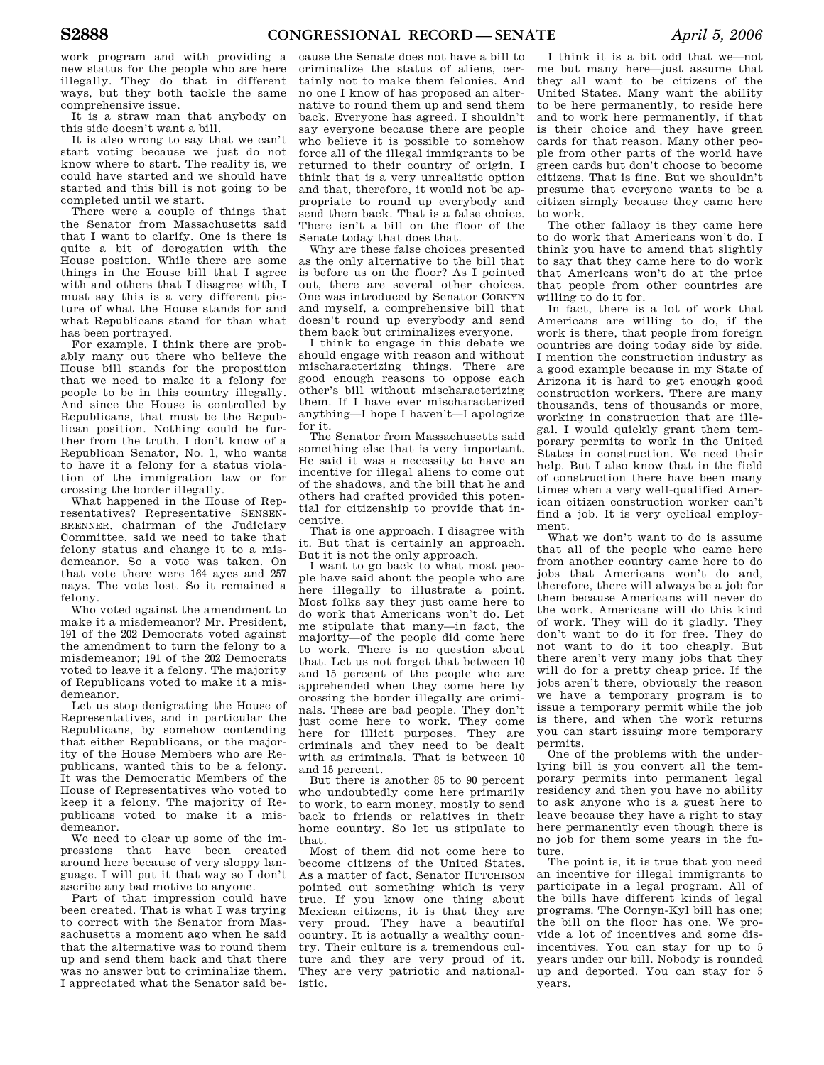work program and with providing a new status for the people who are here illegally. They do that in different ways, but they both tackle the same comprehensive issue.

It is a straw man that anybody on this side doesn't want a bill.

It is also wrong to say that we can't start voting because we just do not know where to start. The reality is, we could have started and we should have started and this bill is not going to be completed until we start.

There were a couple of things that the Senator from Massachusetts said that I want to clarify. One is there is quite a bit of derogation with the House position. While there are some things in the House bill that I agree with and others that I disagree with, I must say this is a very different picture of what the House stands for and what Republicans stand for than what has been portrayed.

For example, I think there are probably many out there who believe the House bill stands for the proposition that we need to make it a felony for people to be in this country illegally. And since the House is controlled by Republicans, that must be the Republican position. Nothing could be further from the truth. I don't know of a Republican Senator, No. 1, who wants to have it a felony for a status violation of the immigration law or for crossing the border illegally.

What happened in the House of Representatives? Representative SENSENBRENNER, chairman of the Judiciary Committee, said we need to take that felony status and change it to a misdemeanor. So a vote was taken. On that vote there were 164 ayes and 257 nays. The vote lost. So it remained a felony.

Who voted against the amendment to make it a misdemeanor? Mr. President, 191 of the 202 Democrats voted against the amendment to turn the felony to a misdemeanor; 191 of the 202 Democrats voted to leave it a felony. The majority of Republicans voted to make it a misdemeanor.

Let us stop denigrating the House of Representatives, and in particular the Republicans, by somehow contending that either Republicans, or the majority of the House Members who are Republicans, wanted this to be a felony. It was the Democratic Members of the House of Representatives who voted to keep it a felony. The majority of Republicans voted to make it a misdemeanor.

We need to clear up some of the impressions that have been created around here because of very sloppy language. I will put it that way so I don't ascribe any bad motive to anyone.

Part of that impression could have been created. That is what I was trying to correct with the Senator from Massachusetts a moment ago when he said that the alternative was to round them up and send them back and that there was no answer but to criminalize them. I appreciated what the Senator said because the Senate does not have a bill to criminalize the status of aliens, certainly not to make them felonies. And no one I know of has proposed an alternative to round them up and send them back. Everyone has agreed. I shouldn't say everyone because there are people who believe it is possible to somehow force all of the illegal immigrants to be returned to their country of origin. I think that is a very unrealistic option and that, therefore, it would not be appropriate to round up everybody and send them back. That is a false choice. There isn't a bill on the floor of the Senate today that does that.

Why are these false choices presented as the only alternative to the bill that is before us on the floor? As I pointed out, there are several other choices. One was introduced by Senator CORNYN and myself, a comprehensive bill that doesn't round up everybody and send them back but criminalizes everyone.

I think to engage in this debate we should engage with reason and without mischaracterizing things. There are good enough reasons to oppose each other's bill without mischaracterizing them. If I have ever mischaracterized anything—I hope I haven't—I apologize for it.

The Senator from Massachusetts said something else that is very important. He said it was a necessity to have an incentive for illegal aliens to come out of the shadows, and the bill that he and others had crafted provided this potential for citizenship to provide that incentive.

That is one approach. I disagree with it. But that is certainly an approach. But it is not the only approach.

I want to go back to what most people have said about the people who are here illegally to illustrate a point. Most folks say they just came here to do work that Americans won't do. Let me stipulate that many—in fact, the majority—of the people did come here to work. There is no question about that. Let us not forget that between 10 and 15 percent of the people who are apprehended when they come here by crossing the border illegally are criminals. These are bad people. They don't just come here to work. They come here for illicit purposes. They are criminals and they need to be dealt with as criminals. That is between 10 and 15 percent.

But there is another 85 to 90 percent who undoubtedly come here primarily to work, to earn money, mostly to send back to friends or relatives in their home country. So let us stipulate to that.

Most of them did not come here to become citizens of the United States. As a matter of fact, Senator HUTCHISON pointed out something which is very true. If you know one thing about Mexican citizens, it is that they are very proud. They have a beautiful country. It is actually a wealthy country. Their culture is a tremendous culture and they are very proud of it. They are very patriotic and nationalistic.

I think it is a bit odd that we—not me but many here—just assume that they all want to be citizens of the United States. Many want the ability to be here permanently, to reside here and to work here permanently, if that is their choice and they have green cards for that reason. Many other people from other parts of the world have green cards but don't choose to become citizens. That is fine. But we shouldn't presume that everyone wants to be a citizen simply because they came here to work.

The other fallacy is they came here to do work that Americans won't do. I think you have to amend that slightly to say that they came here to do work that Americans won't do at the price that people from other countries are willing to do it for.

In fact, there is a lot of work that Americans are willing to do, if the work is there, that people from foreign countries are doing today side by side. I mention the construction industry as a good example because in my State of Arizona it is hard to get enough good construction workers. There are many thousands, tens of thousands or more, working in construction that are illegal. I would quickly grant them temporary permits to work in the United States in construction. We need their help. But I also know that in the field of construction there have been many times when a very well-qualified American citizen construction worker can't find a job. It is very cyclical employment.

What we don't want to do is assume that all of the people who came here from another country came here to do jobs that Americans won't do and, therefore, there will always be a job for them because Americans will never do the work. Americans will do this kind of work. They will do it gladly. They don't want to do it for free. They do not want to do it too cheaply. But there aren't very many jobs that they will do for a pretty cheap price. If the jobs aren't there, obviously the reason we have a temporary program is to issue a temporary permit while the job is there, and when the work returns you can start issuing more temporary permits.

One of the problems with the underlying bill is you convert all the temporary permits into permanent legal residency and then you have no ability to ask anyone who is a guest here to leave because they have a right to stay here permanently even though there is no job for them some years in the future.

The point is, it is true that you need an incentive for illegal immigrants to participate in a legal program. All of the bills have different kinds of legal programs. The Cornyn-Kyl bill has one; the bill on the floor has one. We provide a lot of incentives and some disincentives. You can stay for up to 5 years under our bill. Nobody is rounded up and deported. You can stay for 5 years.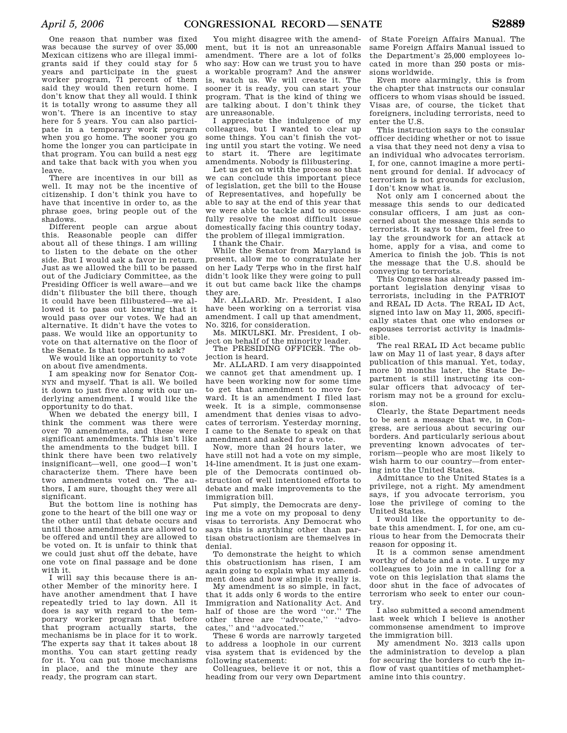One reason that number was fixed was because the survey of over 35,000 Mexican citizens who are illegal immigrants said if they could stay for 5 years and participate in the guest worker program, 71 percent of them said they would then return home. I don't know that they all would. I think it is totally wrong to assume they all won't. There is an incentive to stay here for 5 years. You can also participate in a temporary work program when you go home. The sooner you go home the longer you can participate in that program. You can build a nest egg and take that back with you when you leave.

There are incentives in our bill as well. It may not be the incentive of citizenship. I don't think you have to have that incentive in order to, as the phrase goes, bring people out of the shadows.

Different people can argue about this. Reasonable people can differ about all of these things. I am willing to listen to the debate on the other side. But I would ask a favor in return. Just as we allowed the bill to be passed out of the Judiciary Committee, as the Presiding Officer is well aware—and we didn't filibuster the bill there, though it could have been filibustered—we allowed it to pass out knowing that it would pass over our votes. We had an alternative. It didn't have the votes to pass. We would like an opportunity to vote on that alternative on the floor of the Senate. Is that too much to ask?

We would like an opportunity to vote on about five amendments.

I am speaking now for Senator CORNYN and myself. That is all. We boiled it down to just five along with our underlying amendment. I would like the opportunity to do that.

When we debated the energy bill, I think the comment was there were over 70 amendments, and these were significant amendments. This isn't like the amendments to the budget bill. I think there have been two relatively insignificant—well, one good—I won't characterize them. There have been two amendments voted on. The authors, I am sure, thought they were all significant.

But the bottom line is nothing has gone to the heart of the bill one way or the other until that debate occurs and until those amendments are allowed to be offered and until they are allowed to be voted on. It is unfair to think that we could just shut off the debate, have one vote on final passage and be done with it.

I will say this because there is another Member of the minority here. I have another amendment that I have repeatedly tried to lay down. All it does is say with regard to the temporary worker program that before that program actually starts, the mechanisms be in place for it to work. The experts say that it takes about 18 months. You can start getting ready for it. You can put those mechanisms in place, and the minute they are ready, the program can start.

You might disagree with the amendment, but it is not an unreasonable amendment. There are a lot of folks who say: How can we trust you to have a workable program? And the answer is, watch us. We will create it. The sooner it is ready, you can start your program. That is the kind of thing we are talking about. I don't think they are unreasonable.

I appreciate the indulgence of my colleagues, but I wanted to clear up some things. You can't finish the voting until you start the voting. We need to start it. There are legitimate amendments. Nobody is filibustering.

Let us get on with the process so that we can conclude this important piece of legislation, get the bill to the House of Representatives, and hopefully be able to say at the end of this year that we were able to tackle and to successfully resolve the most difficult issue domestically facing this country today, the problem of illegal immigration.

I thank the Chair.

While the Senator from Maryland is present, allow me to congratulate her on her Lady Terps who in the first half didn't look like they were going to pull it out but came back like the champs they are.

Mr. ALLARD. Mr. President, I also have been working on a terrorist visa amendment. I call up that amendment, No. 3216, for consideration.

Ms. MIKULSKI. Mr. President, I object on behalf of the minority leader.

The PRESIDING OFFICER. The objection is heard.

Mr. ALLARD. I am very disappointed we cannot get that amendment up. I have been working now for some time to get that amendment to move forward. It is an amendment I filed last week. It is a simple, commonsense amendment that denies visas to advocates of terrorism. Yesterday morning, I came to the Senate to speak on that amendment and asked for a vote.

Now, more than 24 hours later, we have still not had a vote on my simple, 14-line amendment. It is just one example of the Democrats continued obstruction of well intentioned efforts to debate and make improvements to the immigration bill.

Put simply, the Democrats are denying me a vote on my proposal to deny visas to terrorists. Any Democrat who says this is anything other than partisan obstructionism are themselves in denial.

To demonstrate the height to which this obstructionism has risen, I am again going to explain what my amendment does and how simple it really is.

My amendment is so simple, in fact, that it adds only 6 words to the entire Immigration and Nationality Act. And half of those are the word ''or.'' The other three are ''advocate,'' ''advocates,'' and ''advocated.''

These 6 words are narrowly targeted to address a loophole in our current visa system that is evidenced by the following statement:

Colleagues, believe it or not, this a heading from our very own Department of State Foreign Affairs Manual. The same Foreign Affairs Manual issued to the Department's 25,000 employees located in more than 250 posts or missions worldwide.

Even more alarmingly, this is from the chapter that instructs our consular officers to whom visas should be issued. Visas are, of course, the ticket that foreigners, including terrorists, need to enter the U.S.

This instruction says to the consular officer deciding whether or not to issue a visa that they need not deny a visa to an individual who advocates terrorism. I, for one, cannot imagine a more pertinent ground for denial. If advocacy of terrorism is not grounds for exclusion, I don't know what is.

Not only am I concerned about the message this sends to our dedicated consular officers, I am just as concerned about the message this sends to terrorists. It says to them, feel free to lay the groundwork for an attack at home, apply for a visa, and come to America to finish the job. This is not the message that the U.S. should be conveying to terrorists.

This Congress has already passed important legislation denying visas to terrorists, including in the PATRIOT and REAL ID Acts. The REAL ID Act, signed into law on May 11, 2005, specifically states that one who endorses or espouses terrorist activity is inadmissible.

The real REAL ID Act became public law on May 11 of last year, 8 days after publication of this manual. Yet, today, more 10 months later, the State Department is still instructing its consular officers that advocacy of terrorism may not be a ground for exclusion.

Clearly, the State Department needs to be sent a message that we, in Congress, are serious about securing our borders. And particularly serious about preventing known advocates of terrorism—people who are most likely to wish harm to our country—from entering into the United States.

Admittance to the United States is a privilege, not a right. My amendment says, if you advocate terrorism, you lose the privilege of coming to the United States.

I would like the opportunity to debate this amendment. I, for one, am curious to hear from the Democrats their reason for opposing it.

It is a common sense amendment worthy of debate and a vote. I urge my colleagues to join me in calling for a vote on this legislation that slams the door shut in the face of advocates of terrorism who seek to enter our country.

I also submitted a second amendment last week which I believe is another commonsense amendment to improve the immigration bill.

My amendment No. 3213 calls upon the administration to develop a plan for securing the borders to curb the inflow of vast quantities of methamphetamine into this country.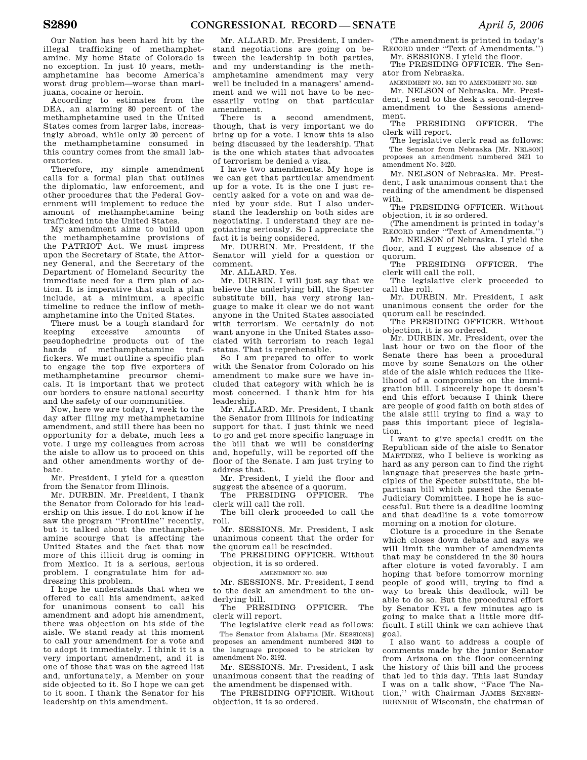Our Nation has been hard hit by the illegal trafficking of methamphetamine. My home State of Colorado is no exception. In just 10 years, methamphetamine has become America's worst drug problem—worse than marijuana, cocaine or heroin.

According to estimates from the DEA, an alarming 80 percent of the methamphetamine used in the United States comes from larger labs, increasingly abroad, while only 20 percent of the methamphetamine consumed in this country comes from the small laboratories.

Therefore, my simple amendment calls for a formal plan that outlines the diplomatic, law enforcement, and other procedures that the Federal Government will implement to reduce the amount of methamphetamine being trafficked into the United States.

My amendment aims to build upon the methamphetamine provisions of the PATRIOT Act. We must impress upon the Secretary of State, the Attorney General, and the Secretary of the Department of Homeland Security the immediate need for a firm plan of action. It is imperative that such a plan include, at a minimum, a specific timeline to reduce the inflow of methamphetamine into the United States.

There must be a tough standard for keeping excessive amounts of pseudophedrine products out of the hands of methamphetamine traffickers. We must outline a specific plan to engage the top five exporters of methamphetamine precursor chemicals. It is important that we protect our borders to ensure national security and the safety of our communities.

Now, here we are today, 1 week to the day after filing my methamphetamine amendment, and still there has been no opportunity for a debate, much less a vote. I urge my colleagues from across the aisle to allow us to proceed on this and other amendments worthy of debate.

Mr. President, I yield for a question from the Senator from Illinois.

Mr. DURBIN. Mr. President, I thank the Senator from Colorado for his leadership on this issue. I do not know if he saw the program "Frontline" recently, but it talked about the methamphetamine scourge that is affecting the United States and the fact that now more of this illicit drug is coming in from Mexico. It is a serious, serious problem. I congratulate him for addressing this problem.

I hope he understands that when we offered to call his amendment, asked for unanimous consent to call his amendment and adopt his amendment, there was objection on his side of the aisle. We stand ready at this moment to call your amendment for a vote and to adopt it immediately. I think it is a very important amendment, and it is one of those that was on the agreed list and, unfortunately, a Member on your side objected to it. So I hope we can get to it soon. I thank the Senator for his leadership on this amendment.

Mr. ALLARD. Mr. President, I understand negotiations are going on between the leadership in both parties, and my understanding is the methamphetamine amendment may very well be included in a managers' amendment and we will not have to be necessarily voting on that particular amendment.

There is a second amendment, though, that is very important we do bring up for a vote. I know this is also being discussed by the leadership. That is the one which states that advocates of terrorism be denied a visa.

I have two amendments. My hope is we can get that particular amendment up for a vote. It is the one I just recently asked for a vote on and was denied by your side. But I also understand the leadership on both sides are negotiating. I understand they are negotiating seriously. So I appreciate the fact it is being considered.

Mr. DURBIN. Mr. President, if the Senator will yield for a question or comment.

Mr. ALLARD. Yes.

Mr. DURBIN. I will just say that we believe the underlying bill, the Specter substitute bill, has very strong language to make it clear we do not want anyone in the United States associated with terrorism. We certainly do not want anyone in the United States associated with terrorism to reach legal status. That is reprehensible.

So I am prepared to offer to work with the Senator from Colorado on his amendment to make sure we have included that category with which he is most concerned. I thank him for his leadership.

Mr. ALLARD. Mr. President, I thank the Senator from Illinois for indicating support for that. I just think we need to go and get more specific language in the bill that we will be considering and, hopefully, will be reported off the floor of the Senate. I am just trying to address that.

Mr. President, I yield the floor and suggest the absence of a quorum.

The PRESIDING OFFICER. The clerk will call the roll.

The bill clerk proceeded to call the roll.

Mr. SESSIONS. Mr. President, I ask unanimous consent that the order for the quorum call be rescinded.

The PRESIDING OFFICER. Without objection, it is so ordered.

AMENDMENT NO. 3420

Mr. SESSIONS. Mr. President, I send to the desk an amendment to the underlying bill.

The PRESIDING OFFICER. The clerk will report.

The legislative clerk read as follows:

The Senator from Alabama [Mr. SESSIONS] proposes an amendment numbered 3420 to the language proposed to be stricken by amendment No. 3192.

Mr. SESSIONS. Mr. President, I ask unanimous consent that the reading of the amendment be dispensed with.

The PRESIDING OFFICER. Without objection, it is so ordered.

(The amendment is printed in today's RECORD under "Text of Amendments.")

Mr. SESSIONS. I yield the floor.

The PRESIDING OFFICER. The Senator from Nebraska.

AMENDMENT NO. 3421 TO AMENDMENT NO. 3420

Mr. NELSON of Nebraska. Mr. President, I send to the desk a second-degree amendment to the Sessions amendment.

The PRESIDING OFFICER. The clerk will report.

The legislative clerk read as follows:

The Senator from Nebraska [Mr. NELSON] proposes an amendment numbered 3421 to amendment No. 3420.

Mr. NELSON of Nebraska. Mr. President, I ask unanimous consent that the reading of the amendment be dispensed with.

The PRESIDING OFFICER. Without objection, it is so ordered.

(The amendment is printed in today's RECORD under "Text of Amendments.")

Mr. NELSON of Nebraska. I yield the floor, and I suggest the absence of a quorum.

The PRESIDING OFFICER. The clerk will call the roll.

The legislative clerk proceeded to call the roll.

Mr. DURBIN. Mr. President, I ask unanimous consent the order for the quorum call be rescinded.

The PRESIDING OFFICER. Without objection, it is so ordered.

Mr. DURBIN. Mr. President, over the last hour or two on the floor of the Senate there has been a procedural move by some Senators on the other side of the aisle which reduces the likelihood of a compromise on the immigration bill. I sincerely hope it doesn't end this effort because I think there are people of good faith on both sides of the aisle still trying to find a way to pass this important piece of legislation.

I want to give special credit on the Republican side of the aisle to Senator MARTINEZ, who I believe is working as hard as any person can to find the right language that preserves the basic principles of the Specter substitute, the bipartisan bill which passed the Senate Judiciary Committee. I hope he is successful. But there is a deadline looming and that deadline is a vote tomorrow morning on a motion for cloture.

Cloture is a procedure in the Senate which closes down debate and says we will limit the number of amendments that may be considered in the 30 hours after cloture is voted favorably. I am hoping that before tomorrow morning people of good will, trying to find a way to break this deadlock, will be able to do so. But the procedural effort by Senator KYL a few minutes ago is going to make that a little more difficult. I still think we can achieve that goal.

I also want to address a couple of comments made by the junior Senator from Arizona on the floor concerning the history of this bill and the process that led to this day. This last Sunday I was on a talk show, "Face The Nation," with Chairman JAMES SENSENBRENNER of Wisconsin, the chairman of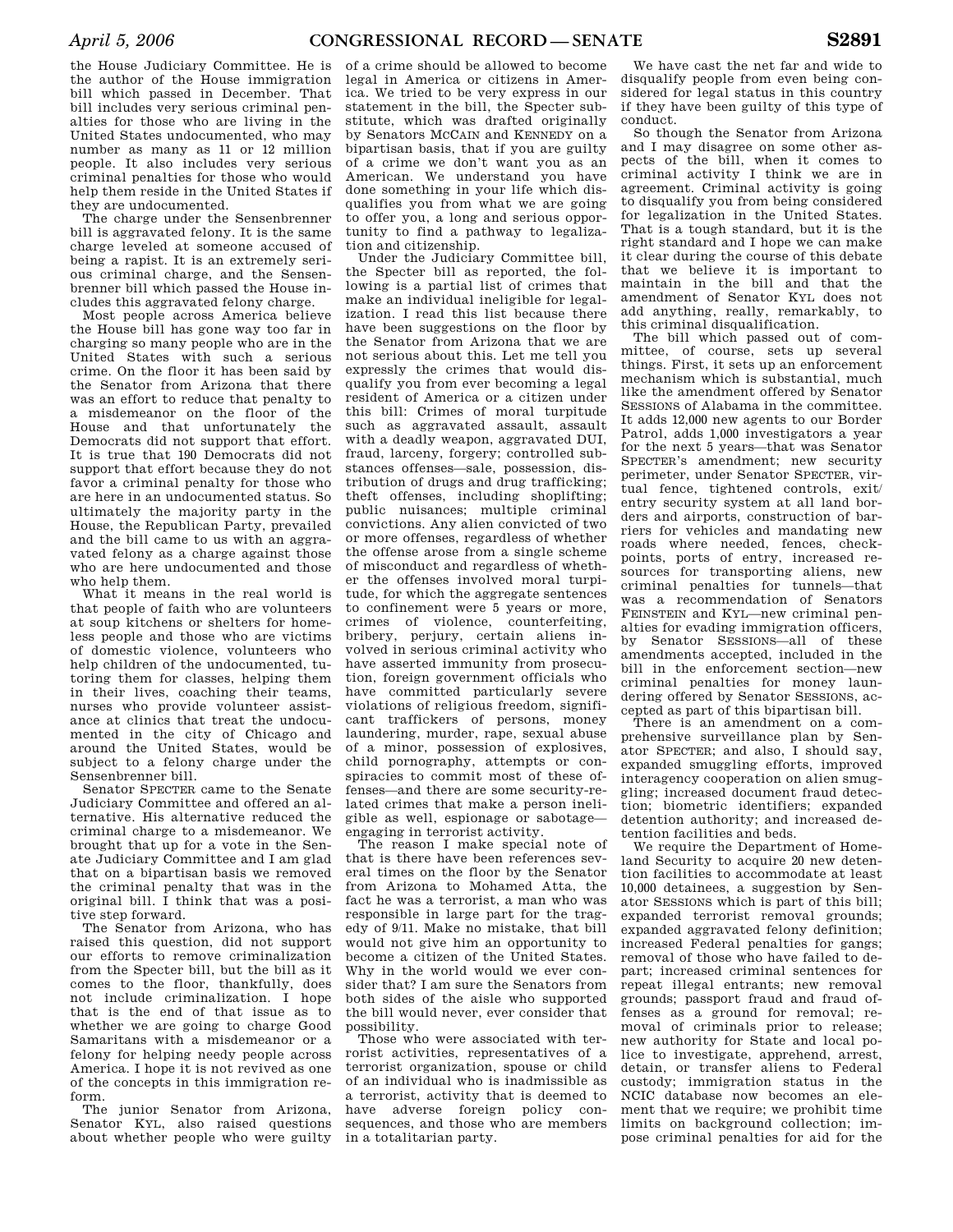the House Judiciary Committee. He is the author of the House immigration bill which passed in December. That bill includes very serious criminal penalties for those who are living in the United States undocumented, who may number as many as 11 or 12 million people. It also includes very serious criminal penalties for those who would help them reside in the United States if they are undocumented.

The charge under the Sensenbrenner bill is aggravated felony. It is the same charge leveled at someone accused of being a rapist. It is an extremely serious criminal charge, and the Sensenbrenner bill which passed the House includes this aggravated felony charge.

Most people across America believe the House bill has gone way too far in charging so many people who are in the United States with such a serious crime. On the floor it has been said by the Senator from Arizona that there was an effort to reduce that penalty to a misdemeanor on the floor of the House and that unfortunately the Democrats did not support that effort. It is true that 190 Democrats did not support that effort because they do not favor a criminal penalty for those who are here in an undocumented status. So ultimately the majority party in the House, the Republican Party, prevailed and the bill came to us with an aggravated felony as a charge against those who are here undocumented and those who help them.

What it means in the real world is that people of faith who are volunteers at soup kitchens or shelters for homeless people and those who are victims of domestic violence, volunteers who help children of the undocumented, tutoring them for classes, helping them in their lives, coaching their teams, nurses who provide volunteer assistance at clinics that treat the undocumented in the city of Chicago and around the United States, would be subject to a felony charge under the Sensenbrenner bill.

Senator SPECTER came to the Senate Judiciary Committee and offered an alternative. His alternative reduced the criminal charge to a misdemeanor. We brought that up for a vote in the Senate Judiciary Committee and I am glad that on a bipartisan basis we removed the criminal penalty that was in the original bill. I think that was a positive step forward.

The Senator from Arizona, who has raised this question, did not support our efforts to remove criminalization from the Specter bill, but the bill as it comes to the floor, thankfully, does not include criminalization. I hope that is the end of that issue as to whether we are going to charge Good Samaritans with a misdemeanor or a felony for helping needy people across America. I hope it is not revived as one of the concepts in this immigration reform.

The junior Senator from Arizona, Senator KYL, also raised questions about whether people who were guilty of a crime should be allowed to become legal in America or citizens in America. We tried to be very express in our statement in the bill, the Specter substitute, which was drafted originally by Senators MCCAIN and KENNEDY on a bipartisan basis, that if you are guilty of a crime we don't want you as an American. We understand you have done something in your life which disqualifies you from what we are going to offer you, a long and serious opportunity to find a pathway to legalization and citizenship.

Under the Judiciary Committee bill, the Specter bill as reported, the following is a partial list of crimes that make an individual ineligible for legalization. I read this list because there have been suggestions on the floor by the Senator from Arizona that we are not serious about this. Let me tell you expressly the crimes that would disqualify you from ever becoming a legal resident of America or a citizen under this bill: Crimes of moral turpitude such as aggravated assault, assault with a deadly weapon, aggravated DUI, fraud, larceny, forgery; controlled substances offenses—sale, possession, distribution of drugs and drug trafficking; theft offenses, including shoplifting; public nuisances; multiple criminal convictions. Any alien convicted of two or more offenses, regardless of whether the offense arose from a single scheme of misconduct and regardless of whether the offenses involved moral turpitude, for which the aggregate sentences to confinement were 5 years or more, crimes of violence, counterfeiting, bribery, perjury, certain aliens involved in serious criminal activity who have asserted immunity from prosecution, foreign government officials who have committed particularly severe violations of religious freedom, significant traffickers of persons, money laundering, murder, rape, sexual abuse of a minor, possession of explosives, child pornography, attempts or conspiracies to commit most of these offenses—and there are some security-related crimes that make a person ineligible as well, espionage or sabotage—engaging in terrorist activity.

The reason I make special note of that is there have been references several times on the floor by the Senator from Arizona to Mohamed Atta, the fact he was a terrorist, a man who was responsible in large part for the tragedy of 9/11. Make no mistake, that bill would not give him an opportunity to become a citizen of the United States. Why in the world would we ever consider that? I am sure the Senators from both sides of the aisle who supported the bill would never, ever consider that possibility.

Those who were associated with terrorist activities, representatives of a terrorist organization, spouse or child of an individual who is inadmissible as a terrorist, activity that is deemed to have adverse foreign policy consequences, and those who are members in a totalitarian party.

We have cast the net far and wide to disqualify people from even being considered for legal status in this country if they have been guilty of this type of conduct.

So though the Senator from Arizona and I may disagree on some other aspects of the bill, when it comes to criminal activity I think we are in agreement. Criminal activity is going to disqualify you from being considered for legalization in the United States. That is a tough standard, but it is the right standard and I hope we can make it clear during the course of this debate that we believe it is important to maintain in the bill and that the amendment of Senator KYL does not add anything, really, remarkably, to this criminal disqualification.

The bill which passed out of committee, of course, sets up several things. First, it sets up an enforcement mechanism which is substantial, much like the amendment offered by Senator SESSIONS of Alabama in the committee. It adds 12,000 new agents to our Border Patrol, adds 1,000 investigators a year for the next 5 years—that was Senator SPECTER's amendment; new security perimeter, under Senator SPECTER, virtual fence, tightened controls, exit/entry security system at all land borders and airports, construction of barriers for vehicles and mandating new roads where needed, fences, checkpoints, ports of entry, increased resources for transporting aliens, new criminal penalties for tunnels—that was a recommendation of Senators FEINSTEIN and KYL—new criminal penalties for evading immigration officers, by Senator SESSIONS—all of these amendments accepted, included in the bill in the enforcement section—new criminal penalties for money laundering offered by Senator SESSIONS, accepted as part of this bipartisan bill.

There is an amendment on a comprehensive surveillance plan by Senator SPECTER; and also, I should say, expanded smuggling efforts, improved interagency cooperation on alien smuggling; increased document fraud detection; biometric identifiers; expanded detention authority; and increased detention facilities and beds.

We require the Department of Homeland Security to acquire 20 new detention facilities to accommodate at least 10,000 detainees, a suggestion by Senator SESSIONS which is part of this bill; expanded terrorist removal grounds; expanded aggravated felony definition; increased Federal penalties for gangs; removal of those who have failed to depart; increased criminal sentences for repeat illegal entrants; new removal grounds; passport fraud and fraud offenses as a ground for removal; removal of criminals prior to release; new authority for State and local police to investigate, apprehend, arrest, detain, or transfer aliens to Federal custody; immigration status in the NCIC database now becomes an element that we require; we prohibit time limits on background collection; impose criminal penalties for aid for the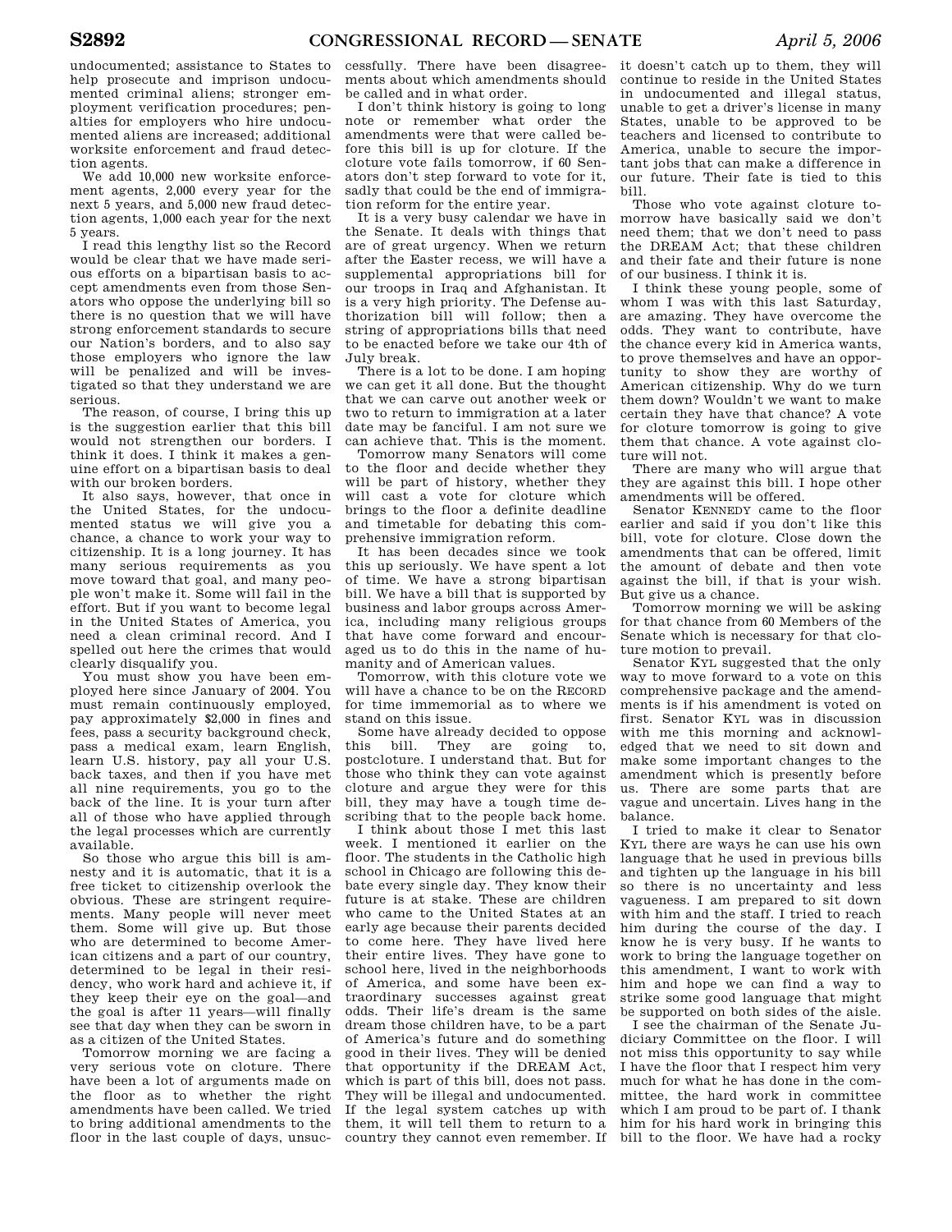undocumented; assistance to States to help prosecute and imprison undocumented criminal aliens; stronger employment verification procedures; penalties for employers who hire undocumented aliens are increased; additional worksite enforcement and fraud detection agents.

We add 10,000 new worksite enforcement agents, 2,000 every year for the next 5 years, and 5,000 new fraud detection agents, 1,000 each year for the next 5 years.

I read this lengthy list so the Record would be clear that we have made serious efforts on a bipartisan basis to accept amendments even from those Senators who oppose the underlying bill so there is no question that we will have strong enforcement standards to secure our Nation's borders, and to also say those employers who ignore the law will be penalized and will be investigated so that they understand we are serious.

The reason, of course, I bring this up is the suggestion earlier that this bill would not strengthen our borders. I think it does. I think it makes a genuine effort on a bipartisan basis to deal with our broken borders.

It also says, however, that once in the United States, for the undocumented status we will give you a chance, a chance to work your way to citizenship. It is a long journey. It has many serious requirements as you move toward that goal, and many people won't make it. Some will fail in the effort. But if you want to become legal in the United States of America, you need a clean criminal record. And I spelled out here the crimes that would clearly disqualify you.

You must show you have been employed here since January of 2004. You must remain continuously employed, pay approximately $2,000 in fines and fees, pass a security background check, pass a medical exam, learn English, learn U.S. history, pay all your U.S. back taxes, and then if you have met all nine requirements, you go to the back of the line. It is your turn after all of those who have applied through the legal processes which are currently available.

So those who argue this bill is amnesty and it is automatic, that it is a free ticket to citizenship overlook the obvious. These are stringent requirements. Many people will never meet them. Some will give up. But those who are determined to become American citizens and a part of our country, determined to be legal in their residency, who work hard and achieve it, if they keep their eye on the goal—and the goal is after 11 years—will finally see that day when they can be sworn in as a citizen of the United States.

Tomorrow morning we are facing a very serious vote on cloture. There have been a lot of arguments made on the floor as to whether the right amendments have been called. We tried to bring additional amendments to the floor in the last couple of days, unsuccessfully. There have been disagreements about which amendments should be called and in what order.

I don't think history is going to long note or remember what order the amendments were that were called before this bill is up for cloture. If the cloture vote fails tomorrow, if 60 Senators don't step forward to vote for it, sadly that could be the end of immigration reform for the entire year.

It is a very busy calendar we have in the Senate. It deals with things that are of great urgency. When we return after the Easter recess, we will have a supplemental appropriations bill for our troops in Iraq and Afghanistan. It is a very high priority. The Defense authorization bill will follow; then a string of appropriations bills that need to be enacted before we take our 4th of July break.

There is a lot to be done. I am hoping we can get it all done. But the thought that we can carve out another week or two to return to immigration at a later date may be fanciful. I am not sure we can achieve that. This is the moment.

Tomorrow many Senators will come to the floor and decide whether they will be part of history, whether they will cast a vote for cloture which brings to the floor a definite deadline and timetable for debating this comprehensive immigration reform.

It has been decades since we took this up seriously. We have spent a lot of time. We have a strong bipartisan bill. We have a bill that is supported by business and labor groups across America, including many religious groups that have come forward and encouraged us to do this in the name of humanity and of American values.

Tomorrow, with this cloture vote we will have a chance to be on the RECORD for time immemorial as to where we stand on this issue.

Some have already decided to oppose this bill. They are going to, postcloture. I understand that. But for those who think they can vote against cloture and argue they were for this bill, they may have a tough time describing that to the people back home.

I think about those I met this last week. I mentioned it earlier on the floor. The students in the Catholic high school in Chicago are following this debate every single day. They know their future is at stake. These are children who came to the United States at an early age because their parents decided to come here. They have lived here their entire lives. They have gone to school here, lived in the neighborhoods of America, and some have been extraordinary successes against great odds. Their life's dream is the same dream those children have, to be a part of America's future and do something good in their lives. They will be denied that opportunity if the DREAM Act, which is part of this bill, does not pass. They will be illegal and undocumented. If the legal system catches up with them, it will tell them to return to a country they cannot even remember. If it doesn't catch up to them, they will continue to reside in the United States in undocumented and illegal status, unable to get a driver's license in many States, unable to be approved to be teachers and licensed to contribute to America, unable to secure the important jobs that can make a difference in our future. Their fate is tied to this bill.

Those who vote against cloture tomorrow have basically said we don't need them; that we don't need to pass the DREAM Act; that these children and their fate and their future is none of our business. I think it is.

I think these young people, some of whom I was with this last Saturday, are amazing. They have overcome the odds. They want to contribute, have the chance every kid in America wants, to prove themselves and have an opportunity to show they are worthy of American citizenship. Why do we turn them down? Wouldn't we want to make certain they have that chance? A vote for cloture tomorrow is going to give them that chance. A vote against cloture will not.

There are many who will argue that they are against this bill. I hope other amendments will be offered.

Senator KENNEDY came to the floor earlier and said if you don't like this bill, vote for cloture. Close down the amendments that can be offered, limit the amount of debate and then vote against the bill, if that is your wish. But give us a chance.

Tomorrow morning we will be asking for that chance from 60 Members of the Senate which is necessary for that cloture motion to prevail.

Senator KYL suggested that the only way to move forward to a vote on this comprehensive package and the amendments is if his amendment is voted on first. Senator KYL was in discussion with me this morning and acknowledged that we need to sit down and make some important changes to the amendment which is presently before us. There are some parts that are vague and uncertain. Lives hang in the balance.

I tried to make it clear to Senator KYL there are ways he can use his own language that he used in previous bills and tighten up the language in his bill so there is no uncertainty and less vagueness. I am prepared to sit down with him and the staff. I tried to reach him during the course of the day. I know he is very busy. If he wants to work to bring the language together on this amendment, I want to work with him and hope we can find a way to strike some good language that might be supported on both sides of the aisle.

I see the chairman of the Senate Judiciary Committee on the floor. I will not miss this opportunity to say while I have the floor that I respect him very much for what he has done in the committee, the hard work in committee which I am proud to be part of. I thank him for his hard work in bringing this bill to the floor. We have had a rocky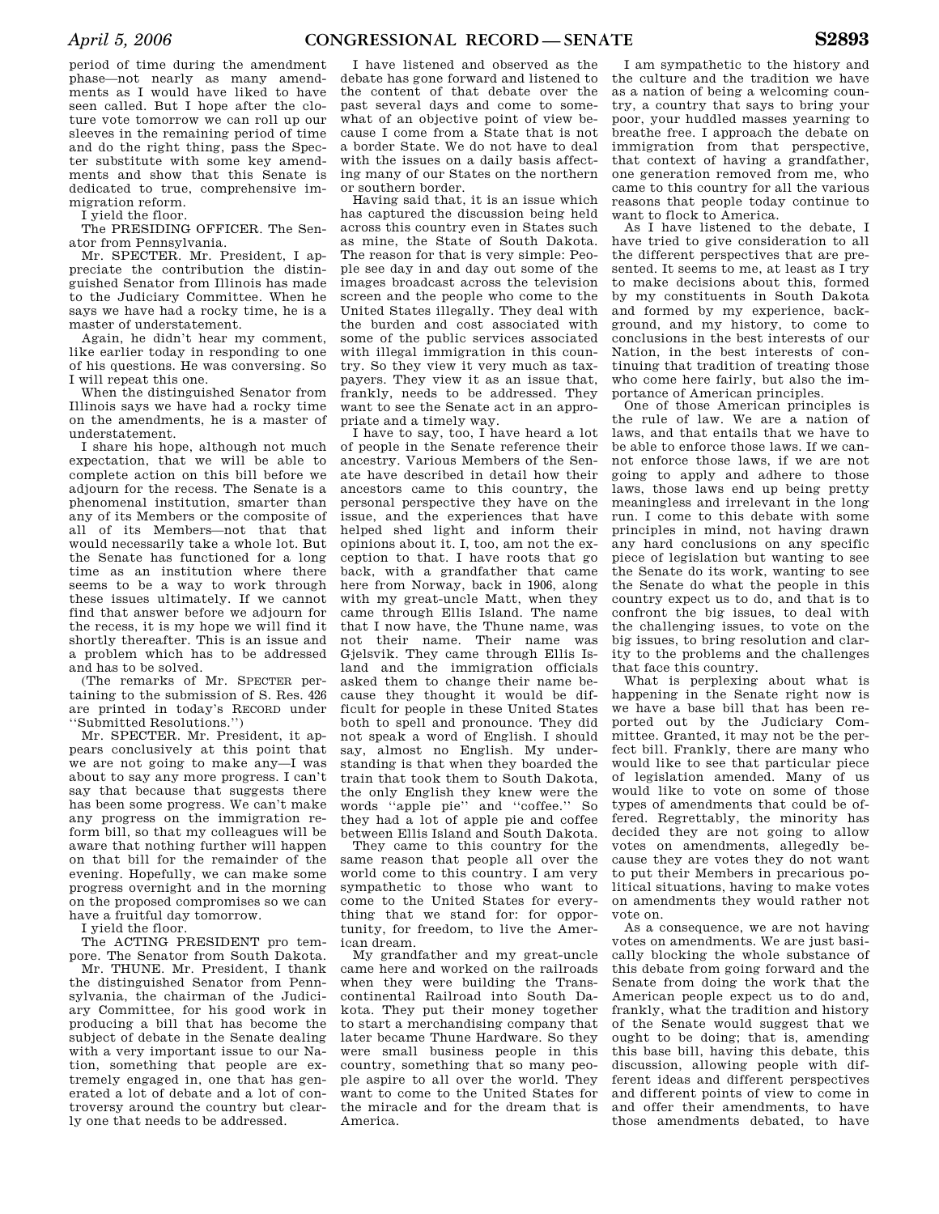period of time during the amendment phase—not nearly as many amendments as I would have liked to have seen called. But I hope after the cloture vote tomorrow we can roll up our sleeves in the remaining period of time and do the right thing, pass the Specter substitute with some key amendments and show that this Senate is dedicated to true, comprehensive immigration reform.

I yield the floor.

The PRESIDING OFFICER. The Senator from Pennsylvania.

Mr. SPECTER. Mr. President, I appreciate the contribution the distinguished Senator from Illinois has made to the Judiciary Committee. When he says we have had a rocky time, he is a master of understatement.

Again, he didn't hear my comment, like earlier today in responding to one of his questions. He was conversing. So I will repeat this one.

When the distinguished Senator from Illinois says we have had a rocky time on the amendments, he is a master of understatement.

I share his hope, although not much expectation, that we will be able to complete action on this bill before we adjourn for the recess. The Senate is a phenomenal institution, smarter than any of its Members or the composite of all of its Members—not that that would necessarily take a whole lot. But the Senate has functioned for a long time as an institution where there seems to be a way to work through these issues ultimately. If we cannot find that answer before we adjourn for the recess, it is my hope we will find it shortly thereafter. This is an issue and a problem which has to be addressed and has to be solved.

(The remarks of Mr. SPECTER pertaining to the submission of S. Res. 426 are printed in today's RECORD under "Submitted Resolutions.")

Mr. SPECTER. Mr. President, it appears conclusively at this point that we are not going to make any—I was about to say any more progress. I can't say that because that suggests there has been some progress. We can't make any progress on the immigration reform bill, so that my colleagues will be aware that nothing further will happen on that bill for the remainder of the evening. Hopefully, we can make some progress overnight and in the morning on the proposed compromises so we can have a fruitful day tomorrow.

I yield the floor.

The ACTING PRESIDENT pro tempore. The Senator from South Dakota.

Mr. THUNE. Mr. President, I thank the distinguished Senator from Pennsylvania, the chairman of the Judiciary Committee, for his good work in producing a bill that has become the subject of debate in the Senate dealing with a very important issue to our Nation, something that people are extremely engaged in, one that has generated a lot of debate and a lot of controversy around the country but clearly one that needs to be addressed.

I have listened and observed as the debate has gone forward and listened to the content of that debate over the past several days and come to somewhat of an objective point of view because I come from a State that is not a border State. We do not have to deal with the issues on a daily basis affecting many of our States on the northern or southern border.

Having said that, it is an issue which has captured the discussion being held across this country even in States such as mine, the State of South Dakota. The reason for that is very simple: People see day in and day out some of the images broadcast across the television screen and the people who come to the United States illegally. They deal with the burden and cost associated with some of the public services associated with illegal immigration in this country. So they view it very much as taxpayers. They view it as an issue that, frankly, needs to be addressed. They want to see the Senate act in an appropriate and a timely way.

I have to say, too, I have heard a lot of people in the Senate reference their ancestry. Various Members of the Senate have described in detail how their ancestors came to this country, the personal perspective they have on the issue, and the experiences that have helped shed light and inform their opinions about it. I, too, am not the exception to that. I have roots that go back, with a grandfather that came here from Norway, back in 1906, along with my great-uncle Matt, when they came through Ellis Island. The name that I now have, the Thune name, was not their name. Their name was Gjelsvik. They came through Ellis Island and the immigration officials asked them to change their name because they thought it would be difficult for people in these United States both to spell and pronounce. They did not speak a word of English. I should say, almost no English. My understanding is that when they boarded the train that took them to South Dakota, the only English they knew were the words "apple pie" and "coffee." So they had a lot of apple pie and coffee between Ellis Island and South Dakota.

They came to this country for the same reason that people all over the world come to this country. I am very sympathetic to those who want to come to the United States for everything that we stand for: for opportunity, for freedom, to live the American dream.

My grandfather and my great-uncle came here and worked on the railroads when they were building the Transcontinental Railroad into South Dakota. They put their money together to start a merchandising company that later became Thune Hardware. So they were small business people in this country, something that so many people aspire to all over the world. They want to come to the United States for the miracle and for the dream that is America.

I am sympathetic to the history and the culture and the tradition we have as a nation of being a welcoming country, a country that says to bring your poor, your huddled masses yearning to breathe free. I approach the debate on immigration from that perspective, that context of having a grandfather, one generation removed from me, who came to this country for all the various reasons that people today continue to want to flock to America.

As I have listened to the debate, I have tried to give consideration to all the different perspectives that are presented. It seems to me, at least as I try to make decisions about this, formed by my constituents in South Dakota and formed by my experience, background, and my history, to come to conclusions in the best interests of our Nation, in the best interests of continuing that tradition of treating those who come here fairly, but also the importance of American principles.

One of those American principles is the rule of law. We are a nation of laws, and that entails that we have to be able to enforce those laws. If we cannot enforce those laws, if we are not going to apply and adhere to those laws, those laws end up being pretty meaningless and irrelevant in the long run. I come to this debate with some principles in mind, not having drawn any hard conclusions on any specific piece of legislation but wanting to see the Senate do its work, wanting to see the Senate do what the people in this country expect us to do, and that is to confront the big issues, to deal with the challenging issues, to vote on the big issues, to bring resolution and clarity to the problems and the challenges that face this country.

What is perplexing about what is happening in the Senate right now is we have a base bill that has been reported out by the Judiciary Committee. Granted, it may not be the perfect bill. Frankly, there are many who would like to see that particular piece of legislation amended. Many of us would like to vote on some of those types of amendments that could be offered. Regrettably, the minority has decided they are not going to allow votes on amendments, allegedly because they are votes they do not want to put their Members in precarious political situations, having to make votes on amendments they would rather not vote on.

As a consequence, we are not having votes on amendments. We are just basically blocking the whole substance of this debate from going forward and the Senate from doing the work that the American people expect us to do and, frankly, what the tradition and history of the Senate would suggest that we ought to be doing; that is, amending this base bill, having this debate, this discussion, allowing people with different ideas and different perspectives and different points of view to come in and offer their amendments, to have those amendments debated, to have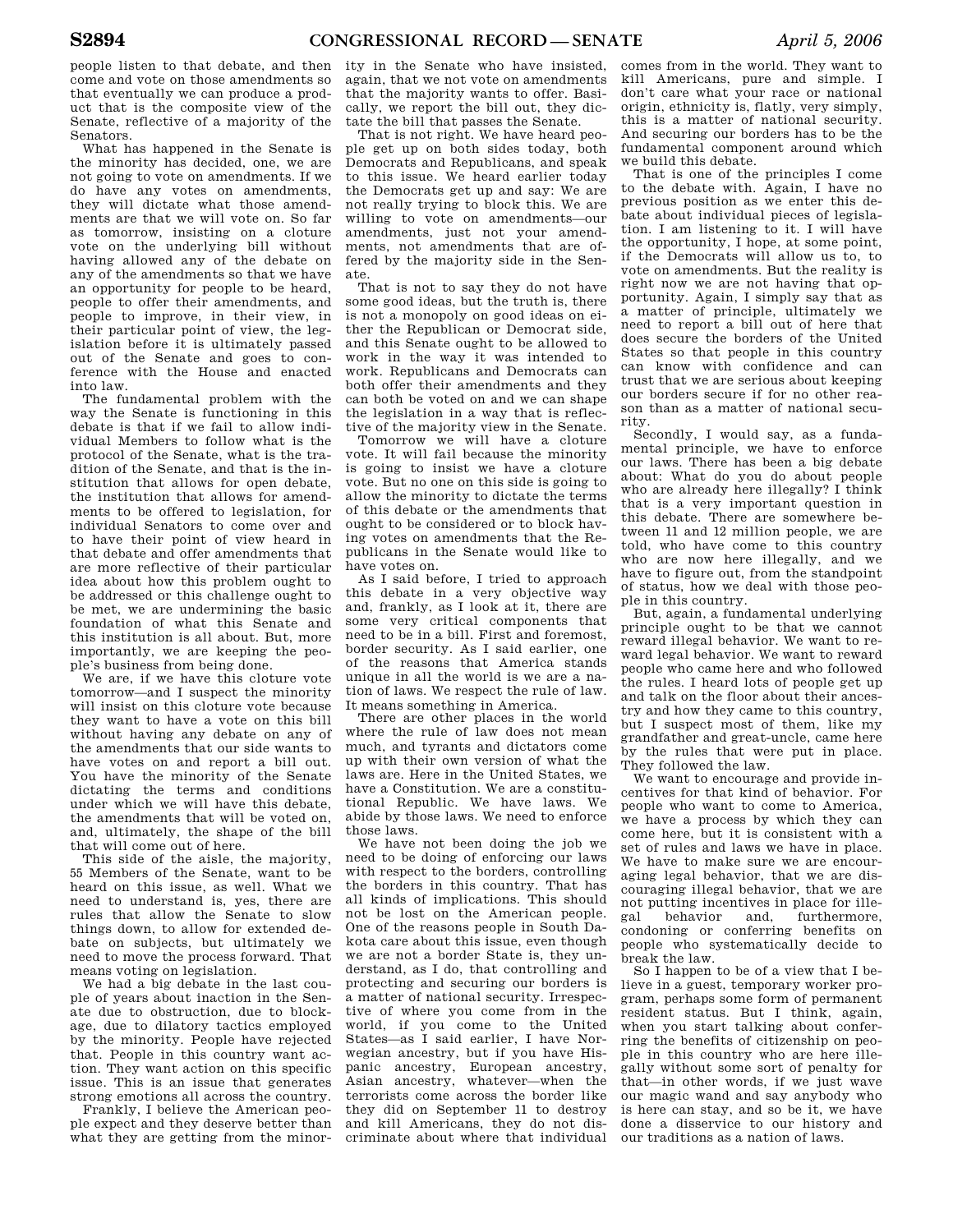people listen to that debate, and then come and vote on those amendments so that eventually we can produce a product that is the composite view of the Senate, reflective of a majority of the Senators.

What has happened in the Senate is the minority has decided, one, we are not going to vote on amendments. If we do have any votes on amendments, they will dictate what those amendments are that we will vote on. So far as tomorrow, insisting on a cloture vote on the underlying bill without having allowed any of the debate on any of the amendments so that we have an opportunity for people to be heard, people to offer their amendments, and people to improve, in their view, in their particular point of view, the legislation before it is ultimately passed out of the Senate and goes to conference with the House and enacted into law.

The fundamental problem with the way the Senate is functioning in this debate is that if we fail to allow individual Members to follow what is the protocol of the Senate, what is the tradition of the Senate, and that is the institution that allows for open debate, the institution that allows for amendments to be offered to legislation, for individual Senators to come over and to have their point of view heard in that debate and offer amendments that are more reflective of their particular idea about how this problem ought to be addressed or this challenge ought to be met, we are undermining the basic foundation of what this Senate and this institution is all about. But, more importantly, we are keeping the people's business from being done.

We are, if we have this cloture vote tomorrow—and I suspect the minority will insist on this cloture vote because they want to have a vote on this bill without having any debate on any of the amendments that our side wants to have votes on and report a bill out. You have the minority of the Senate dictating the terms and conditions under which we will have this debate, the amendments that will be voted on, and, ultimately, the shape of the bill that will come out of here.

This side of the aisle, the majority, 55 Members of the Senate, want to be heard on this issue, as well. What we need to understand is, yes, there are rules that allow the Senate to slow things down, to allow for extended debate on subjects, but ultimately we need to move the process forward. That means voting on legislation.

We had a big debate in the last couple of years about inaction in the Senate due to obstruction, due to blockage, due to dilatory tactics employed by the minority. People have rejected that. People in this country want action. They want action on this specific issue. This is an issue that generates strong emotions all across the country.

Frankly, I believe the American people expect and they deserve better than what they are getting from the minority in the Senate who have insisted, again, that we not vote on amendments that the majority wants to offer. Basically, we report the bill out, they dictate the bill that passes the Senate.

That is not right. We have heard people get up on both sides today, both Democrats and Republicans, and speak to this issue. We heard earlier today the Democrats get up and say: We are not really trying to block this. We are willing to vote on amendments—our amendments, just not your amendments, not amendments that are offered by the majority side in the Senate.

That is not to say they do not have some good ideas, but the truth is, there is not a monopoly on good ideas on either the Republican or Democrat side, and this Senate ought to be allowed to work in the way it was intended to work. Republicans and Democrats can both offer their amendments and they can both be voted on and we can shape the legislation in a way that is reflective of the majority view in the Senate.

Tomorrow we will have a cloture vote. It will fail because the minority is going to insist we have a cloture vote. But no one on this side is going to allow the minority to dictate the terms of this debate or the amendments that ought to be considered or to block having votes on amendments that the Republicans in the Senate would like to have votes on.

As I said before, I tried to approach this debate in a very objective way and, frankly, as I look at it, there are some very critical components that need to be in a bill. First and foremost, border security. As I said earlier, one of the reasons that America stands unique in all the world is we are a nation of laws. We respect the rule of law. It means something in America.

There are other places in the world where the rule of law does not mean much, and tyrants and dictators come up with their own version of what the laws are. Here in the United States, we have a Constitution. We are a constitutional Republic. We have laws. We abide by those laws. We need to enforce those laws.

We have not been doing the job we need to be doing of enforcing our laws with respect to the borders, controlling the borders in this country. That has all kinds of implications. This should not be lost on the American people. One of the reasons people in South Dakota care about this issue, even though we are not a border State is, they understand, as I do, that controlling and protecting and securing our borders is a matter of national security. Irrespective of where you come from in the world, if you come to the United States—as I said earlier, I have Norwegian ancestry, but if you have Hispanic ancestry, European ancestry, Asian ancestry, whatever—when the terrorists come across the border like they did on September 11 to destroy and kill Americans, they do not discriminate about where that individual comes from in the world. They want to kill Americans, pure and simple. I don't care what your race or national origin, ethnicity is, flatly, very simply, this is a matter of national security. And securing our borders has to be the fundamental component around which we build this debate.

That is one of the principles I come to the debate with. Again, I have no previous position as we enter this debate about individual pieces of legislation. I am listening to it. I will have the opportunity, I hope, at some point, if the Democrats will allow us to, to vote on amendments. But the reality is right now we are not having that opportunity. Again, I simply say that as a matter of principle, ultimately we need to report a bill out of here that does secure the borders of the United States so that people in this country can know with confidence and can trust that we are serious about keeping our borders secure if for no other reason than as a matter of national security.

Secondly, I would say, as a fundamental principle, we have to enforce our laws. There has been a big debate about: What do you do about people who are already here illegally? I think that is a very important question in this debate. There are somewhere between 11 and 12 million people, we are told, who have come to this country who are now here illegally, and we have to figure out, from the standpoint of status, how we deal with those people in this country.

But, again, a fundamental underlying principle ought to be that we cannot reward illegal behavior. We want to reward legal behavior. We want to reward people who came here and who followed the rules. I heard lots of people get up and talk on the floor about their ancestry and how they came to this country, but I suspect most of them, like my grandfather and great-uncle, came here by the rules that were put in place. They followed the law.

We want to encourage and provide incentives for that kind of behavior. For people who want to come to America, we have a process by which they can come here, but it is consistent with a set of rules and laws we have in place. We have to make sure we are encouraging legal behavior, that we are discouraging illegal behavior, that we are not putting incentives in place for illegal behavior and, furthermore, condoning or conferring benefits on people who systematically decide to break the law.

So I happen to be of a view that I believe in a guest, temporary worker program, perhaps some form of permanent resident status. But I think, again, when you start talking about conferring the benefits of citizenship on people in this country who are here illegally without some sort of penalty for that—in other words, if we just wave our magic wand and say anybody who is here can stay, and so be it, we have done a disservice to our history and our traditions as a nation of laws.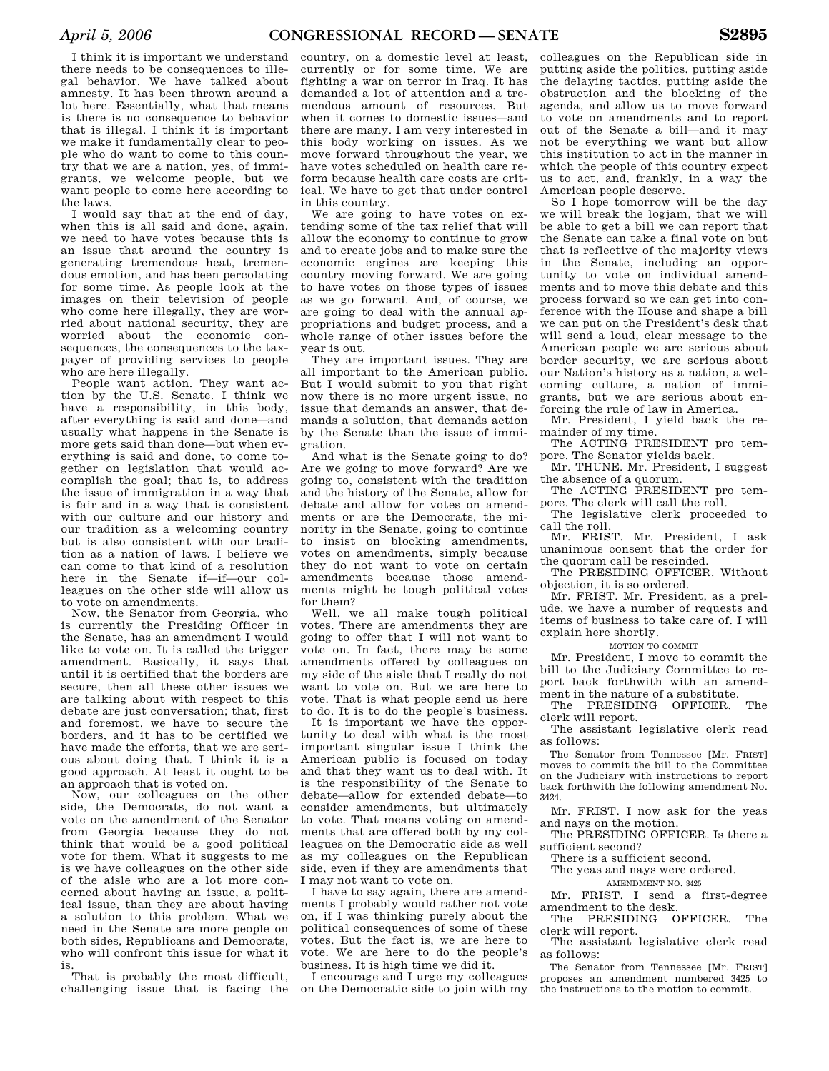I think it is important we understand there needs to be consequences to illegal behavior. We have talked about amnesty. It has been thrown around a lot here. Essentially, what that means is there is no consequence to behavior that is illegal. I think it is important we make it fundamentally clear to people who do want to come to this country that we are a nation, yes, of immigrants, we welcome people, but we want people to come here according to the laws.

I would say that at the end of day, when this is all said and done, again, we need to have votes because this is an issue that around the country is generating tremendous heat, tremendous emotion, and has been percolating for some time. As people look at the images on their television of people who come here illegally, they are worried about national security, they are worried about the economic consequences, the consequences to the taxpayer of providing services to people who are here illegally.

People want action. They want action by the U.S. Senate. I think we have a responsibility, in this body, after everything is said and done—and usually what happens in the Senate is more gets said than done—but when everything is said and done, to come together on legislation that would accomplish the goal; that is, to address the issue of immigration in a way that is fair and in a way that is consistent with our culture and our history and our tradition as a welcoming country but is also consistent with our tradition as a nation of laws. I believe we can come to that kind of a resolution here in the Senate if—if—our colleagues on the other side will allow us to vote on amendments.

Now, the Senator from Georgia, who is currently the Presiding Officer in the Senate, has an amendment I would like to vote on. It is called the trigger amendment. Basically, it says that until it is certified that the borders are secure, then all these other issues we are talking about with respect to this debate are just conversation; that, first and foremost, we have to secure the borders, and it has to be certified we have made the efforts, that we are serious about doing that. I think it is a good approach. At least it ought to be an approach that is voted on.

Now, our colleagues on the other side, the Democrats, do not want a vote on the amendment of the Senator from Georgia because they do not think that would be a good political vote for them. What it suggests to me is we have colleagues on the other side of the aisle who are a lot more concerned about having an issue, a political issue, than they are about having a solution to this problem. What we need in the Senate are more people on both sides, Republicans and Democrats, who will confront this issue for what it is.

That is probably the most difficult, challenging issue that is facing the country, on a domestic level at least, currently or for some time. We are fighting a war on terror in Iraq. It has demanded a lot of attention and a tremendous amount of resources. But when it comes to domestic issues—and there are many. I am very interested in this body working on issues. As we move forward throughout the year, we have votes scheduled on health care reform because health care costs are critical. We have to get that under control in this country.

We are going to have votes on extending some of the tax relief that will allow the economy to continue to grow and to create jobs and to make sure the economic engines are keeping this country moving forward. We are going to have votes on those types of issues as we go forward. And, of course, we are going to deal with the annual appropriations and budget process, and a whole range of other issues before the year is out.

They are important issues. They are all important to the American public. But I would submit to you that right now there is no more urgent issue, no issue that demands an answer, that demands a solution, that demands action by the Senate than the issue of immigration.

And what is the Senate going to do? Are we going to move forward? Are we going to, consistent with the tradition and the history of the Senate, allow for debate and allow for votes on amendments or are the Democrats, the minority in the Senate, going to continue to insist on blocking amendments, votes on amendments, simply because they do not want to vote on certain amendments because those amendments might be tough political votes for them?

Well, we all make tough political votes. There are amendments they are going to offer that I will not want to vote on. In fact, there may be some amendments offered by colleagues on my side of the aisle that I really do not want to vote on. But we are here to vote. That is what people send us here to do. It is to do the people's business.

It is important we have the opportunity to deal with what is the most important singular issue I think the American public is focused on today and that they want us to deal with. It is the responsibility of the Senate to debate—allow for extended debate—to consider amendments, but ultimately to vote. That means voting on amendments that are offered both by my colleagues on the Democratic side as well as my colleagues on the Republican side, even if they are amendments that I may not want to vote on.

I have to say again, there are amendments I probably would rather not vote on, if I was thinking purely about the political consequences of some of these votes. But the fact is, we are here to vote. We are here to do the people's business. It is high time we did it.

I encourage and I urge my colleagues on the Democratic side to join with my colleagues on the Republican side in putting aside the politics, putting aside the delaying tactics, putting aside the obstruction and the blocking of the agenda, and allow us to move forward to vote on amendments and to report out of the Senate a bill—and it may not be everything we want but allow this institution to act in the manner in which the people of this country expect us to act, and, frankly, in a way the American people deserve.

So I hope tomorrow will be the day we will break the logjam, that we will be able to get a bill we can report that the Senate can take a final vote on but that is reflective of the majority views in the Senate, including an opportunity to vote on individual amendments and to move this debate and this process forward so we can get into conference with the House and shape a bill we can put on the President's desk that will send a loud, clear message to the American people we are serious about border security, we are serious about our Nation's history as a nation, a welcoming culture, a nation of immigrants, but we are serious about enforcing the rule of law in America.

Mr. President, I yield back the remainder of my time.

The ACTING PRESIDENT pro tempore. The Senator yields back.

Mr. THUNE. Mr. President, I suggest the absence of a quorum.

The ACTING PRESIDENT pro tempore. The clerk will call the roll.

The legislative clerk proceeded to call the roll.

Mr. FRIST. Mr. President, I ask unanimous consent that the order for the quorum call be rescinded.

The PRESIDING OFFICER. Without objection, it is so ordered.

Mr. FRIST. Mr. President, as a prelude, we have a number of requests and items of business to take care of. I will explain here shortly.

MOTION TO COMMIT

Mr. President, I move to commit the bill to the Judiciary Committee to report back forthwith with an amendment in the nature of a substitute.

The PRESIDING OFFICER. The clerk will report.

The assistant legislative clerk read as follows:

> The Senator from Tennessee [Mr. FRIST] moves to commit the bill to the Committee on the Judiciary with instructions to report back forthwith the following amendment No. 3424.

Mr. FRIST. I now ask for the yeas and nays on the motion.

The PRESIDING OFFICER. Is there a sufficient second?

There is a sufficient second.

The yeas and nays were ordered.

AMENDMENT NO. 3425

Mr. FRIST. I send a first-degree amendment to the desk.

The PRESIDING OFFICER. The clerk will report.

The assistant legislative clerk read as follows:

> The Senator from Tennessee [Mr. FRIST] proposes an amendment numbered 3425 to the instructions to the motion to commit.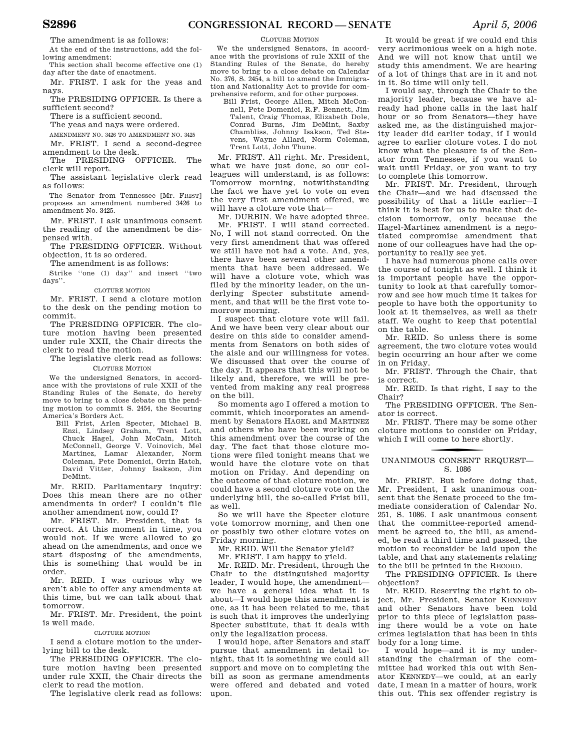The amendment is as follows:

At the end of the instructions, add the following amendment:

This section shall become effective one (1) day after the date of enactment.

Mr. FRIST. I ask for the yeas and nays.

The PRESIDING OFFICER. Is there a sufficient second?

There is a sufficient second.

The yeas and nays were ordered.

AMENDMENT NO. 3426 TO AMENDMENT NO. 3425

Mr. FRIST. I send a second-degree amendment to the desk.

The PRESIDING OFFICER. The clerk will report.

The assistant legislative clerk read as follows:

The Senator from Tennessee [Mr. FRIST] proposes an amendment numbered 3426 to amendment No. 3425.

Mr. FRIST. I ask unanimous consent the reading of the amendment be dispensed with.

The PRESIDING OFFICER. Without objection, it is so ordered.

The amendment is as follows:

Strike "one (1) day" and insert "two days".

CLOTURE MOTION

Mr. FRIST. I send a cloture motion to the desk on the pending motion to commit.

The PRESIDING OFFICER. The cloture motion having been presented under rule XXII, the Chair directs the clerk to read the motion.

The legislative clerk read as follows:

CLOTURE MOTION

We the undersigned Senators, in accordance with the provisions of rule XXII of the Standing Rules of the Senate, do hereby move to bring to a close debate on the pending motion to commit S. 2454, the Securing America's Borders Act.

Bill Frist, Arlen Specter, Michael B. Enzi, Lindsey Graham, Trent Lott, Chuck Hagel, John McCain, Mitch McConnell, George V. Voinovich, Mel Martinez, Lamar Alexander, Norm Coleman, Pete Domenici, Orrin Hatch, David Vitter, Johnny Isakson, Jim DeMint.

Mr. REID. Parliamentary inquiry: Does this mean there are no other amendments in order? I couldn't file another amendment now, could I?

Mr. FRIST. Mr. President, that is correct. At this moment in time, you would not. If we were allowed to go ahead on the amendments, and once we start disposing of the amendments, this is something that would be in order.

Mr. REID. I was curious why we aren't able to offer any amendments at this time, but we can talk about that tomorrow.

Mr. FRIST. Mr. President, the point is well made.

CLOTURE MOTION

I send a cloture motion to the underlying bill to the desk.

The PRESIDING OFFICER. The cloture motion having been presented under rule XXII, the Chair directs the clerk to read the motion.

The legislative clerk read as follows:

CLOTURE MOTION

We the undersigned Senators, in accordance with the provisions of rule XXII of the Standing Rules of the Senate, do hereby move to bring to a close debate on Calendar No. 376, S. 2454, a bill to amend the Immigration and Nationality Act to provide for comprehensive reform, and for other purposes.

Bill Frist, George Allen, Mitch McConnell, Pete Domenici, R.F. Bennett, Jim Talent, Craig Thomas, Elizabeth Dole, Conrad Burns, Jim DeMint, Saxby Chambliss, Johnny Isakson, Ted Stevens, Wayne Allard, Norm Coleman, Trent Lott, John Thune.

Mr. FRIST. All right. Mr. President, what we have just done, so our colleagues will understand, is as follows: Tomorrow morning, notwithstanding the fact we have yet to vote on even the very first amendment offered, we will have a cloture vote that—

Mr. DURBIN. We have adopted three.

Mr. FRIST. I will stand corrected. No, I will not stand corrected. On the very first amendment that was offered we still have not had a vote. And, yes, there have been several other amendments that have been addressed. We will have a cloture vote, which was filed by the minority leader, on the underlying Specter substitute amendment, and that will be the first vote tomorrow morning.

I suspect that cloture vote will fail. And we have been very clear about our desire on this side to consider amendments from Senators on both sides of the aisle and our willingness for votes. We discussed that over the course of the day. It appears that this will not be likely and, therefore, we will be prevented from making any real progress on the bill.

So moments ago I offered a motion to commit, which incorporates an amendment by Senators HAGEL and MARTINEZ and others who have been working on this amendment over the course of the day. The fact that those cloture motions were filed tonight means that we would have the cloture vote on that motion on Friday. And depending on the outcome of that cloture motion, we could have a second cloture vote on the underlying bill, the so-called Frist bill, as well.

So we will have the Specter cloture vote tomorrow morning, and then one or possibly two other cloture votes on Friday morning.

Mr. REID. Will the Senator yield?

Mr. FRIST. I am happy to yield.

Mr. REID. Mr. President, through the Chair to the distinguished majority leader, I would hope, the amendment—we have a general idea what it is about—I would hope this amendment is one, as it has been related to me, that is such that it improves the underlying Specter substitute, that it deals with only the legalization process.

I would hope, after Senators and staff pursue that amendment in detail tonight, that it is something we could all support and move on to completing the bill as soon as germane amendments were offered and debated and voted upon.

It would be great if we could end this very acrimonious week on a high note. And we will not know that until we study this amendment. We are hearing of a lot of things that are in it and not in it. So time will only tell.

I would say, through the Chair to the majority leader, because we have already had phone calls in the last half hour or so from Senators—they have asked me, as the distinguished majority leader did earlier today, if I would agree to earlier cloture votes. I do not know what the pleasure is of the Senator from Tennessee, if you want to wait until Friday, or you want to try to complete this tomorrow.

Mr. FRIST. Mr. President, through the Chair—and we had discussed the possibility of that a little earlier—I think it is best for us to make that decision tomorrow, only because the Hagel-Martinez amendment is a negotiated compromise amendment that none of our colleagues have had the opportunity to really see yet.

I have had numerous phone calls over the course of tonight as well. I think it is important people have the opportunity to look at that carefully tomorrow and see how much time it takes for people to have both the opportunity to look at it themselves, as well as their staff. We ought to keep that potential on the table.

Mr. REID. So unless there is some agreement, the two cloture votes would begin occurring an hour after we come in on Friday.

Mr. FRIST. Through the Chair, that is correct.

Mr. REID. Is that right, I say to the Chair?

The PRESIDING OFFICER. The Senator is correct.

Mr. FRIST. There may be some other cloture motions to consider on Friday, which I will come to here shortly.

## UNANIMOUS CONSENT REQUEST—S. 1086

Mr. FRIST. But before doing that, Mr. President, I ask unanimous consent that the Senate proceed to the immediate consideration of Calendar No. 251, S. 1086. I ask unanimous consent that the committee-reported amendment be agreed to, the bill, as amended, be read a third time and passed, the motion to reconsider be laid upon the table, and that any statements relating to the bill be printed in the RECORD.

The PRESIDING OFFICER. Is there objection?

Mr. REID. Reserving the right to object, Mr. President, Senator KENNEDY and other Senators have been told prior to this piece of legislation passing there would be a vote on hate crimes legislation that has been in this body for a long time.

I would hope—and it is my understanding the chairman of the committee had worked this out with Senator KENNEDY—we could, at an early date, I mean in a matter of hours, work this out. This sex offender registry is